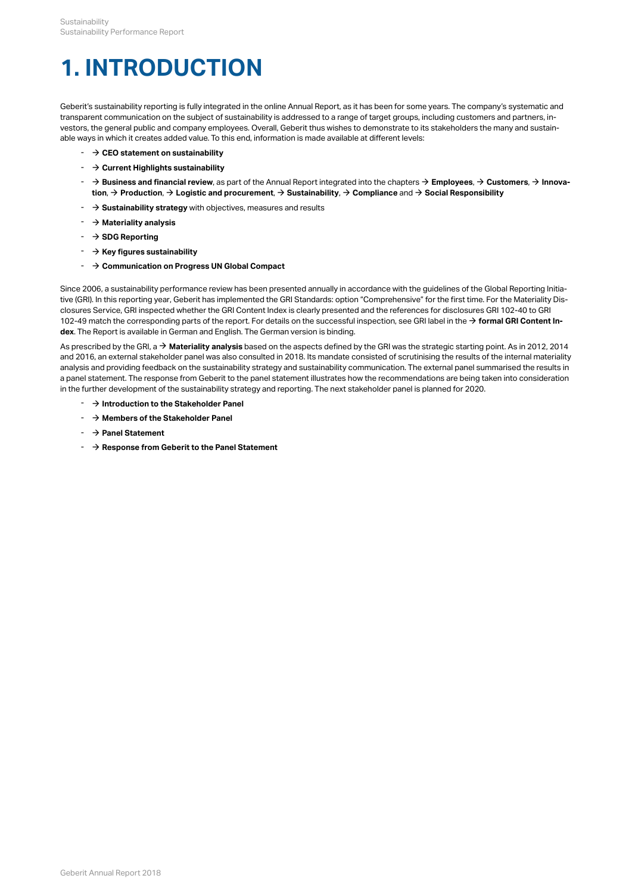# 1. INTRODUCTION

Geberit's sustainability reporting is fully integrated in the online Annual Report, as it has been for some years. The company's systematic and transparent communication on the subject of sustainability is addressed to a range of target groups, including customers and partners, investors, the general public and company employees. Overall, Geberit thus wishes to demonstrate to its stakeholders the many and sustainable ways in which it creates added value. To this end, information is made available at different levels:

- → **CEO statement on sustainability**
- → **Current Highlights sustainability**
- → **Business and financial review**, as part of the Annual Report integrated into the chapters → **Employees**, → **Customers**, → **Innovation**, → **Production**, → **Logistic and procurement**, → **Sustainability**, → **Compliance** and → **Social Responsibility**
- → **Sustainability strategy** with objectives, measures and results
- → **Materiality analysis**
- → **SDG Reporting**
- → **Key figures sustainability**
- → **Communication on Progress UN Global Compact**

Since 2006, a sustainability performance review has been presented annually in accordance with the guidelines of the Global Reporting Initiative (GRI). In this reporting year, Geberit has implemented the GRI Standards: option "Comprehensive" for the first time. For the Materiality Disclosures Service, GRI inspected whether the GRI Content Index is clearly presented and the references for disclosures GRI 102-40 to GRI 102-49 match the corresponding parts of the report. For details on the successful inspection, see GRI label in the → **formal GRI Content Index**. The Report is available in German and English. The German version is binding.

As prescribed by the GRI, a → **Materiality analysis** based on the aspects defined by the GRI was the strategic starting point. As in 2012, 2014 and 2016, an external stakeholder panel was also consulted in 2018. Its mandate consisted of scrutinising the results of the internal materiality analysis and providing feedback on the sustainability strategy and sustainability communication. The external panel summarised the results in a panel statement. The response from Geberit to the panel statement illustrates how the recommendations are being taken into consideration in the further development of the sustainability strategy and reporting. The next stakeholder panel is planned for 2020.

- → **Introduction to the Stakeholder Panel**
- → **Members of the Stakeholder Panel**
- → **Panel Statement**
- → **Response from Geberit to the Panel Statement**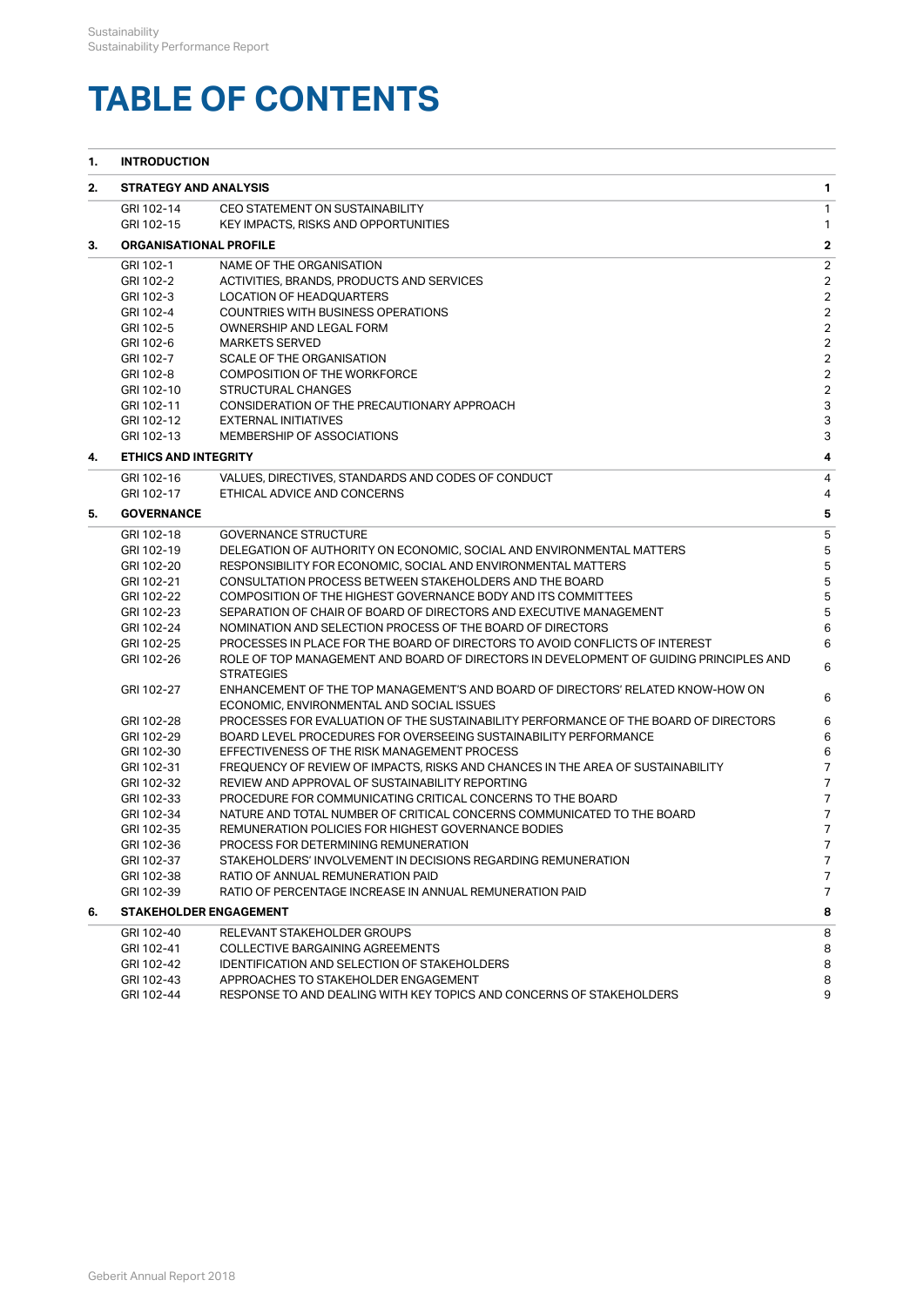# TABLE OF CONTENTS

| | | | |
|---|---|---|---|
| **1.** | **INTRODUCTION** | | |
| **2.** | **STRATEGY AND ANALYSIS** | | **1** |
| | GRI 102-14 | CEO STATEMENT ON SUSTAINABILITY | 1 |
| | GRI 102-15 | KEY IMPACTS, RISKS AND OPPORTUNITIES | 1 |
| **3.** | **ORGANISATIONAL PROFILE** | | **2** |
| | GRI 102-1 | NAME OF THE ORGANISATION | 2 |
| | GRI 102-2 | ACTIVITIES, BRANDS, PRODUCTS AND SERVICES | 2 |
| | GRI 102-3 | LOCATION OF HEADQUARTERS | 2 |
| | GRI 102-4 | COUNTRIES WITH BUSINESS OPERATIONS | 2 |
| | GRI 102-5 | OWNERSHIP AND LEGAL FORM | 2 |
| | GRI 102-6 | MARKETS SERVED | 2 |
| | GRI 102-7 | SCALE OF THE ORGANISATION | 2 |
| | GRI 102-8 | COMPOSITION OF THE WORKFORCE | 2 |
| | GRI 102-10 | STRUCTURAL CHANGES | 2 |
| | GRI 102-11 | CONSIDERATION OF THE PRECAUTIONARY APPROACH | 3 |
| | GRI 102-12 | EXTERNAL INITIATIVES | 3 |
| | GRI 102-13 | MEMBERSHIP OF ASSOCIATIONS | 3 |
| **4.** | **ETHICS AND INTEGRITY** | | **4** |
| | GRI 102-16 | VALUES, DIRECTIVES, STANDARDS AND CODES OF CONDUCT | 4 |
| | GRI 102-17 | ETHICAL ADVICE AND CONCERNS | 4 |
| **5.** | **GOVERNANCE** | | **5** |
| | GRI 102-18 | GOVERNANCE STRUCTURE | 5 |
| | GRI 102-19 | DELEGATION OF AUTHORITY ON ECONOMIC, SOCIAL AND ENVIRONMENTAL MATTERS | 5 |
| | GRI 102-20 | RESPONSIBILITY FOR ECONOMIC, SOCIAL AND ENVIRONMENTAL MATTERS | 5 |
| | GRI 102-21 | CONSULTATION PROCESS BETWEEN STAKEHOLDERS AND THE BOARD | 5 |
| | GRI 102-22 | COMPOSITION OF THE HIGHEST GOVERNANCE BODY AND ITS COMMITTEES | 5 |
| | GRI 102-23 | SEPARATION OF CHAIR OF BOARD OF DIRECTORS AND EXECUTIVE MANAGEMENT | 5 |
| | GRI 102-24 | NOMINATION AND SELECTION PROCESS OF THE BOARD OF DIRECTORS | 6 |
| | GRI 102-25 | PROCESSES IN PLACE FOR THE BOARD OF DIRECTORS TO AVOID CONFLICTS OF INTEREST | 6 |
| | GRI 102-26 | ROLE OF TOP MANAGEMENT AND BOARD OF DIRECTORS IN DEVELOPMENT OF GUIDING PRINCIPLES AND STRATEGIES | 6 |
| | GRI 102-27 | ENHANCEMENT OF THE TOP MANAGEMENT'S AND BOARD OF DIRECTORS' RELATED KNOW-HOW ON ECONOMIC, ENVIRONMENTAL AND SOCIAL ISSUES | 6 |
| | GRI 102-28 | PROCESSES FOR EVALUATION OF THE SUSTAINABILITY PERFORMANCE OF THE BOARD OF DIRECTORS | 6 |
| | GRI 102-29 | BOARD LEVEL PROCEDURES FOR OVERSEEING SUSTAINABILITY PERFORMANCE | 6 |
| | GRI 102-30 | EFFECTIVENESS OF THE RISK MANAGEMENT PROCESS | 6 |
| | GRI 102-31 | FREQUENCY OF REVIEW OF IMPACTS, RISKS AND CHANCES IN THE AREA OF SUSTAINABILITY | 7 |
| | GRI 102-32 | REVIEW AND APPROVAL OF SUSTAINABILITY REPORTING | 7 |
| | GRI 102-33 | PROCEDURE FOR COMMUNICATING CRITICAL CONCERNS TO THE BOARD | 7 |
| | GRI 102-34 | NATURE AND TOTAL NUMBER OF CRITICAL CONCERNS COMMUNICATED TO THE BOARD | 7 |
| | GRI 102-35 | REMUNERATION POLICIES FOR HIGHEST GOVERNANCE BODIES | 7 |
| | GRI 102-36 | PROCESS FOR DETERMINING REMUNERATION | 7 |
| | GRI 102-37 | STAKEHOLDERS' INVOLVEMENT IN DECISIONS REGARDING REMUNERATION | 7 |
| | GRI 102-38 | RATIO OF ANNUAL REMUNERATION PAID | 7 |
| | GRI 102-39 | RATIO OF PERCENTAGE INCREASE IN ANNUAL REMUNERATION PAID | 7 |
| **6.** | **STAKEHOLDER ENGAGEMENT** | | **8** |
| | GRI 102-40 | RELEVANT STAKEHOLDER GROUPS | 8 |
| | GRI 102-41 | COLLECTIVE BARGAINING AGREEMENTS | 8 |
| | GRI 102-42 | IDENTIFICATION AND SELECTION OF STAKEHOLDERS | 8 |
| | GRI 102-43 | APPROACHES TO STAKEHOLDER ENGAGEMENT | 8 |
| | GRI 102-44 | RESPONSE TO AND DEALING WITH KEY TOPICS AND CONCERNS OF STAKEHOLDERS | 9 |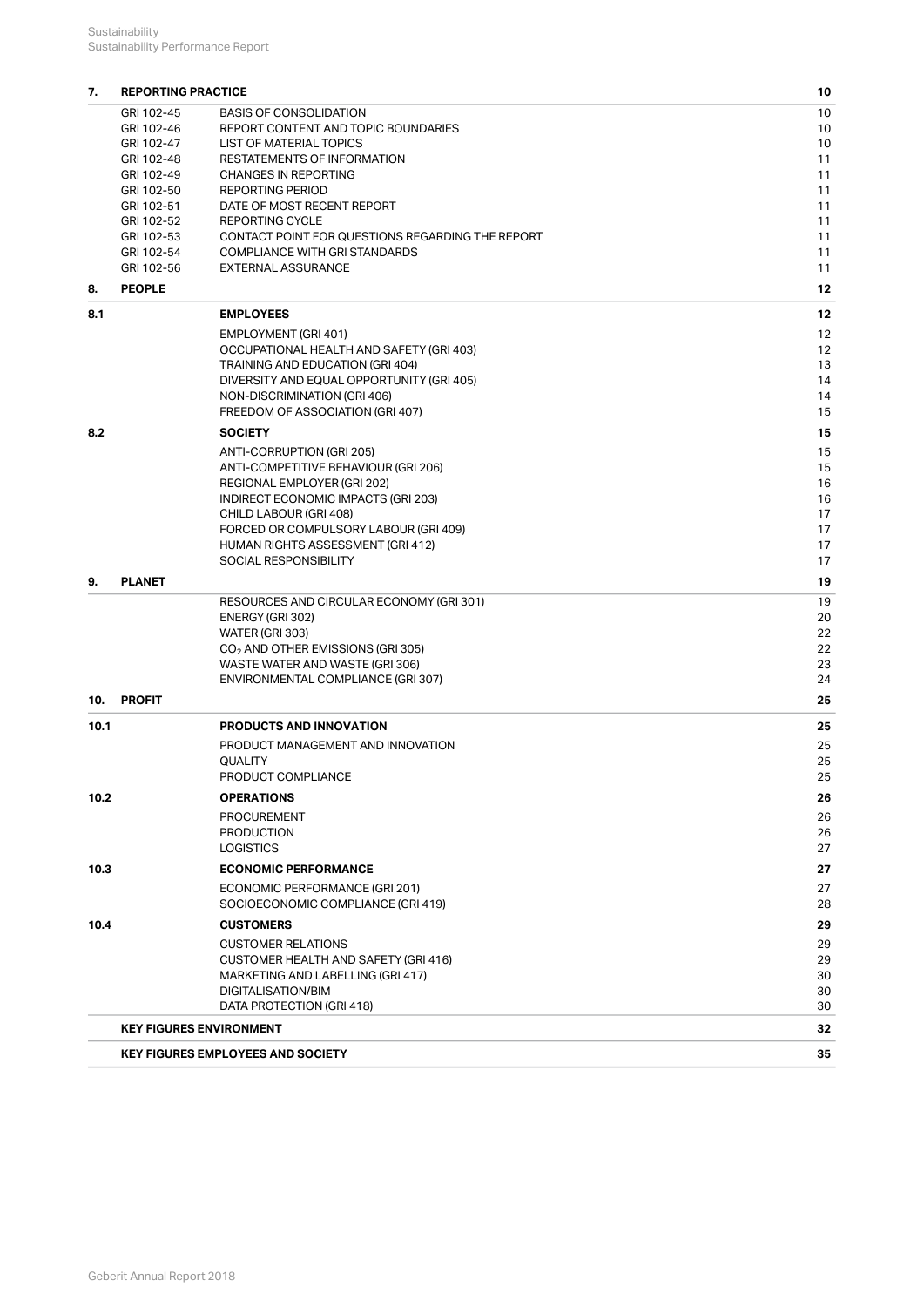| 7. | REPORTING PRACTICE | | 10 |
|---|---|---|---|
| | GRI 102-45 | BASIS OF CONSOLIDATION | 10 |
| | GRI 102-46 | REPORT CONTENT AND TOPIC BOUNDARIES | 10 |
| | GRI 102-47 | LIST OF MATERIAL TOPICS | 10 |
| | GRI 102-48 | RESTATEMENTS OF INFORMATION | 11 |
| | GRI 102-49 | CHANGES IN REPORTING | 11 |
| | GRI 102-50 | REPORTING PERIOD | 11 |
| | GRI 102-51 | DATE OF MOST RECENT REPORT | 11 |
| | GRI 102-52 | REPORTING CYCLE | 11 |
| | GRI 102-53 | CONTACT POINT FOR QUESTIONS REGARDING THE REPORT | 11 |
| | GRI 102-54 | COMPLIANCE WITH GRI STANDARDS | 11 |
| | GRI 102-56 | EXTERNAL ASSURANCE | 11 |
| **8.** | **PEOPLE** | | **12** |
| **8.1** | | **EMPLOYEES** | **12** |
| | | EMPLOYMENT (GRI 401) | 12 |
| | | OCCUPATIONAL HEALTH AND SAFETY (GRI 403) | 12 |
| | | TRAINING AND EDUCATION (GRI 404) | 13 |
| | | DIVERSITY AND EQUAL OPPORTUNITY (GRI 405) | 14 |
| | | NON-DISCRIMINATION (GRI 406) | 14 |
| | | FREEDOM OF ASSOCIATION (GRI 407) | 15 |
| **8.2** | | **SOCIETY** | **15** |
| | | ANTI-CORRUPTION (GRI 205) | 15 |
| | | ANTI-COMPETITIVE BEHAVIOUR (GRI 206) | 15 |
| | | REGIONAL EMPLOYER (GRI 202) | 16 |
| | | INDIRECT ECONOMIC IMPACTS (GRI 203) | 16 |
| | | CHILD LABOUR (GRI 408) | 17 |
| | | FORCED OR COMPULSORY LABOUR (GRI 409) | 17 |
| | | HUMAN RIGHTS ASSESSMENT (GRI 412) | 17 |
| | | SOCIAL RESPONSIBILITY | 17 |
| **9.** | **PLANET** | | **19** |
| | | RESOURCES AND CIRCULAR ECONOMY (GRI 301) | 19 |
| | | ENERGY (GRI 302) | 20 |
| | | WATER (GRI 303) | 22 |
| | | $CO_2$ AND OTHER EMISSIONS (GRI 305) | 22 |
| | | WASTE WATER AND WASTE (GRI 306) | 23 |
| | | ENVIRONMENTAL COMPLIANCE (GRI 307) | 24 |
| **10.** | **PROFIT** | | **25** |
| **10.1** | | **PRODUCTS AND INNOVATION** | **25** |
| | | PRODUCT MANAGEMENT AND INNOVATION | 25 |
| | | QUALITY | 25 |
| | | PRODUCT COMPLIANCE | 25 |
| **10.2** | | **OPERATIONS** | **26** |
| | | PROCUREMENT | 26 |
| | | PRODUCTION | 26 |
| | | LOGISTICS | 27 |
| **10.3** | | **ECONOMIC PERFORMANCE** | **27** |
| | | ECONOMIC PERFORMANCE (GRI 201) | 27 |
| | | SOCIOECONOMIC COMPLIANCE (GRI 419) | 28 |
| **10.4** | | **CUSTOMERS** | **29** |
| | | CUSTOMER RELATIONS | 29 |
| | | CUSTOMER HEALTH AND SAFETY (GRI 416) | 29 |
| | | MARKETING AND LABELLING (GRI 417) | 30 |
| | | DIGITALISATION/BIM | 30 |
| | | DATA PROTECTION (GRI 418) | 30 |
| | **KEY FIGURES ENVIRONMENT** | | **32** |
| | **KEY FIGURES EMPLOYEES AND SOCIETY** | | **35** |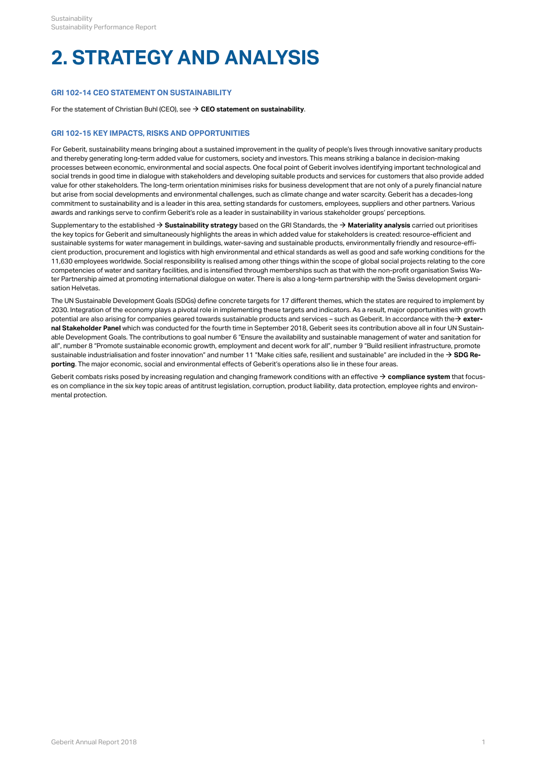# 2. STRATEGY AND ANALYSIS

### GRI 102-14 CEO STATEMENT ON SUSTAINABILITY

For the statement of Christian Buhl (CEO), see → **CEO statement on sustainability**.

### GRI 102-15 KEY IMPACTS, RISKS AND OPPORTUNITIES

For Geberit, sustainability means bringing about a sustained improvement in the quality of people's lives through innovative sanitary products and thereby generating long-term added value for customers, society and investors. This means striking a balance in decision-making processes between economic, environmental and social aspects. One focal point of Geberit involves identifying important technological and social trends in good time in dialogue with stakeholders and developing suitable products and services for customers that also provide added value for other stakeholders. The long-term orientation minimises risks for business development that are not only of a purely financial nature but arise from social developments and environmental challenges, such as climate change and water scarcity. Geberit has a decades-long commitment to sustainability and is a leader in this area, setting standards for customers, employees, suppliers and other partners. Various awards and rankings serve to confirm Geberit's role as a leader in sustainability in various stakeholder groups' perceptions.

Supplementary to the established → **Sustainability strategy** based on the GRI Standards, the → **Materiality analysis** carried out prioritises the key topics for Geberit and simultaneously highlights the areas in which added value for stakeholders is created: resource-efficient and sustainable systems for water management in buildings, water-saving and sustainable products, environmentally friendly and resource-efficient production, procurement and logistics with high environmental and ethical standards as well as good and safe working conditions for the 11,630 employees worldwide. Social responsibility is realised among other things within the scope of global social projects relating to the core competencies of water and sanitary facilities, and is intensified through memberships such as that with the non-profit organisation Swiss Water Partnership aimed at promoting international dialogue on water. There is also a long-term partnership with the Swiss development organisation Helvetas.

The UN Sustainable Development Goals (SDGs) define concrete targets for 17 different themes, which the states are required to implement by 2030. Integration of the economy plays a pivotal role in implementing these targets and indicators. As a result, major opportunities with growth potential are also arising for companies geared towards sustainable products and services – such as Geberit. In accordance with the → **external Stakeholder Panel** which was conducted for the fourth time in September 2018, Geberit sees its contribution above all in four UN Sustainable Development Goals. The contributions to goal number 6 "Ensure the availability and sustainable management of water and sanitation for all", number 8 "Promote sustainable economic growth, employment and decent work for all", number 9 "Build resilient infrastructure, promote sustainable industrialisation and foster innovation" and number 11 "Make cities safe, resilient and sustainable" are included in the → **SDG Reporting**. The major economic, social and environmental effects of Geberit's operations also lie in these four areas.

Geberit combats risks posed by increasing regulation and changing framework conditions with an effective → **compliance system** that focuses on compliance in the six key topic areas of antitrust legislation, corruption, product liability, data protection, employee rights and environmental protection.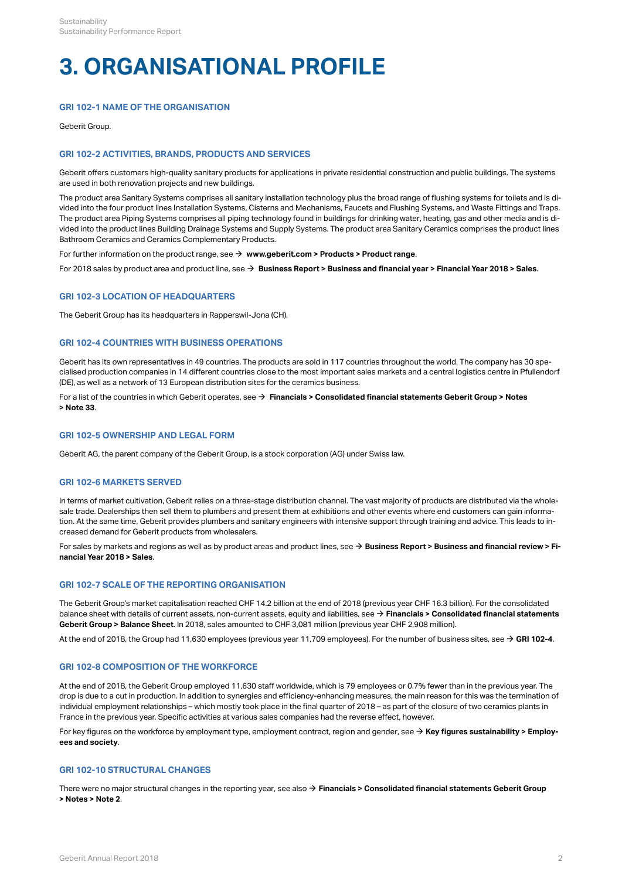# 3. ORGANISATIONAL PROFILE

### GRI 102-1 NAME OF THE ORGANISATION

Geberit Group.

### GRI 102-2 ACTIVITIES, BRANDS, PRODUCTS AND SERVICES

Geberit offers customers high-quality sanitary products for applications in private residential construction and public buildings. The systems are used in both renovation projects and new buildings.

The product area Sanitary Systems comprises all sanitary installation technology plus the broad range of flushing systems for toilets and is divided into the four product lines Installation Systems, Cisterns and Mechanisms, Faucets and Flushing Systems, and Waste Fittings and Traps. The product area Piping Systems comprises all piping technology found in buildings for drinking water, heating, gas and other media and is divided into the product lines Building Drainage Systems and Supply Systems. The product area Sanitary Ceramics comprises the product lines Bathroom Ceramics and Ceramics Complementary Products.

For further information on the product range, see → **www.geberit.com > Products > Product range**.

For 2018 sales by product area and product line, see → **Business Report > Business and financial year > Financial Year 2018 > Sales**.

### GRI 102-3 LOCATION OF HEADQUARTERS

The Geberit Group has its headquarters in Rapperswil-Jona (CH).

### GRI 102-4 COUNTRIES WITH BUSINESS OPERATIONS

Geberit has its own representatives in 49 countries. The products are sold in 117 countries throughout the world. The company has 30 specialised production companies in 14 different countries close to the most important sales markets and a central logistics centre in Pfullendorf (DE), as well as a network of 13 European distribution sites for the ceramics business.

For a list of the countries in which Geberit operates, see → **Financials > Consolidated financial statements Geberit Group > Notes > Note 33**.

### GRI 102-5 OWNERSHIP AND LEGAL FORM

Geberit AG, the parent company of the Geberit Group, is a stock corporation (AG) under Swiss law.

### GRI 102-6 MARKETS SERVED

In terms of market cultivation, Geberit relies on a three-stage distribution channel. The vast majority of products are distributed via the wholesale trade. Dealerships then sell them to plumbers and present them at exhibitions and other events where end customers can gain information. At the same time, Geberit provides plumbers and sanitary engineers with intensive support through training and advice. This leads to increased demand for Geberit products from wholesalers.

For sales by markets and regions as well as by product areas and product lines, see → **Business Report > Business and financial review > Financial Year 2018 > Sales**.

### GRI 102-7 SCALE OF THE REPORTING ORGANISATION

The Geberit Group's market capitalisation reached CHF 14.2 billion at the end of 2018 (previous year CHF 16.3 billion). For the consolidated balance sheet with details of current assets, non-current assets, equity and liabilities, see → **Financials > Consolidated financial statements Geberit Group > Balance Sheet**. In 2018, sales amounted to CHF 3,081 million (previous year CHF 2,908 million).

At the end of 2018, the Group had 11,630 employees (previous year 11,709 employees). For the number of business sites, see → **GRI 102-4**.

### GRI 102-8 COMPOSITION OF THE WORKFORCE

At the end of 2018, the Geberit Group employed 11,630 staff worldwide, which is 79 employees or 0.7% fewer than in the previous year. The drop is due to a cut in production. In addition to synergies and efficiency-enhancing measures, the main reason for this was the termination of individual employment relationships – which mostly took place in the final quarter of 2018 – as part of the closure of two ceramics plants in France in the previous year. Specific activities at various sales companies had the reverse effect, however.

For key figures on the workforce by employment type, employment contract, region and gender, see → **Key figures sustainability > Employees and society**.

### GRI 102-10 STRUCTURAL CHANGES

There were no major structural changes in the reporting year, see also → **Financials > Consolidated financial statements Geberit Group > Notes > Note 2**.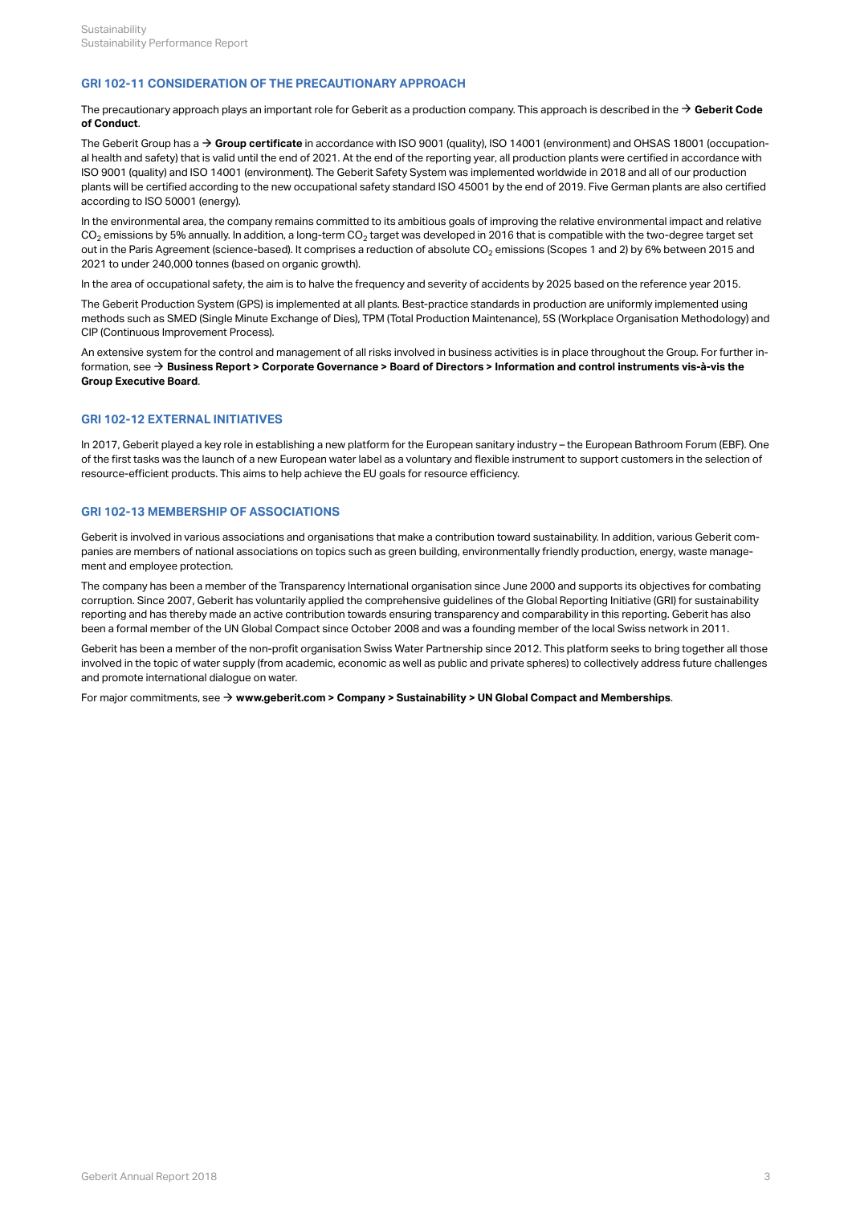## GRI 102-11 CONSIDERATION OF THE PRECAUTIONARY APPROACH

The precautionary approach plays an important role for Geberit as a production company. This approach is described in the → **Geberit Code of Conduct**.

The Geberit Group has a → **Group certificate** in accordance with ISO 9001 (quality), ISO 14001 (environment) and OHSAS 18001 (occupational health and safety) that is valid until the end of 2021. At the end of the reporting year, all production plants were certified in accordance with ISO 9001 (quality) and ISO 14001 (environment). The Geberit Safety System was implemented worldwide in 2018 and all of our production plants will be certified according to the new occupational safety standard ISO 45001 by the end of 2019. Five German plants are also certified according to ISO 50001 (energy).

In the environmental area, the company remains committed to its ambitious goals of improving the relative environmental impact and relative $CO_2$ emissions by 5% annually. In addition, a long-term $CO_2$ target was developed in 2016 that is compatible with the two-degree target set out in the Paris Agreement (science-based). It comprises a reduction of absolute $CO_2$ emissions (Scopes 1 and 2) by 6% between 2015 and 2021 to under 240,000 tonnes (based on organic growth).

In the area of occupational safety, the aim is to halve the frequency and severity of accidents by 2025 based on the reference year 2015.

The Geberit Production System (GPS) is implemented at all plants. Best-practice standards in production are uniformly implemented using methods such as SMED (Single Minute Exchange of Dies), TPM (Total Production Maintenance), 5S (Workplace Organisation Methodology) and CIP (Continuous Improvement Process).

An extensive system for the control and management of all risks involved in business activities is in place throughout the Group. For further information, see → **Business Report > Corporate Governance > Board of Directors > Information and control instruments vis-à-vis the Group Executive Board**.

## GRI 102-12 EXTERNAL INITIATIVES

In 2017, Geberit played a key role in establishing a new platform for the European sanitary industry – the European Bathroom Forum (EBF). One of the first tasks was the launch of a new European water label as a voluntary and flexible instrument to support customers in the selection of resource-efficient products. This aims to help achieve the EU goals for resource efficiency.

## GRI 102-13 MEMBERSHIP OF ASSOCIATIONS

Geberit is involved in various associations and organisations that make a contribution toward sustainability. In addition, various Geberit companies are members of national associations on topics such as green building, environmentally friendly production, energy, waste management and employee protection.

The company has been a member of the Transparency International organisation since June 2000 and supports its objectives for combating corruption. Since 2007, Geberit has voluntarily applied the comprehensive guidelines of the Global Reporting Initiative (GRI) for sustainability reporting and has thereby made an active contribution towards ensuring transparency and comparability in this reporting. Geberit has also been a formal member of the UN Global Compact since October 2008 and was a founding member of the local Swiss network in 2011.

Geberit has been a member of the non-profit organisation Swiss Water Partnership since 2012. This platform seeks to bring together all those involved in the topic of water supply (from academic, economic as well as public and private spheres) to collectively address future challenges and promote international dialogue on water.

For major commitments, see → **www.geberit.com > Company > Sustainability > UN Global Compact and Memberships**.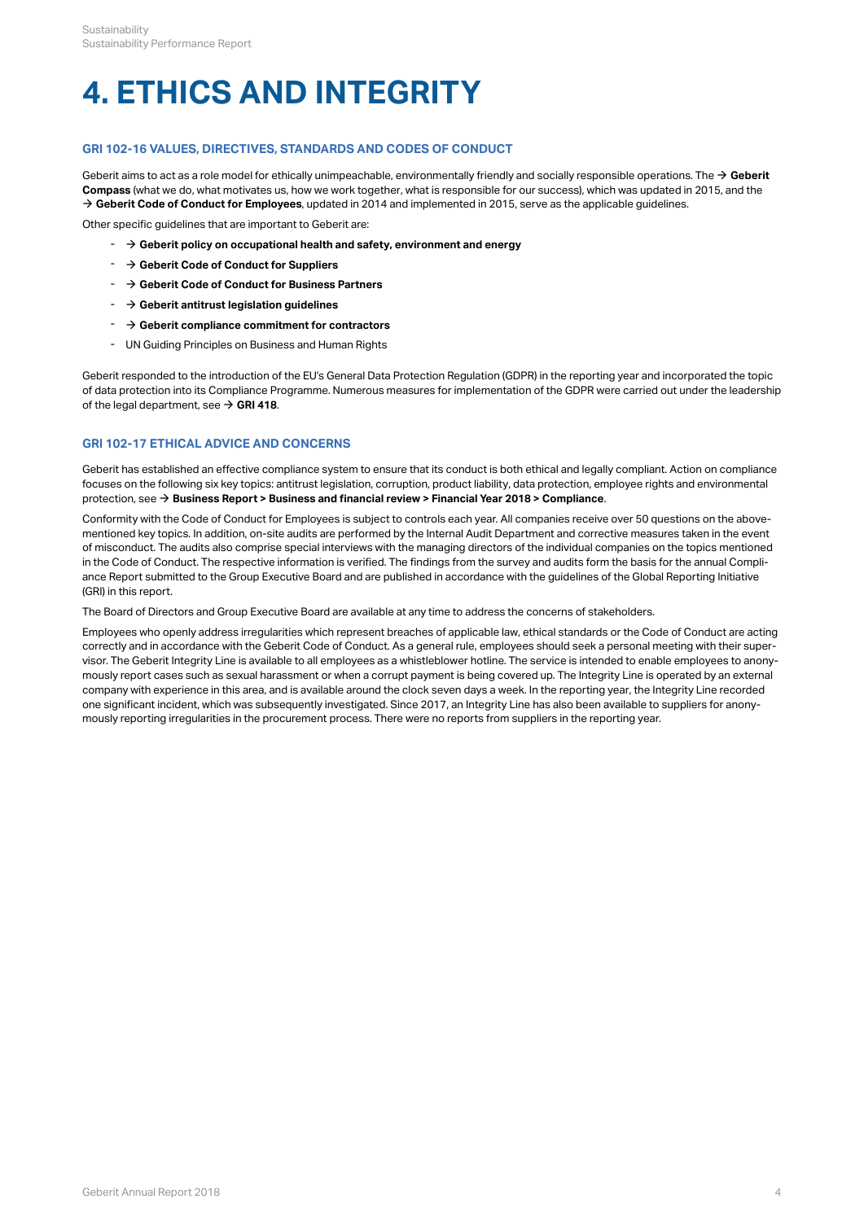# 4. ETHICS AND INTEGRITY

### GRI 102-16 VALUES, DIRECTIVES, STANDARDS AND CODES OF CONDUCT

Geberit aims to act as a role model for ethically unimpeachable, environmentally friendly and socially responsible operations. The → **Geberit Compass** (what we do, what motivates us, how we work together, what is responsible for our success), which was updated in 2015, and the → **Geberit Code of Conduct for Employees**, updated in 2014 and implemented in 2015, serve as the applicable guidelines.

Other specific guidelines that are important to Geberit are:

- → **Geberit policy on occupational health and safety, environment and energy**
- → **Geberit Code of Conduct for Suppliers**
- → **Geberit Code of Conduct for Business Partners**
- → **Geberit antitrust legislation guidelines**
- → **Geberit compliance commitment for contractors**
- UN Guiding Principles on Business and Human Rights

Geberit responded to the introduction of the EU's General Data Protection Regulation (GDPR) in the reporting year and incorporated the topic of data protection into its Compliance Programme. Numerous measures for implementation of the GDPR were carried out under the leadership of the legal department, see → **GRI 418**.

### GRI 102-17 ETHICAL ADVICE AND CONCERNS

Geberit has established an effective compliance system to ensure that its conduct is both ethical and legally compliant. Action on compliance focuses on the following six key topics: antitrust legislation, corruption, product liability, data protection, employee rights and environmental protection, see → **Business Report > Business and financial review > Financial Year 2018 > Compliance**.

Conformity with the Code of Conduct for Employees is subject to controls each year. All companies receive over 50 questions on the above-mentioned key topics. In addition, on-site audits are performed by the Internal Audit Department and corrective measures taken in the event of misconduct. The audits also comprise special interviews with the managing directors of the individual companies on the topics mentioned in the Code of Conduct. The respective information is verified. The findings from the survey and audits form the basis for the annual Compliance Report submitted to the Group Executive Board and are published in accordance with the guidelines of the Global Reporting Initiative (GRI) in this report.

The Board of Directors and Group Executive Board are available at any time to address the concerns of stakeholders.

Employees who openly address irregularities which represent breaches of applicable law, ethical standards or the Code of Conduct are acting correctly and in accordance with the Geberit Code of Conduct. As a general rule, employees should seek a personal meeting with their supervisor. The Geberit Integrity Line is available to all employees as a whistleblower hotline. The service is intended to enable employees to anonymously report cases such as sexual harassment or when a corrupt payment is being covered up. The Integrity Line is operated by an external company with experience in this area, and is available around the clock seven days a week. In the reporting year, the Integrity Line recorded one significant incident, which was subsequently investigated. Since 2017, an Integrity Line has also been available to suppliers for anonymously reporting irregularities in the procurement process. There were no reports from suppliers in the reporting year.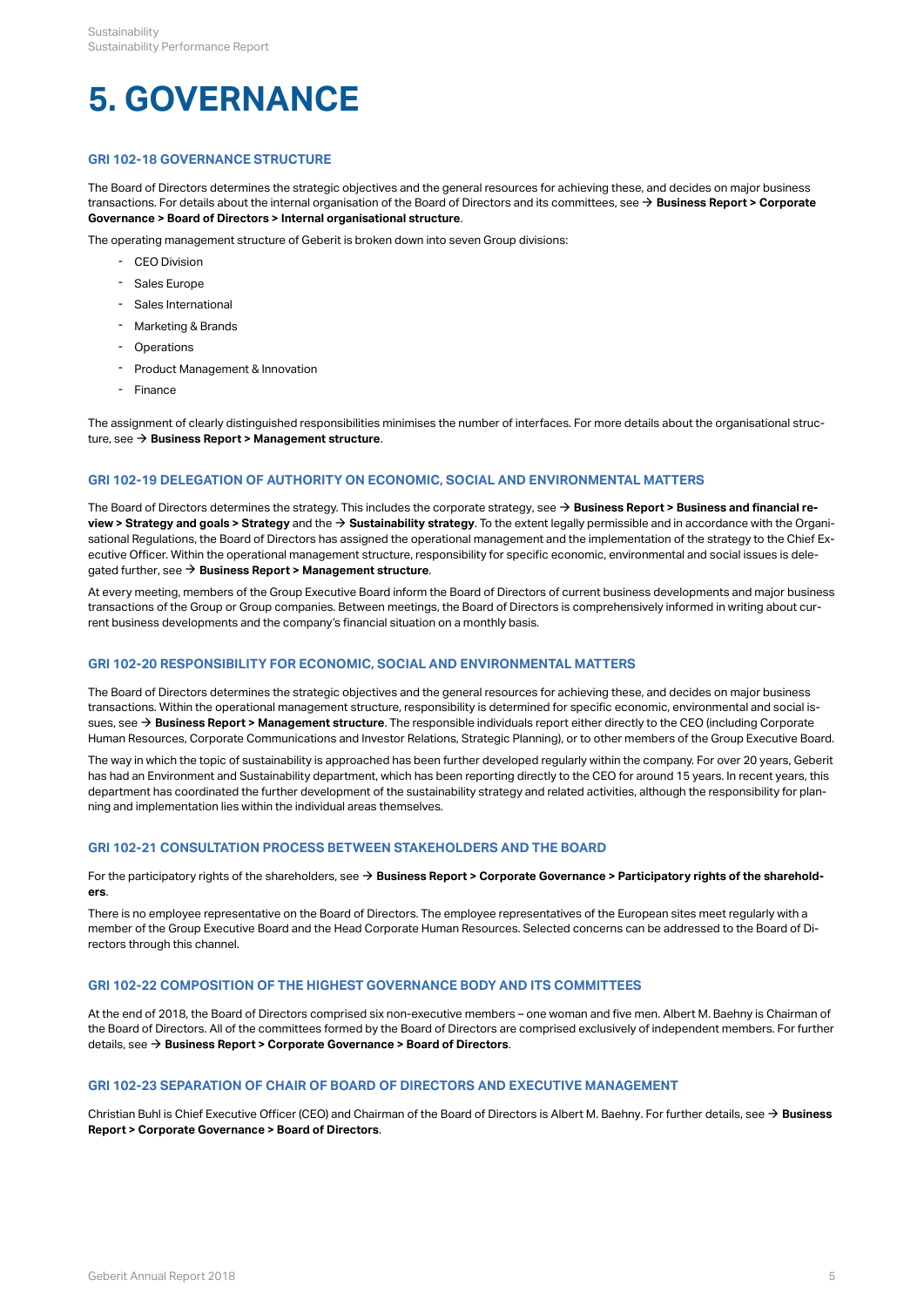# 5. GOVERNANCE

## GRI 102-18 GOVERNANCE STRUCTURE

The Board of Directors determines the strategic objectives and the general resources for achieving these, and decides on major business transactions. For details about the internal organisation of the Board of Directors and its committees, see → **Business Report > Corporate Governance > Board of Directors > Internal organisational structure**.

The operating management structure of Geberit is broken down into seven Group divisions:

- CEO Division
- Sales Europe
- Sales International
- Marketing & Brands
- Operations
- Product Management & Innovation
- Finance

The assignment of clearly distinguished responsibilities minimises the number of interfaces. For more details about the organisational structure, see → **Business Report > Management structure**.

## GRI 102-19 DELEGATION OF AUTHORITY ON ECONOMIC, SOCIAL AND ENVIRONMENTAL MATTERS

The Board of Directors determines the strategy. This includes the corporate strategy, see → **Business Report > Business and financial review > Strategy and goals > Strategy** and the → **Sustainability strategy**. To the extent legally permissible and in accordance with the Organisational Regulations, the Board of Directors has assigned the operational management and the implementation of the strategy to the Chief Executive Officer. Within the operational management structure, responsibility for specific economic, environmental and social issues is delegated further, see → **Business Report > Management structure**.

At every meeting, members of the Group Executive Board inform the Board of Directors of current business developments and major business transactions of the Group or Group companies. Between meetings, the Board of Directors is comprehensively informed in writing about current business developments and the company's financial situation on a monthly basis.

## GRI 102-20 RESPONSIBILITY FOR ECONOMIC, SOCIAL AND ENVIRONMENTAL MATTERS

The Board of Directors determines the strategic objectives and the general resources for achieving these, and decides on major business transactions. Within the operational management structure, responsibility is determined for specific economic, environmental and social issues, see → **Business Report > Management structure**. The responsible individuals report either directly to the CEO (including Corporate Human Resources, Corporate Communications and Investor Relations, Strategic Planning), or to other members of the Group Executive Board.

The way in which the topic of sustainability is approached has been further developed regularly within the company. For over 20 years, Geberit has had an Environment and Sustainability department, which has been reporting directly to the CEO for around 15 years. In recent years, this department has coordinated the further development of the sustainability strategy and related activities, although the responsibility for planning and implementation lies within the individual areas themselves.

## GRI 102-21 CONSULTATION PROCESS BETWEEN STAKEHOLDERS AND THE BOARD

For the participatory rights of the shareholders, see → **Business Report > Corporate Governance > Participatory rights of the shareholders**.

There is no employee representative on the Board of Directors. The employee representatives of the European sites meet regularly with a member of the Group Executive Board and the Head Corporate Human Resources. Selected concerns can be addressed to the Board of Directors through this channel.

## GRI 102-22 COMPOSITION OF THE HIGHEST GOVERNANCE BODY AND ITS COMMITTEES

At the end of 2018, the Board of Directors comprised six non-executive members – one woman and five men. Albert M. Baehny is Chairman of the Board of Directors. All of the committees formed by the Board of Directors are comprised exclusively of independent members. For further details, see → **Business Report > Corporate Governance > Board of Directors**.

## GRI 102-23 SEPARATION OF CHAIR OF BOARD OF DIRECTORS AND EXECUTIVE MANAGEMENT

Christian Buhl is Chief Executive Officer (CEO) and Chairman of the Board of Directors is Albert M. Baehny. For further details, see → **Business Report > Corporate Governance > Board of Directors**.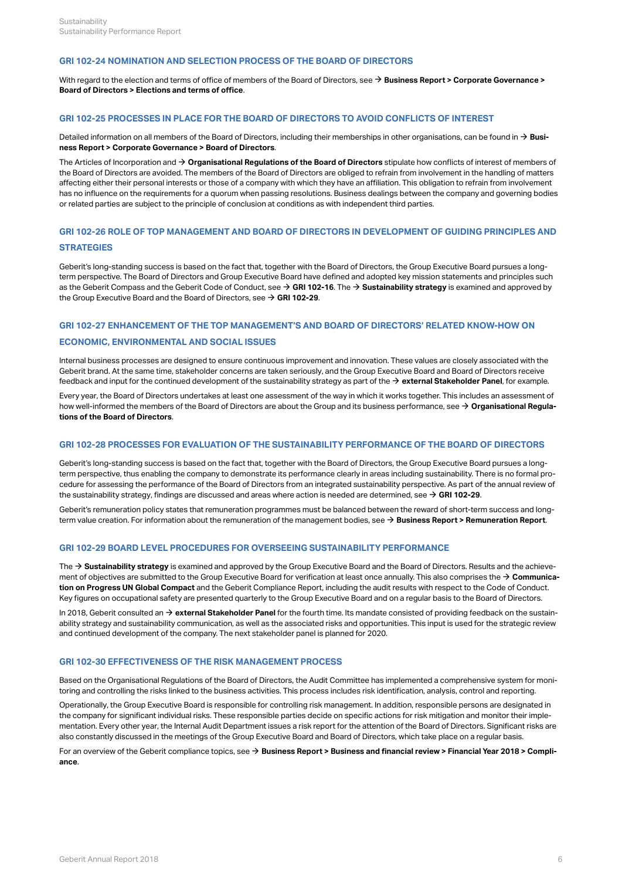## GRI 102-24 NOMINATION AND SELECTION PROCESS OF THE BOARD OF DIRECTORS

With regard to the election and terms of office of members of the Board of Directors, see → **Business Report > Corporate Governance > Board of Directors > Elections and terms of office**.

## GRI 102-25 PROCESSES IN PLACE FOR THE BOARD OF DIRECTORS TO AVOID CONFLICTS OF INTEREST

Detailed information on all members of the Board of Directors, including their memberships in other organisations, can be found in → **Business Report > Corporate Governance > Board of Directors**.

The Articles of Incorporation and → **Organisational Regulations of the Board of Directors** stipulate how conflicts of interest of members of the Board of Directors are avoided. The members of the Board of Directors are obliged to refrain from involvement in the handling of matters affecting either their personal interests or those of a company with which they have an affiliation. This obligation to refrain from involvement has no influence on the requirements for a quorum when passing resolutions. Business dealings between the company and governing bodies or related parties are subject to the principle of conclusion at conditions as with independent third parties.

## GRI 102-26 ROLE OF TOP MANAGEMENT AND BOARD OF DIRECTORS IN DEVELOPMENT OF GUIDING PRINCIPLES AND STRATEGIES

Geberit's long-standing success is based on the fact that, together with the Board of Directors, the Group Executive Board pursues a long-term perspective. The Board of Directors and Group Executive Board have defined and adopted key mission statements and principles such as the Geberit Compass and the Geberit Code of Conduct, see → **GRI 102-16**. The → **Sustainability strategy** is examined and approved by the Group Executive Board and the Board of Directors, see → **GRI 102-29**.

## GRI 102-27 ENHANCEMENT OF THE TOP MANAGEMENT'S AND BOARD OF DIRECTORS' RELATED KNOW-HOW ON ECONOMIC, ENVIRONMENTAL AND SOCIAL ISSUES

Internal business processes are designed to ensure continuous improvement and innovation. These values are closely associated with the Geberit brand. At the same time, stakeholder concerns are taken seriously, and the Group Executive Board and Board of Directors receive feedback and input for the continued development of the sustainability strategy as part of the → **external Stakeholder Panel**, for example.

Every year, the Board of Directors undertakes at least one assessment of the way in which it works together. This includes an assessment of how well-informed the members of the Board of Directors are about the Group and its business performance, see → **Organisational Regulations of the Board of Directors**.

## GRI 102-28 PROCESSES FOR EVALUATION OF THE SUSTAINABILITY PERFORMANCE OF THE BOARD OF DIRECTORS

Geberit's long-standing success is based on the fact that, together with the Board of Directors, the Group Executive Board pursues a long-term perspective, thus enabling the company to demonstrate its performance clearly in areas including sustainability. There is no formal procedure for assessing the performance of the Board of Directors from an integrated sustainability perspective. As part of the annual review of the sustainability strategy, findings are discussed and areas where action is needed are determined, see → **GRI 102-29**.

Geberit's remuneration policy states that remuneration programmes must be balanced between the reward of short-term success and long-term value creation. For information about the remuneration of the management bodies, see → **Business Report > Remuneration Report**.

## GRI 102-29 BOARD LEVEL PROCEDURES FOR OVERSEEING SUSTAINABILITY PERFORMANCE

The → **Sustainability strategy** is examined and approved by the Group Executive Board and the Board of Directors. Results and the achievement of objectives are submitted to the Group Executive Board for verification at least once annually. This also comprises the → **Communication on Progress UN Global Compact** and the Geberit Compliance Report, including the audit results with respect to the Code of Conduct. Key figures on occupational safety are presented quarterly to the Group Executive Board and on a regular basis to the Board of Directors.

In 2018, Geberit consulted an → **external Stakeholder Panel** for the fourth time. Its mandate consisted of providing feedback on the sustainability strategy and sustainability communication, as well as the associated risks and opportunities. This input is used for the strategic review and continued development of the company. The next stakeholder panel is planned for 2020.

## GRI 102-30 EFFECTIVENESS OF THE RISK MANAGEMENT PROCESS

Based on the Organisational Regulations of the Board of Directors, the Audit Committee has implemented a comprehensive system for monitoring and controlling the risks linked to the business activities. This process includes risk identification, analysis, control and reporting.

Operationally, the Group Executive Board is responsible for controlling risk management. In addition, responsible persons are designated in the company for significant individual risks. These responsible parties decide on specific actions for risk mitigation and monitor their implementation. Every other year, the Internal Audit Department issues a risk report for the attention of the Board of Directors. Significant risks are also constantly discussed in the meetings of the Group Executive Board and Board of Directors, which take place on a regular basis.

For an overview of the Geberit compliance topics, see → **Business Report > Business and financial review > Financial Year 2018 > Compliance**.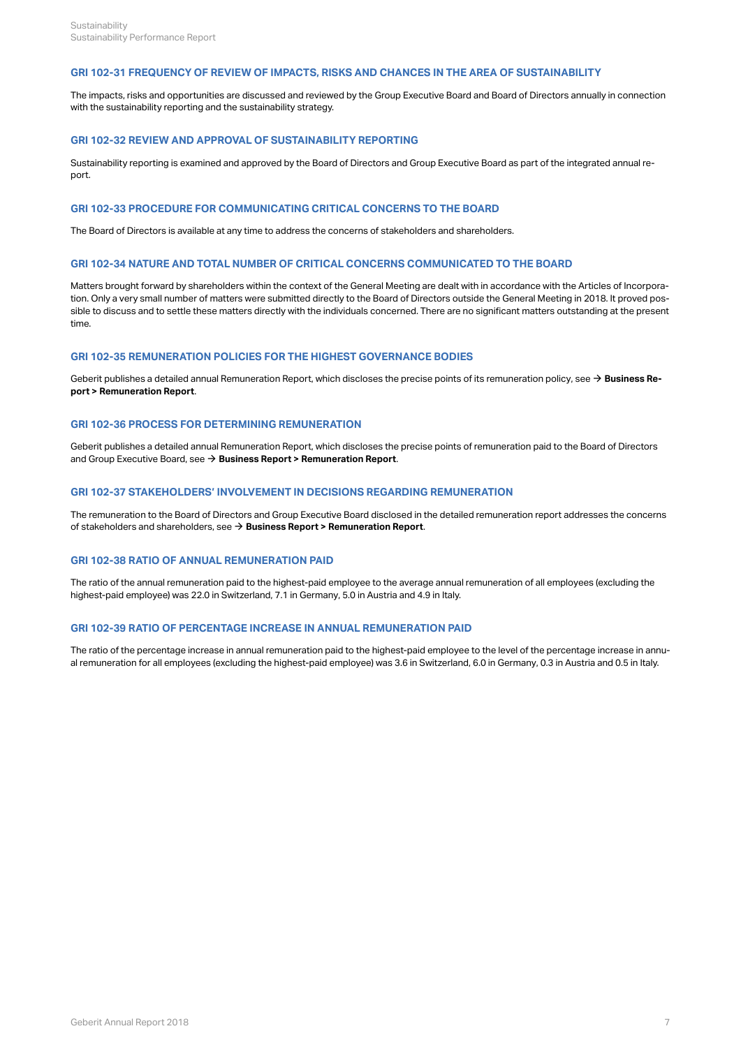### GRI 102-31 FREQUENCY OF REVIEW OF IMPACTS, RISKS AND CHANCES IN THE AREA OF SUSTAINABILITY

The impacts, risks and opportunities are discussed and reviewed by the Group Executive Board and Board of Directors annually in connection with the sustainability reporting and the sustainability strategy.

### GRI 102-32 REVIEW AND APPROVAL OF SUSTAINABILITY REPORTING

Sustainability reporting is examined and approved by the Board of Directors and Group Executive Board as part of the integrated annual report.

### GRI 102-33 PROCEDURE FOR COMMUNICATING CRITICAL CONCERNS TO THE BOARD

The Board of Directors is available at any time to address the concerns of stakeholders and shareholders.

### GRI 102-34 NATURE AND TOTAL NUMBER OF CRITICAL CONCERNS COMMUNICATED TO THE BOARD

Matters brought forward by shareholders within the context of the General Meeting are dealt with in accordance with the Articles of Incorporation. Only a very small number of matters were submitted directly to the Board of Directors outside the General Meeting in 2018. It proved possible to discuss and to settle these matters directly with the individuals concerned. There are no significant matters outstanding at the present time.

### GRI 102-35 REMUNERATION POLICIES FOR THE HIGHEST GOVERNANCE BODIES

Geberit publishes a detailed annual Remuneration Report, which discloses the precise points of its remuneration policy, see → **Business Report > Remuneration Report**.

### GRI 102-36 PROCESS FOR DETERMINING REMUNERATION

Geberit publishes a detailed annual Remuneration Report, which discloses the precise points of remuneration paid to the Board of Directors and Group Executive Board, see → **Business Report > Remuneration Report**.

### GRI 102-37 STAKEHOLDERS' INVOLVEMENT IN DECISIONS REGARDING REMUNERATION

The remuneration to the Board of Directors and Group Executive Board disclosed in the detailed remuneration report addresses the concerns of stakeholders and shareholders, see → **Business Report > Remuneration Report**.

### GRI 102-38 RATIO OF ANNUAL REMUNERATION PAID

The ratio of the annual remuneration paid to the highest-paid employee to the average annual remuneration of all employees (excluding the highest-paid employee) was 22.0 in Switzerland, 7.1 in Germany, 5.0 in Austria and 4.9 in Italy.

### GRI 102-39 RATIO OF PERCENTAGE INCREASE IN ANNUAL REMUNERATION PAID

The ratio of the percentage increase in annual remuneration paid to the highest-paid employee to the level of the percentage increase in annual remuneration for all employees (excluding the highest-paid employee) was 3.6 in Switzerland, 6.0 in Germany, 0.3 in Austria and 0.5 in Italy.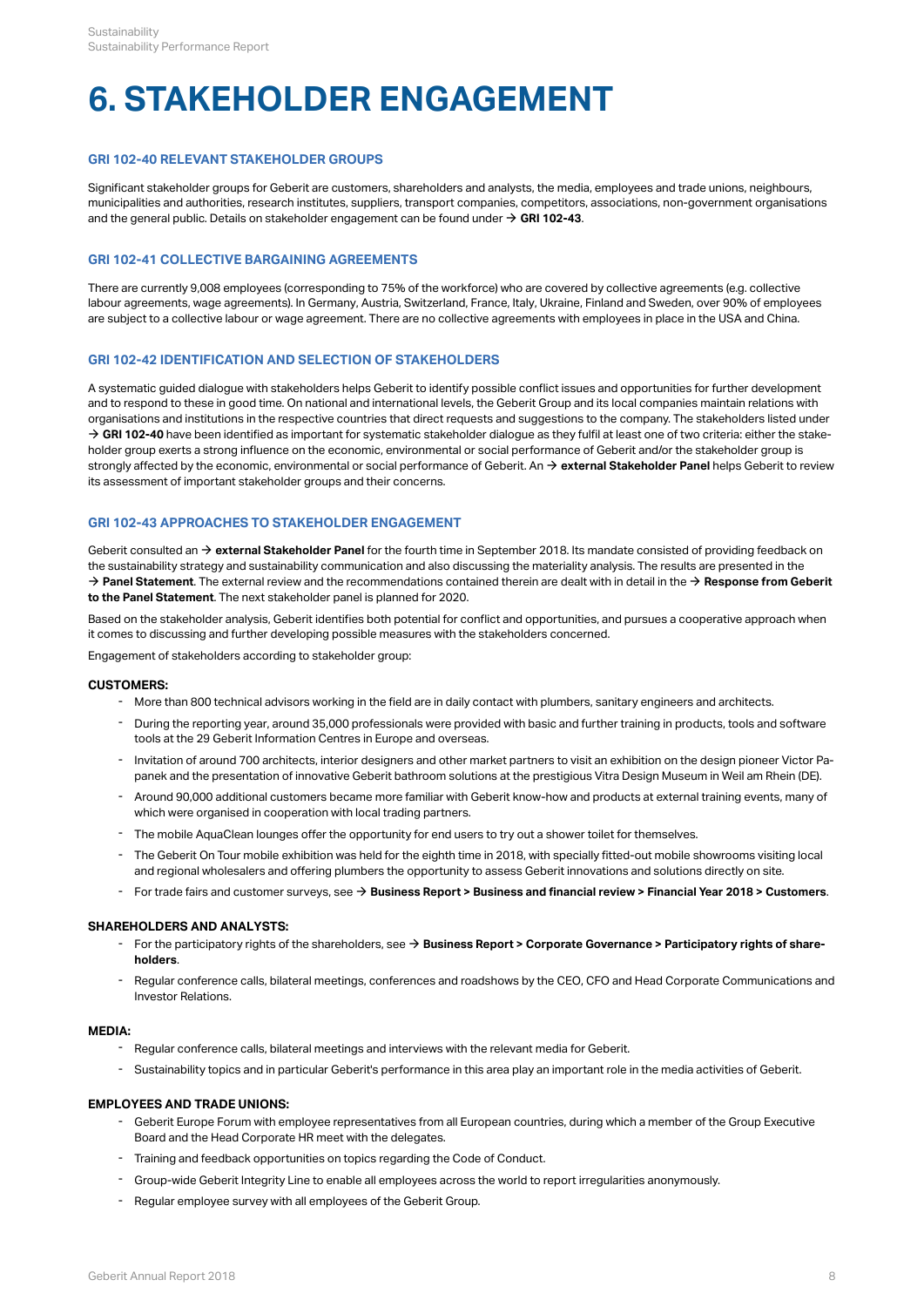# 6. STAKEHOLDER ENGAGEMENT

### GRI 102-40 RELEVANT STAKEHOLDER GROUPS

Significant stakeholder groups for Geberit are customers, shareholders and analysts, the media, employees and trade unions, neighbours, municipalities and authorities, research institutes, suppliers, transport companies, competitors, associations, non-government organisations and the general public. Details on stakeholder engagement can be found under → **GRI 102-43**.

### GRI 102-41 COLLECTIVE BARGAINING AGREEMENTS

There are currently 9,008 employees (corresponding to 75% of the workforce) who are covered by collective agreements (e.g. collective labour agreements, wage agreements). In Germany, Austria, Switzerland, France, Italy, Ukraine, Finland and Sweden, over 90% of employees are subject to a collective labour or wage agreement. There are no collective agreements with employees in place in the USA and China.

### GRI 102-42 IDENTIFICATION AND SELECTION OF STAKEHOLDERS

A systematic guided dialogue with stakeholders helps Geberit to identify possible conflict issues and opportunities for further development and to respond to these in good time. On national and international levels, the Geberit Group and its local companies maintain relations with organisations and institutions in the respective countries that direct requests and suggestions to the company. The stakeholders listed under → **GRI 102-40** have been identified as important for systematic stakeholder dialogue as they fulfil at least one of two criteria: either the stakeholder group exerts a strong influence on the economic, environmental or social performance of Geberit and/or the stakeholder group is strongly affected by the economic, environmental or social performance of Geberit. An → **external Stakeholder Panel** helps Geberit to review its assessment of important stakeholder groups and their concerns.

### GRI 102-43 APPROACHES TO STAKEHOLDER ENGAGEMENT

Geberit consulted an → **external Stakeholder Panel** for the fourth time in September 2018. Its mandate consisted of providing feedback on the sustainability strategy and sustainability communication and also discussing the materiality analysis. The results are presented in the → **Panel Statement**. The external review and the recommendations contained therein are dealt with in detail in the → **Response from Geberit to the Panel Statement**. The next stakeholder panel is planned for 2020.

Based on the stakeholder analysis, Geberit identifies both potential for conflict and opportunities, and pursues a cooperative approach when it comes to discussing and further developing possible measures with the stakeholders concerned.

Engagement of stakeholders according to stakeholder group:

**CUSTOMERS:**

- More than 800 technical advisors working in the field are in daily contact with plumbers, sanitary engineers and architects.
- During the reporting year, around 35,000 professionals were provided with basic and further training in products, tools and software tools at the 29 Geberit Information Centres in Europe and overseas.
- Invitation of around 700 architects, interior designers and other market partners to visit an exhibition on the design pioneer Victor Papanek and the presentation of innovative Geberit bathroom solutions at the prestigious Vitra Design Museum in Weil am Rhein (DE).
- Around 90,000 additional customers became more familiar with Geberit know-how and products at external training events, many of which were organised in cooperation with local trading partners.
- The mobile AquaClean lounges offer the opportunity for end users to try out a shower toilet for themselves.
- The Geberit On Tour mobile exhibition was held for the eighth time in 2018, with specially fitted-out mobile showrooms visiting local and regional wholesalers and offering plumbers the opportunity to assess Geberit innovations and solutions directly on site.
- For trade fairs and customer surveys, see → **Business Report > Business and financial review > Financial Year 2018 > Customers**.

**SHAREHOLDERS AND ANALYSTS:**

- For the participatory rights of the shareholders, see → **Business Report > Corporate Governance > Participatory rights of shareholders**.
- Regular conference calls, bilateral meetings, conferences and roadshows by the CEO, CFO and Head Corporate Communications and Investor Relations.

**MEDIA:**

- Regular conference calls, bilateral meetings and interviews with the relevant media for Geberit.
- Sustainability topics and in particular Geberit's performance in this area play an important role in the media activities of Geberit.

**EMPLOYEES AND TRADE UNIONS:**

- Geberit Europe Forum with employee representatives from all European countries, during which a member of the Group Executive Board and the Head Corporate HR meet with the delegates.
- Training and feedback opportunities on topics regarding the Code of Conduct.
- Group-wide Geberit Integrity Line to enable all employees across the world to report irregularities anonymously.
- Regular employee survey with all employees of the Geberit Group.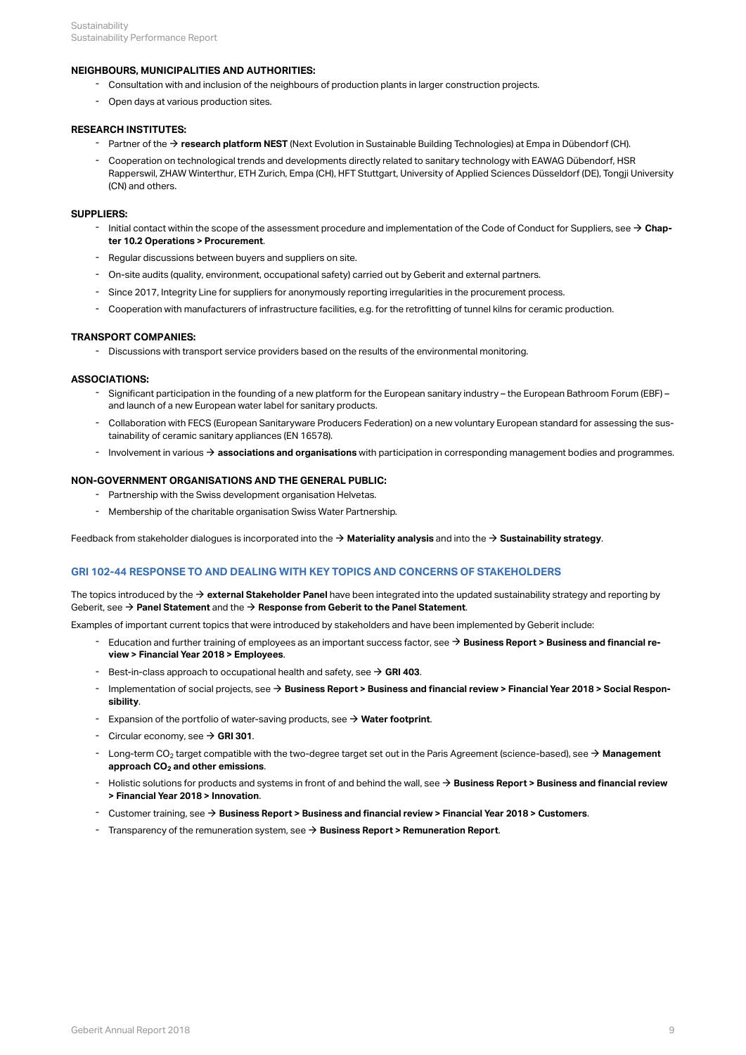**NEIGHBOURS, MUNICIPALITIES AND AUTHORITIES:**

- Consultation with and inclusion of the neighbours of production plants in larger construction projects.
- Open days at various production sites.

**RESEARCH INSTITUTES:**

- Partner of the → **research platform NEST** (Next Evolution in Sustainable Building Technologies) at Empa in Dübendorf (CH).
- Cooperation on technological trends and developments directly related to sanitary technology with EAWAG Dübendorf, HSR Rapperswil, ZHAW Winterthur, ETH Zurich, Empa (CH), HFT Stuttgart, University of Applied Sciences Düsseldorf (DE), Tongji University (CN) and others.

**SUPPLIERS:**

- Initial contact within the scope of the assessment procedure and implementation of the Code of Conduct for Suppliers, see → **Chapter 10.2 Operations > Procurement**.
- Regular discussions between buyers and suppliers on site.
- On-site audits (quality, environment, occupational safety) carried out by Geberit and external partners.
- Since 2017, Integrity Line for suppliers for anonymously reporting irregularities in the procurement process.
- Cooperation with manufacturers of infrastructure facilities, e.g. for the retrofitting of tunnel kilns for ceramic production.

**TRANSPORT COMPANIES:**

- Discussions with transport service providers based on the results of the environmental monitoring.

**ASSOCIATIONS:**

- Significant participation in the founding of a new platform for the European sanitary industry – the European Bathroom Forum (EBF) – and launch of a new European water label for sanitary products.
- Collaboration with FECS (European Sanitaryware Producers Federation) on a new voluntary European standard for assessing the sustainability of ceramic sanitary appliances (EN 16578).
- Involvement in various → **associations and organisations** with participation in corresponding management bodies and programmes.

**NON-GOVERNMENT ORGANISATIONS AND THE GENERAL PUBLIC:**

- Partnership with the Swiss development organisation Helvetas.
- Membership of the charitable organisation Swiss Water Partnership.

Feedback from stakeholder dialogues is incorporated into the → **Materiality analysis** and into the → **Sustainability strategy**.

## GRI 102-44 RESPONSE TO AND DEALING WITH KEY TOPICS AND CONCERNS OF STAKEHOLDERS

The topics introduced by the → **external Stakeholder Panel** have been integrated into the updated sustainability strategy and reporting by Geberit, see → **Panel Statement** and the → **Response from Geberit to the Panel Statement**.

Examples of important current topics that were introduced by stakeholders and have been implemented by Geberit include:

- Education and further training of employees as an important success factor, see → **Business Report > Business and financial review > Financial Year 2018 > Employees**.
- Best-in-class approach to occupational health and safety, see → **GRI 403**.
- Implementation of social projects, see → **Business Report > Business and financial review > Financial Year 2018 > Social Responsibility**.
- Expansion of the portfolio of water-saving products, see → **Water footprint**.
- Circular economy, see → **GRI 301**.
- Long-term $CO_2$ target compatible with the two-degree target set out in the Paris Agreement (science-based), see → **Management approach $CO_2$ and other emissions**.
- Holistic solutions for products and systems in front of and behind the wall, see → **Business Report > Business and financial review > Financial Year 2018 > Innovation**.
- Customer training, see → **Business Report > Business and financial review > Financial Year 2018 > Customers**.
- Transparency of the remuneration system, see → **Business Report > Remuneration Report**.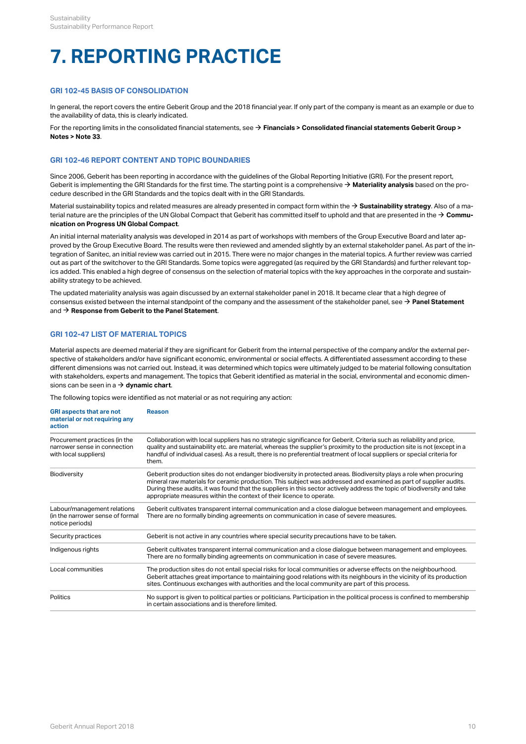# 7. REPORTING PRACTICE

## GRI 102-45 BASIS OF CONSOLIDATION

In general, the report covers the entire Geberit Group and the 2018 financial year. If only part of the company is meant as an example or due to the availability of data, this is clearly indicated.

For the reporting limits in the consolidated financial statements, see → **Financials > Consolidated financial statements Geberit Group > Notes > Note 33**.

## GRI 102-46 REPORT CONTENT AND TOPIC BOUNDARIES

Since 2006, Geberit has been reporting in accordance with the guidelines of the Global Reporting Initiative (GRI). For the present report, Geberit is implementing the GRI Standards for the first time. The starting point is a comprehensive → **Materiality analysis** based on the procedure described in the GRI Standards and the topics dealt with in the GRI Standards.

Material sustainability topics and related measures are already presented in compact form within the → **Sustainability strategy**. Also of a material nature are the principles of the UN Global Compact that Geberit has committed itself to uphold and that are presented in the → **Communication on Progress UN Global Compact**.

An initial internal materiality analysis was developed in 2014 as part of workshops with members of the Group Executive Board and later approved by the Group Executive Board. The results were then reviewed and amended slightly by an external stakeholder panel. As part of the integration of Sanitec, an initial review was carried out in 2015. There were no major changes in the material topics. A further review was carried out as part of the switchover to the GRI Standards. Some topics were aggregated (as required by the GRI Standards) and further relevant topics added. This enabled a high degree of consensus on the selection of material topics with the key approaches in the corporate and sustainability strategy to be achieved.

The updated materiality analysis was again discussed by an external stakeholder panel in 2018. It became clear that a high degree of consensus existed between the internal standpoint of the company and the assessment of the stakeholder panel, see → **Panel Statement** and → **Response from Geberit to the Panel Statement**.

## GRI 102-47 LIST OF MATERIAL TOPICS

Material aspects are deemed material if they are significant for Geberit from the internal perspective of the company and/or the external perspective of stakeholders and/or have significant economic, environmental or social effects. A differentiated assessment according to these different dimensions was not carried out. Instead, it was determined which topics were ultimately judged to be material following consultation with stakeholders, experts and management. The topics that Geberit identified as material in the social, environmental and economic dimensions can be seen in a → **dynamic chart**.

The following topics were identified as not material or as not requiring any action:

| GRI aspects that are not material or not requiring any action | Reason |
|---|---|
| Procurement practices (in the narrower sense in connection with local suppliers) | Collaboration with local suppliers has no strategic significance for Geberit. Criteria such as reliability and price, quality and sustainability etc. are material, whereas the supplier's proximity to the production site is not (except in a handful of individual cases). As a result, there is no preferential treatment of local suppliers or special criteria for them. |
| Biodiversity | Geberit production sites do not endanger biodiversity in protected areas. Biodiversity plays a role when procuring mineral raw materials for ceramic production. This subject was addressed and examined as part of supplier audits. During these audits, it was found that the suppliers in this sector actively address the topic of biodiversity and take appropriate measures within the context of their licence to operate. |
| Labour/management relations (in the narrower sense of formal notice periods) | Geberit cultivates transparent internal communication and a close dialogue between management and employees. There are no formally binding agreements on communication in case of severe measures. |
| Security practices | Geberit is not active in any countries where special security precautions have to be taken. |
| Indigenous rights | Geberit cultivates transparent internal communication and a close dialogue between management and employees. There are no formally binding agreements on communication in case of severe measures. |
| Local communities | The production sites do not entail special risks for local communities or adverse effects on the neighbourhood. Geberit attaches great importance to maintaining good relations with its neighbours in the vicinity of its production sites. Continuous exchanges with authorities and the local community are part of this process. |
| Politics | No support is given to political parties or politicians. Participation in the political process is confined to membership in certain associations and is therefore limited. |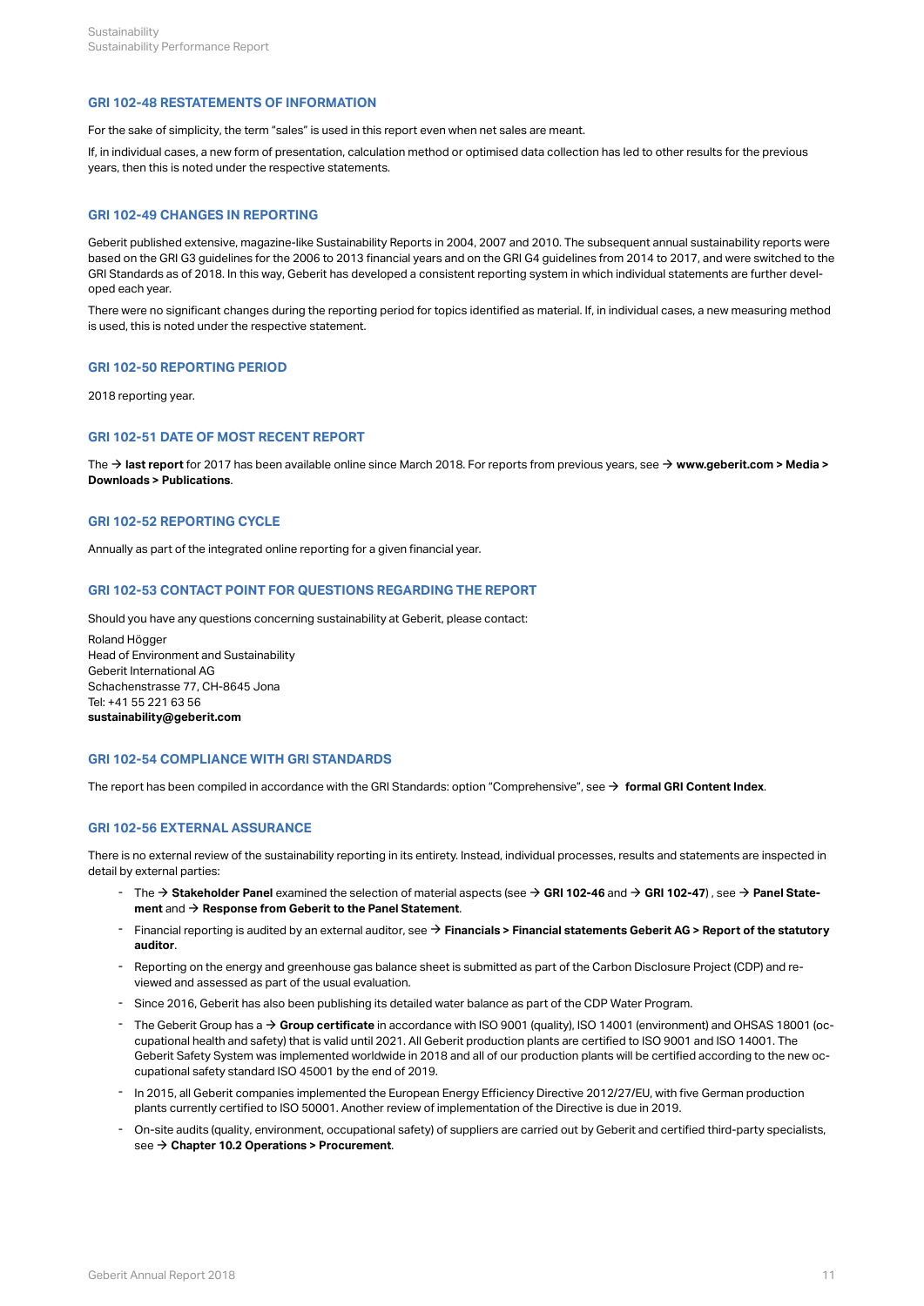### GRI 102-48 RESTATEMENTS OF INFORMATION

For the sake of simplicity, the term "sales" is used in this report even when net sales are meant.

If, in individual cases, a new form of presentation, calculation method or optimised data collection has led to other results for the previous years, then this is noted under the respective statements.

### GRI 102-49 CHANGES IN REPORTING

Geberit published extensive, magazine-like Sustainability Reports in 2004, 2007 and 2010. The subsequent annual sustainability reports were based on the GRI G3 guidelines for the 2006 to 2013 financial years and on the GRI G4 guidelines from 2014 to 2017, and were switched to the GRI Standards as of 2018. In this way, Geberit has developed a consistent reporting system in which individual statements are further developed each year.

There were no significant changes during the reporting period for topics identified as material. If, in individual cases, a new measuring method is used, this is noted under the respective statement.

### GRI 102-50 REPORTING PERIOD

2018 reporting year.

### GRI 102-51 DATE OF MOST RECENT REPORT

The → **last report** for 2017 has been available online since March 2018. For reports from previous years, see → **www.geberit.com > Media > Downloads > Publications**.

### GRI 102-52 REPORTING CYCLE

Annually as part of the integrated online reporting for a given financial year.

### GRI 102-53 CONTACT POINT FOR QUESTIONS REGARDING THE REPORT

Should you have any questions concerning sustainability at Geberit, please contact:

Roland Högger  
Head of Environment and Sustainability  
Geberit International AG  
Schachenstrasse 77, CH-8645 Jona  
Tel: +41 55 221 63 56  
**sustainability@geberit.com**

### GRI 102-54 COMPLIANCE WITH GRI STANDARDS

The report has been compiled in accordance with the GRI Standards: option "Comprehensive", see → **formal GRI Content Index**.

### GRI 102-56 EXTERNAL ASSURANCE

There is no external review of the sustainability reporting in its entirety. Instead, individual processes, results and statements are inspected in detail by external parties:

- The → **Stakeholder Panel** examined the selection of material aspects (see → **GRI 102-46** and → **GRI 102-47**) , see → **Panel Statement** and → **Response from Geberit to the Panel Statement**.
- Financial reporting is audited by an external auditor, see → **Financials > Financial statements Geberit AG > Report of the statutory auditor**.
- Reporting on the energy and greenhouse gas balance sheet is submitted as part of the Carbon Disclosure Project (CDP) and reviewed and assessed as part of the usual evaluation.
- Since 2016, Geberit has also been publishing its detailed water balance as part of the CDP Water Program.
- The Geberit Group has a → **Group certificate** in accordance with ISO 9001 (quality), ISO 14001 (environment) and OHSAS 18001 (occupational health and safety) that is valid until 2021. All Geberit production plants are certified to ISO 9001 and ISO 14001. The Geberit Safety System was implemented worldwide in 2018 and all of our production plants will be certified according to the new occupational safety standard ISO 45001 by the end of 2019.
- In 2015, all Geberit companies implemented the European Energy Efficiency Directive 2012/27/EU, with five German production plants currently certified to ISO 50001. Another review of implementation of the Directive is due in 2019.
- On-site audits (quality, environment, occupational safety) of suppliers are carried out by Geberit and certified third-party specialists, see → **Chapter 10.2 Operations > Procurement**.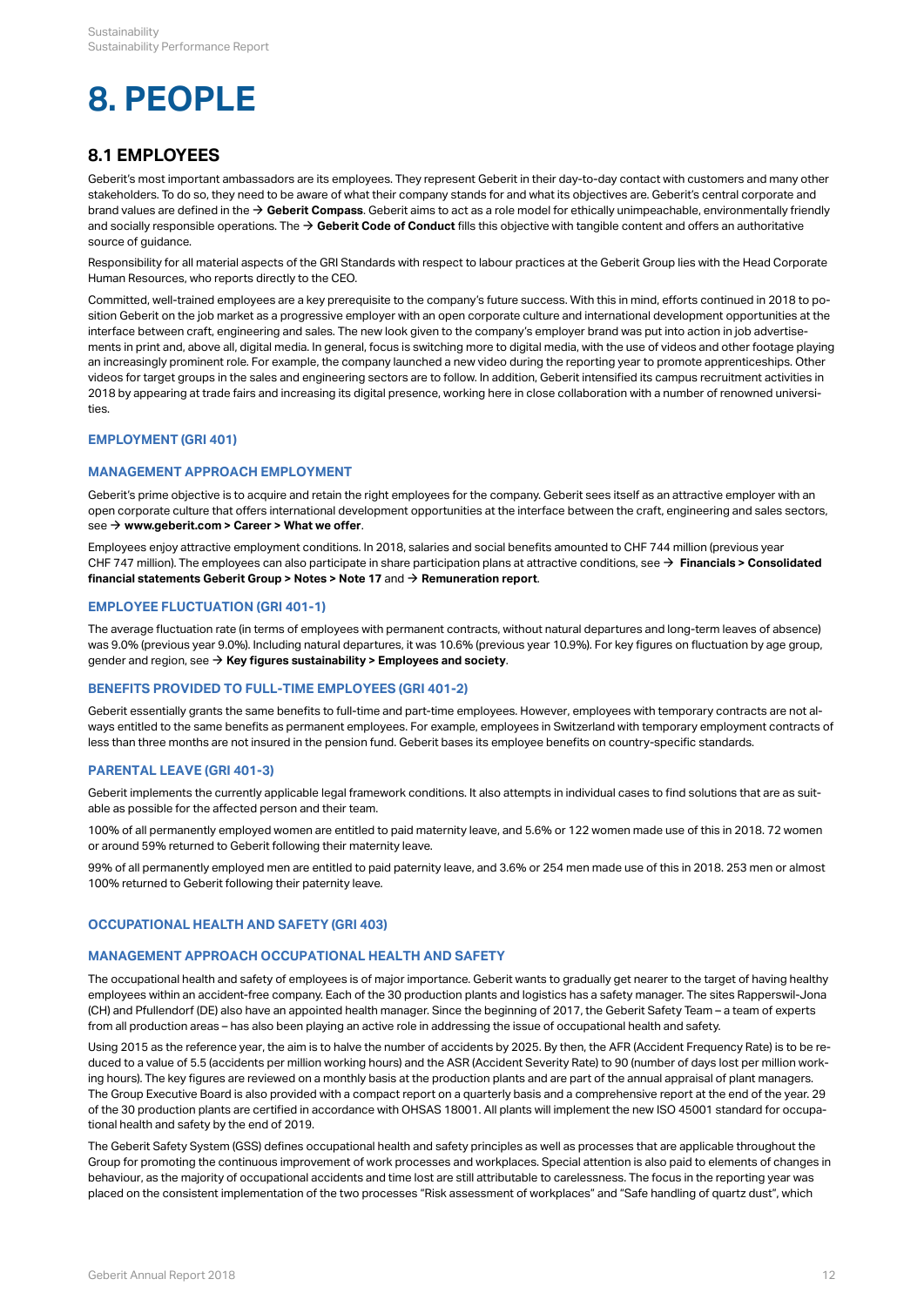# 8. PEOPLE

## 8.1 EMPLOYEES

Geberit's most important ambassadors are its employees. They represent Geberit in their day-to-day contact with customers and many other stakeholders. To do so, they need to be aware of what their company stands for and what its objectives are. Geberit's central corporate and brand values are defined in the → **Geberit Compass**. Geberit aims to act as a role model for ethically unimpeachable, environmentally friendly and socially responsible operations. The → **Geberit Code of Conduct** fills this objective with tangible content and offers an authoritative source of guidance.

Responsibility for all material aspects of the GRI Standards with respect to labour practices at the Geberit Group lies with the Head Corporate Human Resources, who reports directly to the CEO.

Committed, well-trained employees are a key prerequisite to the company's future success. With this in mind, efforts continued in 2018 to position Geberit on the job market as a progressive employer with an open corporate culture and international development opportunities at the interface between craft, engineering and sales. The new look given to the company's employer brand was put into action in job advertisements in print and, above all, digital media. In general, focus is switching more to digital media, with the use of videos and other footage playing an increasingly prominent role. For example, the company launched a new video during the reporting year to promote apprenticeships. Other videos for target groups in the sales and engineering sectors are to follow. In addition, Geberit intensified its campus recruitment activities in 2018 by appearing at trade fairs and increasing its digital presence, working here in close collaboration with a number of renowned universities.

### EMPLOYMENT (GRI 401)

### MANAGEMENT APPROACH EMPLOYMENT

Geberit's prime objective is to acquire and retain the right employees for the company. Geberit sees itself as an attractive employer with an open corporate culture that offers international development opportunities at the interface between the craft, engineering and sales sectors, see → **www.geberit.com > Career > What we offer**.

Employees enjoy attractive employment conditions. In 2018, salaries and social benefits amounted to CHF 744 million (previous year CHF 747 million). The employees can also participate in share participation plans at attractive conditions, see → **Financials > Consolidated financial statements Geberit Group > Notes > Note 17** and → **Remuneration report**.

### EMPLOYEE FLUCTUATION (GRI 401-1)

The average fluctuation rate (in terms of employees with permanent contracts, without natural departures and long-term leaves of absence) was 9.0% (previous year 9.0%). Including natural departures, it was 10.6% (previous year 10.9%). For key figures on fluctuation by age group, gender and region, see → **Key figures sustainability > Employees and society**.

### BENEFITS PROVIDED TO FULL-TIME EMPLOYEES (GRI 401-2)

Geberit essentially grants the same benefits to full-time and part-time employees. However, employees with temporary contracts are not always entitled to the same benefits as permanent employees. For example, employees in Switzerland with temporary employment contracts of less than three months are not insured in the pension fund. Geberit bases its employee benefits on country-specific standards.

### PARENTAL LEAVE (GRI 401-3)

Geberit implements the currently applicable legal framework conditions. It also attempts in individual cases to find solutions that are as suitable as possible for the affected person and their team.

100% of all permanently employed women are entitled to paid maternity leave, and 5.6% or 122 women made use of this in 2018. 72 women or around 59% returned to Geberit following their maternity leave.

99% of all permanently employed men are entitled to paid paternity leave, and 3.6% or 254 men made use of this in 2018. 253 men or almost 100% returned to Geberit following their paternity leave.

### OCCUPATIONAL HEALTH AND SAFETY (GRI 403)

### MANAGEMENT APPROACH OCCUPATIONAL HEALTH AND SAFETY

The occupational health and safety of employees is of major importance. Geberit wants to gradually get nearer to the target of having healthy employees within an accident-free company. Each of the 30 production plants and logistics has a safety manager. The sites Rapperswil-Jona (CH) and Pfullendorf (DE) also have an appointed health manager. Since the beginning of 2017, the Geberit Safety Team – a team of experts from all production areas – has also been playing an active role in addressing the issue of occupational health and safety.

Using 2015 as the reference year, the aim is to halve the number of accidents by 2025. By then, the AFR (Accident Frequency Rate) is to be reduced to a value of 5.5 (accidents per million working hours) and the ASR (Accident Severity Rate) to 90 (number of days lost per million working hours). The key figures are reviewed on a monthly basis at the production plants and are part of the annual appraisal of plant managers. The Group Executive Board is also provided with a compact report on a quarterly basis and a comprehensive report at the end of the year. 29 of the 30 production plants are certified in accordance with OHSAS 18001. All plants will implement the new ISO 45001 standard for occupational health and safety by the end of 2019.

The Geberit Safety System (GSS) defines occupational health and safety principles as well as processes that are applicable throughout the Group for promoting the continuous improvement of work processes and workplaces. Special attention is also paid to elements of changes in behaviour, as the majority of occupational accidents and time lost are still attributable to carelessness. The focus in the reporting year was placed on the consistent implementation of the two processes "Risk assessment of workplaces" and "Safe handling of quartz dust", which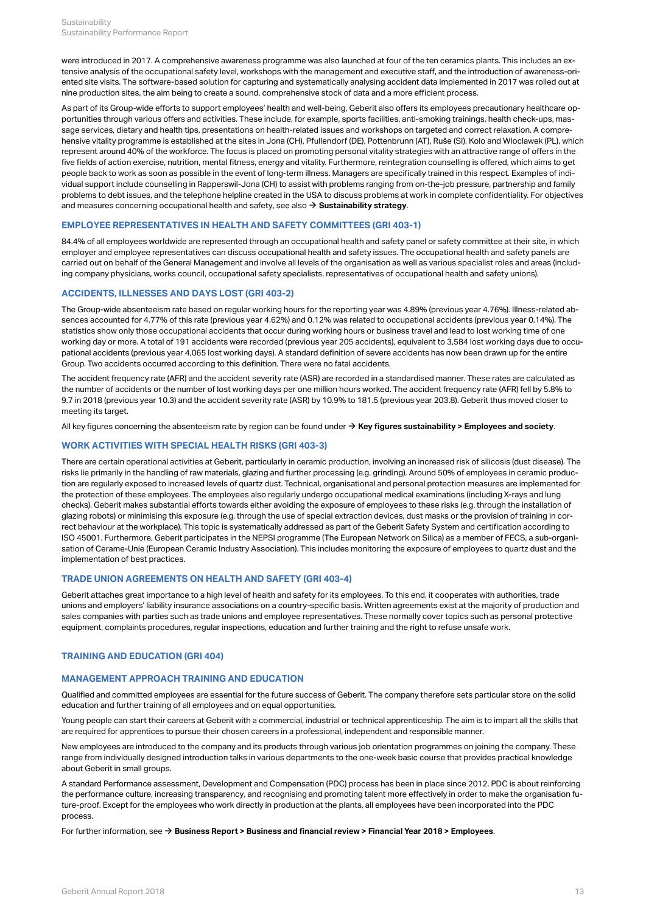were introduced in 2017. A comprehensive awareness programme was also launched at four of the ten ceramics plants. This includes an extensive analysis of the occupational safety level, workshops with the management and executive staff, and the introduction of awareness-oriented site visits. The software-based solution for capturing and systematically analysing accident data implemented in 2017 was rolled out at nine production sites, the aim being to create a sound, comprehensive stock of data and a more efficient process.

As part of its Group-wide efforts to support employees' health and well-being, Geberit also offers its employees precautionary healthcare opportunities through various offers and activities. These include, for example, sports facilities, anti-smoking trainings, health check-ups, massage services, dietary and health tips, presentations on health-related issues and workshops on targeted and correct relaxation. A comprehensive vitality programme is established at the sites in Jona (CH), Pfullendorf (DE), Pottenbrunn (AT), Ruše (SI), Kolo and Wloclawek (PL), which represent around 40% of the workforce. The focus is placed on promoting personal vitality strategies with an attractive range of offers in the five fields of action exercise, nutrition, mental fitness, energy and vitality. Furthermore, reintegration counselling is offered, which aims to get people back to work as soon as possible in the event of long-term illness. Managers are specifically trained in this respect. Examples of individual support include counselling in Rapperswil-Jona (CH) to assist with problems ranging from on-the-job pressure, partnership and family problems to debt issues, and the telephone helpline created in the USA to discuss problems at work in complete confidentiality. For objectives and measures concerning occupational health and safety, see also → **Sustainability strategy**.

### EMPLOYEE REPRESENTATIVES IN HEALTH AND SAFETY COMMITTEES (GRI 403-1)

84.4% of all employees worldwide are represented through an occupational health and safety panel or safety committee at their site, in which employer and employee representatives can discuss occupational health and safety issues. The occupational health and safety panels are carried out on behalf of the General Management and involve all levels of the organisation as well as various specialist roles and areas (including company physicians, works council, occupational safety specialists, representatives of occupational health and safety unions).

### ACCIDENTS, ILLNESSES AND DAYS LOST (GRI 403-2)

The Group-wide absenteeism rate based on regular working hours for the reporting year was 4.89% (previous year 4.76%). Illness-related absences accounted for 4.77% of this rate (previous year 4.62%) and 0.12% was related to occupational accidents (previous year 0.14%). The statistics show only those occupational accidents that occur during working hours or business travel and lead to lost working time of one working day or more. A total of 191 accidents were recorded (previous year 205 accidents), equivalent to 3,584 lost working days due to occupational accidents (previous year 4,065 lost working days). A standard definition of severe accidents has now been drawn up for the entire Group. Two accidents occurred according to this definition. There were no fatal accidents.

The accident frequency rate (AFR) and the accident severity rate (ASR) are recorded in a standardised manner. These rates are calculated as the number of accidents or the number of lost working days per one million hours worked. The accident frequency rate (AFR) fell by 5.8% to 9.7 in 2018 (previous year 10.3) and the accident severity rate (ASR) by 10.9% to 181.5 (previous year 203.8). Geberit thus moved closer to meeting its target.

All key figures concerning the absenteeism rate by region can be found under → **Key figures sustainability > Employees and society**.

### WORK ACTIVITIES WITH SPECIAL HEALTH RISKS (GRI 403-3)

There are certain operational activities at Geberit, particularly in ceramic production, involving an increased risk of silicosis (dust disease). The risks lie primarily in the handling of raw materials, glazing and further processing (e.g. grinding). Around 50% of employees in ceramic production are regularly exposed to increased levels of quartz dust. Technical, organisational and personal protection measures are implemented for the protection of these employees. The employees also regularly undergo occupational medical examinations (including X-rays and lung checks). Geberit makes substantial efforts towards either avoiding the exposure of employees to these risks (e.g. through the installation of glazing robots) or minimising this exposure (e.g. through the use of special extraction devices, dust masks or the provision of training in correct behaviour at the workplace). This topic is systematically addressed as part of the Geberit Safety System and certification according to ISO 45001. Furthermore, Geberit participates in the NEPSI programme (The European Network on Silica) as a member of FECS, a sub-organisation of Cerame-Unie (European Ceramic Industry Association). This includes monitoring the exposure of employees to quartz dust and the implementation of best practices.

### TRADE UNION AGREEMENTS ON HEALTH AND SAFETY (GRI 403-4)

Geberit attaches great importance to a high level of health and safety for its employees. To this end, it cooperates with authorities, trade unions and employers' liability insurance associations on a country-specific basis. Written agreements exist at the majority of production and sales companies with parties such as trade unions and employee representatives. These normally cover topics such as personal protective equipment, complaints procedures, regular inspections, education and further training and the right to refuse unsafe work.

## TRAINING AND EDUCATION (GRI 404)

### MANAGEMENT APPROACH TRAINING AND EDUCATION

Qualified and committed employees are essential for the future success of Geberit. The company therefore sets particular store on the solid education and further training of all employees and on equal opportunities.

Young people can start their careers at Geberit with a commercial, industrial or technical apprenticeship. The aim is to impart all the skills that are required for apprentices to pursue their chosen careers in a professional, independent and responsible manner.

New employees are introduced to the company and its products through various job orientation programmes on joining the company. These range from individually designed introduction talks in various departments to the one-week basic course that provides practical knowledge about Geberit in small groups.

A standard Performance assessment, Development and Compensation (PDC) process has been in place since 2012. PDC is about reinforcing the performance culture, increasing transparency, and recognising and promoting talent more effectively in order to make the organisation future-proof. Except for the employees who work directly in production at the plants, all employees have been incorporated into the PDC process.

For further information, see → **Business Report > Business and financial review > Financial Year 2018 > Employees**.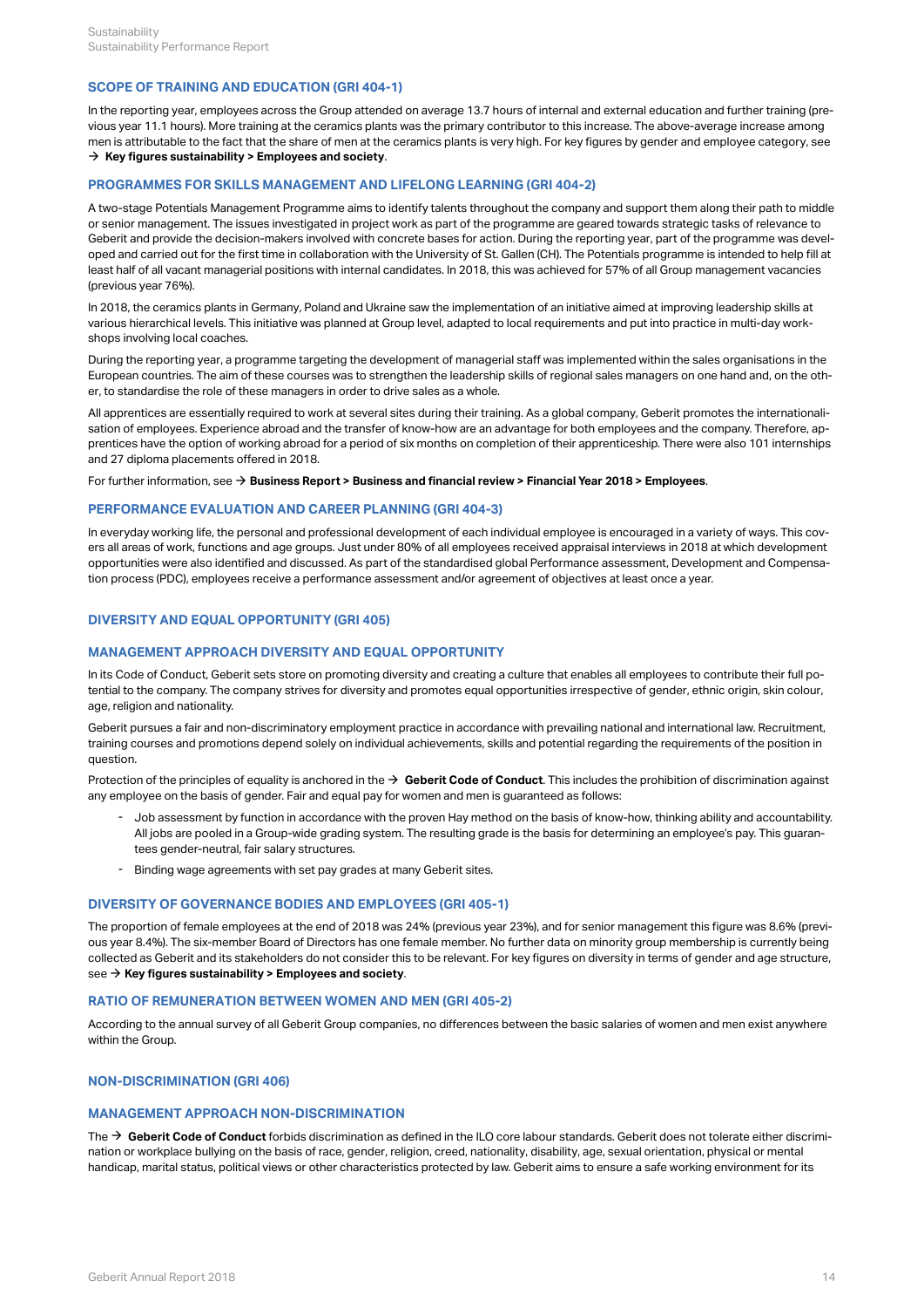### SCOPE OF TRAINING AND EDUCATION (GRI 404-1)

In the reporting year, employees across the Group attended on average 13.7 hours of internal and external education and further training (previous year 11.1 hours). More training at the ceramics plants was the primary contributor to this increase. The above-average increase among men is attributable to the fact that the share of men at the ceramics plants is very high. For key figures by gender and employee category, see → **Key figures sustainability > Employees and society**.

### PROGRAMMES FOR SKILLS MANAGEMENT AND LIFELONG LEARNING (GRI 404-2)

A two-stage Potentials Management Programme aims to identify talents throughout the company and support them along their path to middle or senior management. The issues investigated in project work as part of the programme are geared towards strategic tasks of relevance to Geberit and provide the decision-makers involved with concrete bases for action. During the reporting year, part of the programme was developed and carried out for the first time in collaboration with the University of St. Gallen (CH). The Potentials programme is intended to help fill at least half of all vacant managerial positions with internal candidates. In 2018, this was achieved for 57% of all Group management vacancies (previous year 76%).

In 2018, the ceramics plants in Germany, Poland and Ukraine saw the implementation of an initiative aimed at improving leadership skills at various hierarchical levels. This initiative was planned at Group level, adapted to local requirements and put into practice in multi-day workshops involving local coaches.

During the reporting year, a programme targeting the development of managerial staff was implemented within the sales organisations in the European countries. The aim of these courses was to strengthen the leadership skills of regional sales managers on one hand and, on the other, to standardise the role of these managers in order to drive sales as a whole.

All apprentices are essentially required to work at several sites during their training. As a global company, Geberit promotes the internationalisation of employees. Experience abroad and the transfer of know-how are an advantage for both employees and the company. Therefore, apprentices have the option of working abroad for a period of six months on completion of their apprenticeship. There were also 101 internships and 27 diploma placements offered in 2018.

For further information, see → **Business Report > Business and financial review > Financial Year 2018 > Employees**.

### PERFORMANCE EVALUATION AND CAREER PLANNING (GRI 404-3)

In everyday working life, the personal and professional development of each individual employee is encouraged in a variety of ways. This covers all areas of work, functions and age groups. Just under 80% of all employees received appraisal interviews in 2018 at which development opportunities were also identified and discussed. As part of the standardised global Performance assessment, Development and Compensation process (PDC), employees receive a performance assessment and/or agreement of objectives at least once a year.

## DIVERSITY AND EQUAL OPPORTUNITY (GRI 405)

### MANAGEMENT APPROACH DIVERSITY AND EQUAL OPPORTUNITY

In its Code of Conduct, Geberit sets store on promoting diversity and creating a culture that enables all employees to contribute their full potential to the company. The company strives for diversity and promotes equal opportunities irrespective of gender, ethnic origin, skin colour, age, religion and nationality.

Geberit pursues a fair and non-discriminatory employment practice in accordance with prevailing national and international law. Recruitment, training courses and promotions depend solely on individual achievements, skills and potential regarding the requirements of the position in question.

Protection of the principles of equality is anchored in the → **Geberit Code of Conduct**. This includes the prohibition of discrimination against any employee on the basis of gender. Fair and equal pay for women and men is guaranteed as follows:

- Job assessment by function in accordance with the proven Hay method on the basis of know-how, thinking ability and accountability. All jobs are pooled in a Group-wide grading system. The resulting grade is the basis for determining an employee's pay. This guarantees gender-neutral, fair salary structures.
- Binding wage agreements with set pay grades at many Geberit sites.

### DIVERSITY OF GOVERNANCE BODIES AND EMPLOYEES (GRI 405-1)

The proportion of female employees at the end of 2018 was 24% (previous year 23%), and for senior management this figure was 8.6% (previous year 8.4%). The six-member Board of Directors has one female member. No further data on minority group membership is currently being collected as Geberit and its stakeholders do not consider this to be relevant. For key figures on diversity in terms of gender and age structure, see → **Key figures sustainability > Employees and society**.

### RATIO OF REMUNERATION BETWEEN WOMEN AND MEN (GRI 405-2)

According to the annual survey of all Geberit Group companies, no differences between the basic salaries of women and men exist anywhere within the Group.

## NON-DISCRIMINATION (GRI 406)

### MANAGEMENT APPROACH NON-DISCRIMINATION

The → **Geberit Code of Conduct** forbids discrimination as defined in the ILO core labour standards. Geberit does not tolerate either discrimination or workplace bullying on the basis of race, gender, religion, creed, nationality, disability, age, sexual orientation, physical or mental handicap, marital status, political views or other characteristics protected by law. Geberit aims to ensure a safe working environment for its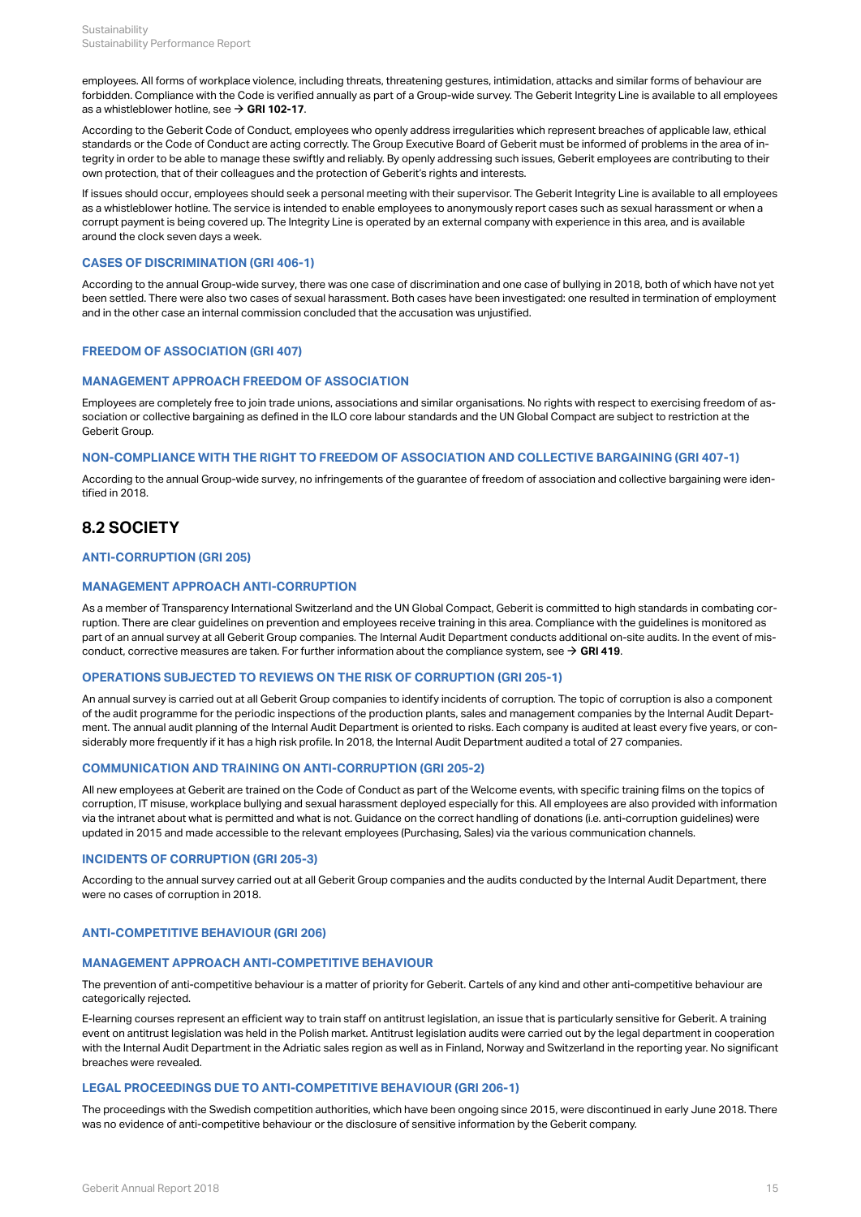employees. All forms of workplace violence, including threats, threatening gestures, intimidation, attacks and similar forms of behaviour are forbidden. Compliance with the Code is verified annually as part of a Group-wide survey. The Geberit Integrity Line is available to all employees as a whistleblower hotline, see → **GRI 102-17**.

According to the Geberit Code of Conduct, employees who openly address irregularities which represent breaches of applicable law, ethical standards or the Code of Conduct are acting correctly. The Group Executive Board of Geberit must be informed of problems in the area of integrity in order to be able to manage these swiftly and reliably. By openly addressing such issues, Geberit employees are contributing to their own protection, that of their colleagues and the protection of Geberit's rights and interests.

If issues should occur, employees should seek a personal meeting with their supervisor. The Geberit Integrity Line is available to all employees as a whistleblower hotline. The service is intended to enable employees to anonymously report cases such as sexual harassment or when a corrupt payment is being covered up. The Integrity Line is operated by an external company with experience in this area, and is available around the clock seven days a week.

### CASES OF DISCRIMINATION (GRI 406-1)

According to the annual Group-wide survey, there was one case of discrimination and one case of bullying in 2018, both of which have not yet been settled. There were also two cases of sexual harassment. Both cases have been investigated: one resulted in termination of employment and in the other case an internal commission concluded that the accusation was unjustified.

### FREEDOM OF ASSOCIATION (GRI 407)

### MANAGEMENT APPROACH FREEDOM OF ASSOCIATION

Employees are completely free to join trade unions, associations and similar organisations. No rights with respect to exercising freedom of association or collective bargaining as defined in the ILO core labour standards and the UN Global Compact are subject to restriction at the Geberit Group.

### NON-COMPLIANCE WITH THE RIGHT TO FREEDOM OF ASSOCIATION AND COLLECTIVE BARGAINING (GRI 407-1)

According to the annual Group-wide survey, no infringements of the guarantee of freedom of association and collective bargaining were identified in 2018.

## 8.2 SOCIETY

### ANTI-CORRUPTION (GRI 205)

### MANAGEMENT APPROACH ANTI-CORRUPTION

As a member of Transparency International Switzerland and the UN Global Compact, Geberit is committed to high standards in combating corruption. There are clear guidelines on prevention and employees receive training in this area. Compliance with the guidelines is monitored as part of an annual survey at all Geberit Group companies. The Internal Audit Department conducts additional on-site audits. In the event of misconduct, corrective measures are taken. For further information about the compliance system, see → **GRI 419**.

### OPERATIONS SUBJECTED TO REVIEWS ON THE RISK OF CORRUPTION (GRI 205-1)

An annual survey is carried out at all Geberit Group companies to identify incidents of corruption. The topic of corruption is also a component of the audit programme for the periodic inspections of the production plants, sales and management companies by the Internal Audit Department. The annual audit planning of the Internal Audit Department is oriented to risks. Each company is audited at least every five years, or considerably more frequently if it has a high risk profile. In 2018, the Internal Audit Department audited a total of 27 companies.

### COMMUNICATION AND TRAINING ON ANTI-CORRUPTION (GRI 205-2)

All new employees at Geberit are trained on the Code of Conduct as part of the Welcome events, with specific training films on the topics of corruption, IT misuse, workplace bullying and sexual harassment deployed especially for this. All employees are also provided with information via the intranet about what is permitted and what is not. Guidance on the correct handling of donations (i.e. anti-corruption guidelines) were updated in 2015 and made accessible to the relevant employees (Purchasing, Sales) via the various communication channels.

### INCIDENTS OF CORRUPTION (GRI 205-3)

According to the annual survey carried out at all Geberit Group companies and the audits conducted by the Internal Audit Department, there were no cases of corruption in 2018.

### ANTI-COMPETITIVE BEHAVIOUR (GRI 206)

### MANAGEMENT APPROACH ANTI-COMPETITIVE BEHAVIOUR

The prevention of anti-competitive behaviour is a matter of priority for Geberit. Cartels of any kind and other anti-competitive behaviour are categorically rejected.

E-learning courses represent an efficient way to train staff on antitrust legislation, an issue that is particularly sensitive for Geberit. A training event on antitrust legislation was held in the Polish market. Antitrust legislation audits were carried out by the legal department in cooperation with the Internal Audit Department in the Adriatic sales region as well as in Finland, Norway and Switzerland in the reporting year. No significant breaches were revealed.

### LEGAL PROCEEDINGS DUE TO ANTI-COMPETITIVE BEHAVIOUR (GRI 206-1)

The proceedings with the Swedish competition authorities, which have been ongoing since 2015, were discontinued in early June 2018. There was no evidence of anti-competitive behaviour or the disclosure of sensitive information by the Geberit company.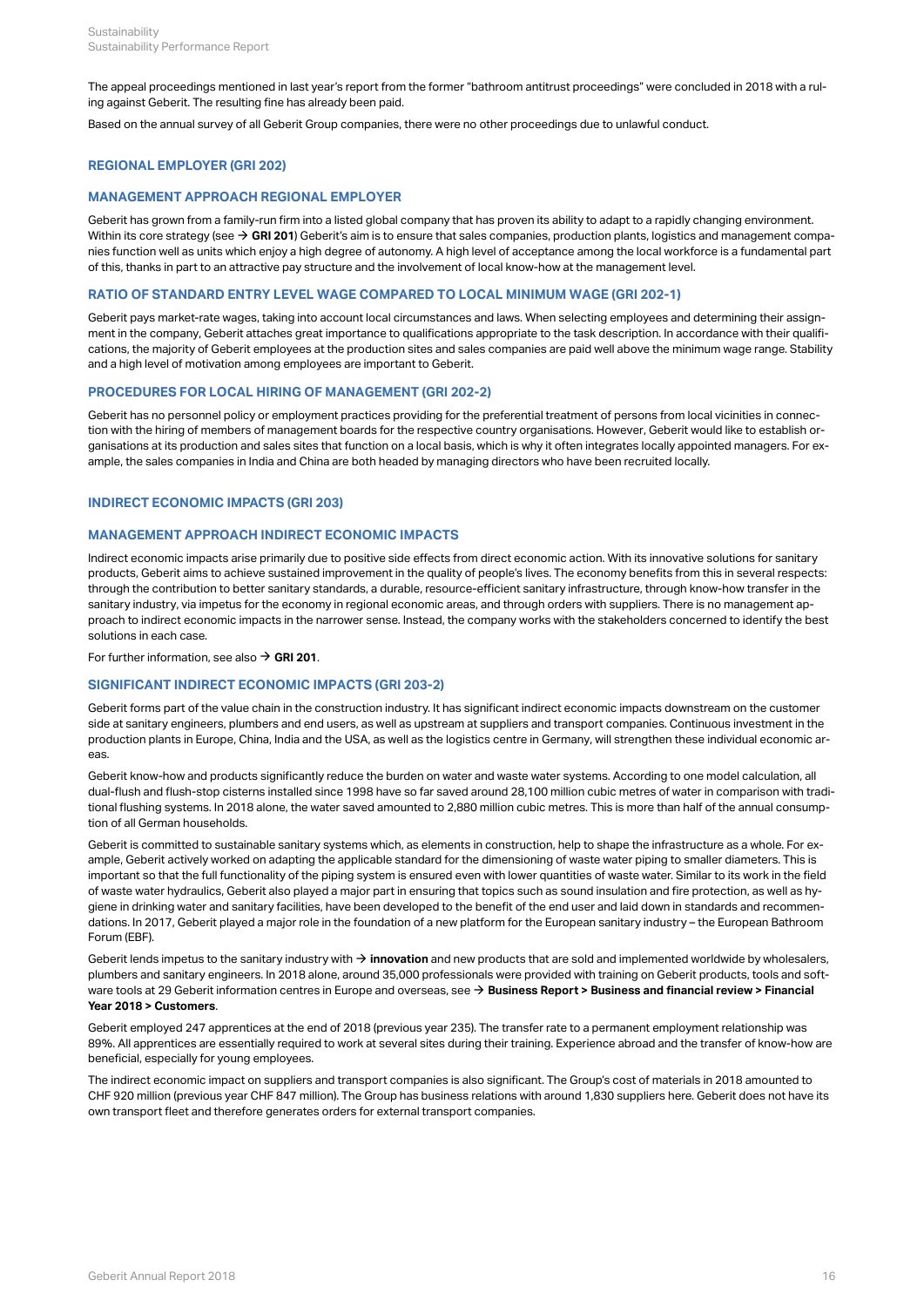The appeal proceedings mentioned in last year's report from the former "bathroom antitrust proceedings" were concluded in 2018 with a ruling against Geberit. The resulting fine has already been paid.

Based on the annual survey of all Geberit Group companies, there were no other proceedings due to unlawful conduct.

## REGIONAL EMPLOYER (GRI 202)

### MANAGEMENT APPROACH REGIONAL EMPLOYER

Geberit has grown from a family-run firm into a listed global company that has proven its ability to adapt to a rapidly changing environment. Within its core strategy (see → **GRI 201**) Geberit's aim is to ensure that sales companies, production plants, logistics and management companies function well as units which enjoy a high degree of autonomy. A high level of acceptance among the local workforce is a fundamental part of this, thanks in part to an attractive pay structure and the involvement of local know-how at the management level.

### RATIO OF STANDARD ENTRY LEVEL WAGE COMPARED TO LOCAL MINIMUM WAGE (GRI 202-1)

Geberit pays market-rate wages, taking into account local circumstances and laws. When selecting employees and determining their assignment in the company, Geberit attaches great importance to qualifications appropriate to the task description. In accordance with their qualifications, the majority of Geberit employees at the production sites and sales companies are paid well above the minimum wage range. Stability and a high level of motivation among employees are important to Geberit.

### PROCEDURES FOR LOCAL HIRING OF MANAGEMENT (GRI 202-2)

Geberit has no personnel policy or employment practices providing for the preferential treatment of persons from local vicinities in connection with the hiring of members of management boards for the respective country organisations. However, Geberit would like to establish organisations at its production and sales sites that function on a local basis, which is why it often integrates locally appointed managers. For example, the sales companies in India and China are both headed by managing directors who have been recruited locally.

## INDIRECT ECONOMIC IMPACTS (GRI 203)

### MANAGEMENT APPROACH INDIRECT ECONOMIC IMPACTS

Indirect economic impacts arise primarily due to positive side effects from direct economic action. With its innovative solutions for sanitary products, Geberit aims to achieve sustained improvement in the quality of people's lives. The economy benefits from this in several respects: through the contribution to better sanitary standards, a durable, resource-efficient sanitary infrastructure, through know-how transfer in the sanitary industry, via impetus for the economy in regional economic areas, and through orders with suppliers. There is no management approach to indirect economic impacts in the narrower sense. Instead, the company works with the stakeholders concerned to identify the best solutions in each case.

For further information, see also → **GRI 201**.

### SIGNIFICANT INDIRECT ECONOMIC IMPACTS (GRI 203-2)

Geberit forms part of the value chain in the construction industry. It has significant indirect economic impacts downstream on the customer side at sanitary engineers, plumbers and end users, as well as upstream at suppliers and transport companies. Continuous investment in the production plants in Europe, China, India and the USA, as well as the logistics centre in Germany, will strengthen these individual economic areas.

Geberit know-how and products significantly reduce the burden on water and waste water systems. According to one model calculation, all dual-flush and flush-stop cisterns installed since 1998 have so far saved around 28,100 million cubic metres of water in comparison with traditional flushing systems. In 2018 alone, the water saved amounted to 2,880 million cubic metres. This is more than half of the annual consumption of all German households.

Geberit is committed to sustainable sanitary systems which, as elements in construction, help to shape the infrastructure as a whole. For example, Geberit actively worked on adapting the applicable standard for the dimensioning of waste water piping to smaller diameters. This is important so that the full functionality of the piping system is ensured even with lower quantities of waste water. Similar to its work in the field of waste water hydraulics, Geberit also played a major part in ensuring that topics such as sound insulation and fire protection, as well as hygiene in drinking water and sanitary facilities, have been developed to the benefit of the end user and laid down in standards and recommendations. In 2017, Geberit played a major role in the foundation of a new platform for the European sanitary industry – the European Bathroom Forum (EBF).

Geberit lends impetus to the sanitary industry with → **innovation** and new products that are sold and implemented worldwide by wholesalers, plumbers and sanitary engineers. In 2018 alone, around 35,000 professionals were provided with training on Geberit products, tools and software tools at 29 Geberit information centres in Europe and overseas, see → **Business Report > Business and financial review > Financial Year 2018 > Customers**.

Geberit employed 247 apprentices at the end of 2018 (previous year 235). The transfer rate to a permanent employment relationship was 89%. All apprentices are essentially required to work at several sites during their training. Experience abroad and the transfer of know-how are beneficial, especially for young employees.

The indirect economic impact on suppliers and transport companies is also significant. The Group's cost of materials in 2018 amounted to CHF 920 million (previous year CHF 847 million). The Group has business relations with around 1,830 suppliers here. Geberit does not have its own transport fleet and therefore generates orders for external transport companies.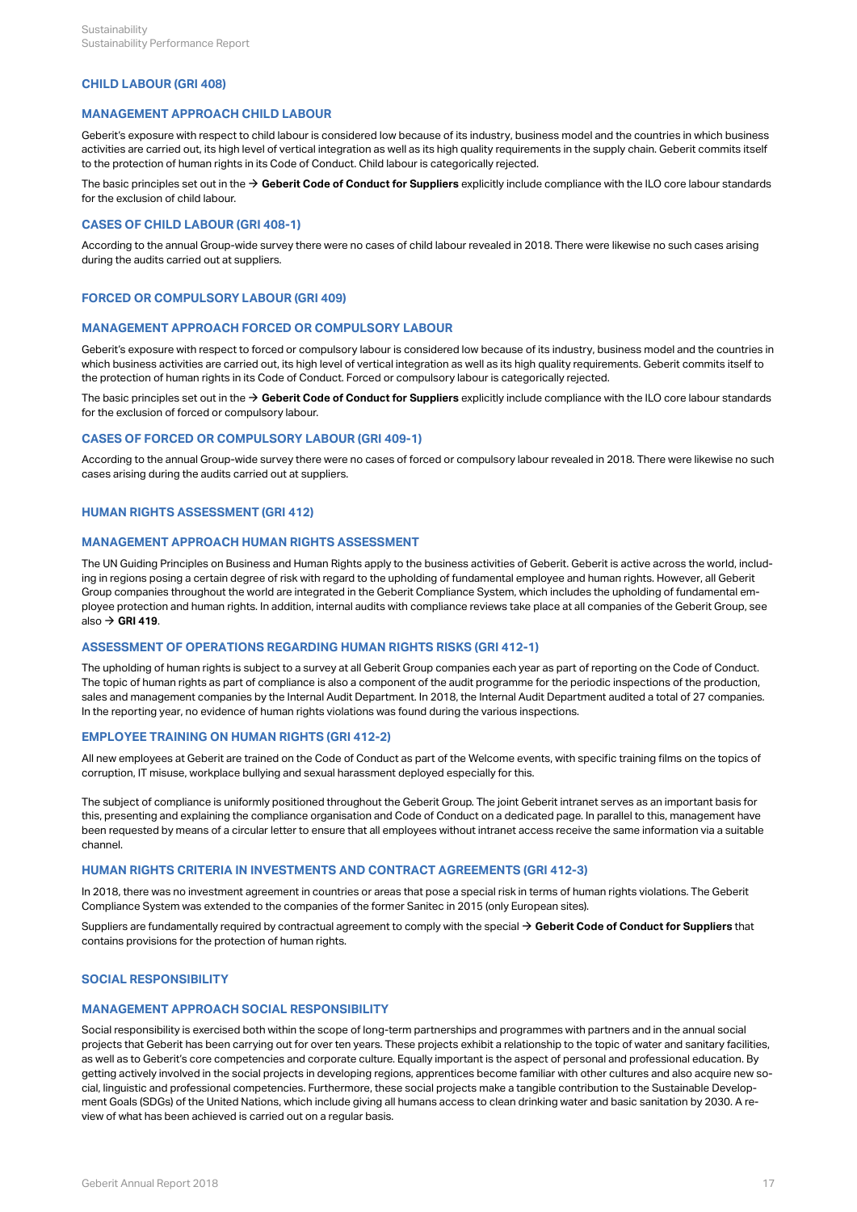## CHILD LABOUR (GRI 408)

### MANAGEMENT APPROACH CHILD LABOUR

Geberit's exposure with respect to child labour is considered low because of its industry, business model and the countries in which business activities are carried out, its high level of vertical integration as well as its high quality requirements in the supply chain. Geberit commits itself to the protection of human rights in its Code of Conduct. Child labour is categorically rejected.

The basic principles set out in the → **Geberit Code of Conduct for Suppliers** explicitly include compliance with the ILO core labour standards for the exclusion of child labour.

### CASES OF CHILD LABOUR (GRI 408-1)

According to the annual Group-wide survey there were no cases of child labour revealed in 2018. There were likewise no such cases arising during the audits carried out at suppliers.

## FORCED OR COMPULSORY LABOUR (GRI 409)

### MANAGEMENT APPROACH FORCED OR COMPULSORY LABOUR

Geberit's exposure with respect to forced or compulsory labour is considered low because of its industry, business model and the countries in which business activities are carried out, its high level of vertical integration as well as its high quality requirements. Geberit commits itself to the protection of human rights in its Code of Conduct. Forced or compulsory labour is categorically rejected.

The basic principles set out in the → **Geberit Code of Conduct for Suppliers** explicitly include compliance with the ILO core labour standards for the exclusion of forced or compulsory labour.

### CASES OF FORCED OR COMPULSORY LABOUR (GRI 409-1)

According to the annual Group-wide survey there were no cases of forced or compulsory labour revealed in 2018. There were likewise no such cases arising during the audits carried out at suppliers.

## HUMAN RIGHTS ASSESSMENT (GRI 412)

### MANAGEMENT APPROACH HUMAN RIGHTS ASSESSMENT

The UN Guiding Principles on Business and Human Rights apply to the business activities of Geberit. Geberit is active across the world, including in regions posing a certain degree of risk with regard to the upholding of fundamental employee and human rights. However, all Geberit Group companies throughout the world are integrated in the Geberit Compliance System, which includes the upholding of fundamental employee protection and human rights. In addition, internal audits with compliance reviews take place at all companies of the Geberit Group, see also → **GRI 419**.

### ASSESSMENT OF OPERATIONS REGARDING HUMAN RIGHTS RISKS (GRI 412-1)

The upholding of human rights is subject to a survey at all Geberit Group companies each year as part of reporting on the Code of Conduct. The topic of human rights as part of compliance is also a component of the audit programme for the periodic inspections of the production, sales and management companies by the Internal Audit Department. In 2018, the Internal Audit Department audited a total of 27 companies. In the reporting year, no evidence of human rights violations was found during the various inspections.

### EMPLOYEE TRAINING ON HUMAN RIGHTS (GRI 412-2)

All new employees at Geberit are trained on the Code of Conduct as part of the Welcome events, with specific training films on the topics of corruption, IT misuse, workplace bullying and sexual harassment deployed especially for this.

The subject of compliance is uniformly positioned throughout the Geberit Group. The joint Geberit intranet serves as an important basis for this, presenting and explaining the compliance organisation and Code of Conduct on a dedicated page. In parallel to this, management have been requested by means of a circular letter to ensure that all employees without intranet access receive the same information via a suitable channel.

### HUMAN RIGHTS CRITERIA IN INVESTMENTS AND CONTRACT AGREEMENTS (GRI 412-3)

In 2018, there was no investment agreement in countries or areas that pose a special risk in terms of human rights violations. The Geberit Compliance System was extended to the companies of the former Sanitec in 2015 (only European sites).

Suppliers are fundamentally required by contractual agreement to comply with the special → **Geberit Code of Conduct for Suppliers** that contains provisions for the protection of human rights.

## SOCIAL RESPONSIBILITY

### MANAGEMENT APPROACH SOCIAL RESPONSIBILITY

Social responsibility is exercised both within the scope of long-term partnerships and programmes with partners and in the annual social projects that Geberit has been carrying out for over ten years. These projects exhibit a relationship to the topic of water and sanitary facilities, as well as to Geberit's core competencies and corporate culture. Equally important is the aspect of personal and professional education. By getting actively involved in the social projects in developing regions, apprentices become familiar with other cultures and also acquire new social, linguistic and professional competencies. Furthermore, these social projects make a tangible contribution to the Sustainable Development Goals (SDGs) of the United Nations, which include giving all humans access to clean drinking water and basic sanitation by 2030. A review of what has been achieved is carried out on a regular basis.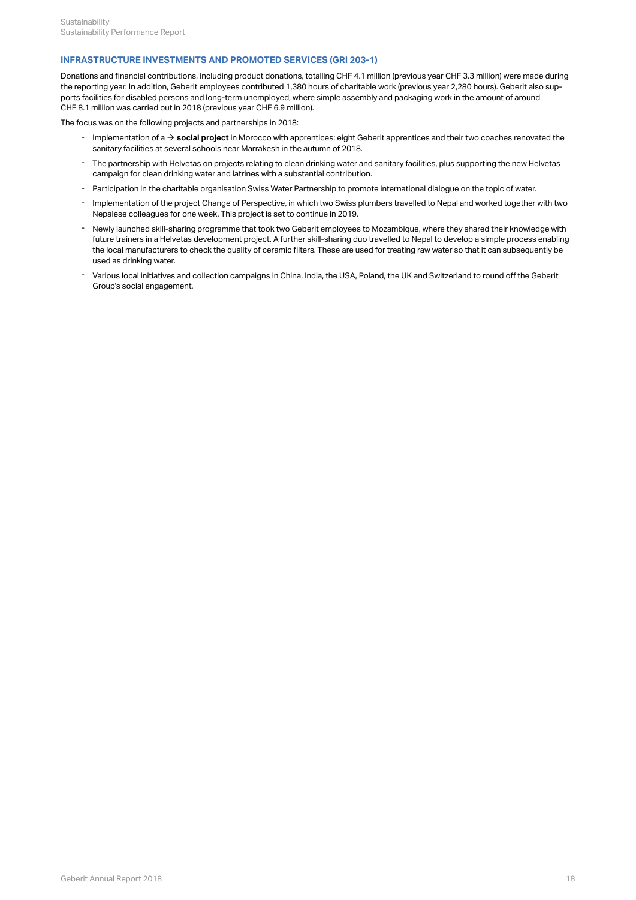### INFRASTRUCTURE INVESTMENTS AND PROMOTED SERVICES (GRI 203-1)

Donations and financial contributions, including product donations, totalling CHF 4.1 million (previous year CHF 3.3 million) were made during the reporting year. In addition, Geberit employees contributed 1,380 hours of charitable work (previous year 2,280 hours). Geberit also supports facilities for disabled persons and long-term unemployed, where simple assembly and packaging work in the amount of around CHF 8.1 million was carried out in 2018 (previous year CHF 6.9 million).

The focus was on the following projects and partnerships in 2018:

- Implementation of a → **social project** in Morocco with apprentices: eight Geberit apprentices and their two coaches renovated the sanitary facilities at several schools near Marrakesh in the autumn of 2018.
- The partnership with Helvetas on projects relating to clean drinking water and sanitary facilities, plus supporting the new Helvetas campaign for clean drinking water and latrines with a substantial contribution.
- Participation in the charitable organisation Swiss Water Partnership to promote international dialogue on the topic of water.
- Implementation of the project Change of Perspective, in which two Swiss plumbers travelled to Nepal and worked together with two Nepalese colleagues for one week. This project is set to continue in 2019.
- Newly launched skill-sharing programme that took two Geberit employees to Mozambique, where they shared their knowledge with future trainers in a Helvetas development project. A further skill-sharing duo travelled to Nepal to develop a simple process enabling the local manufacturers to check the quality of ceramic filters. These are used for treating raw water so that it can subsequently be used as drinking water.
- Various local initiatives and collection campaigns in China, India, the USA, Poland, the UK and Switzerland to round off the Geberit Group's social engagement.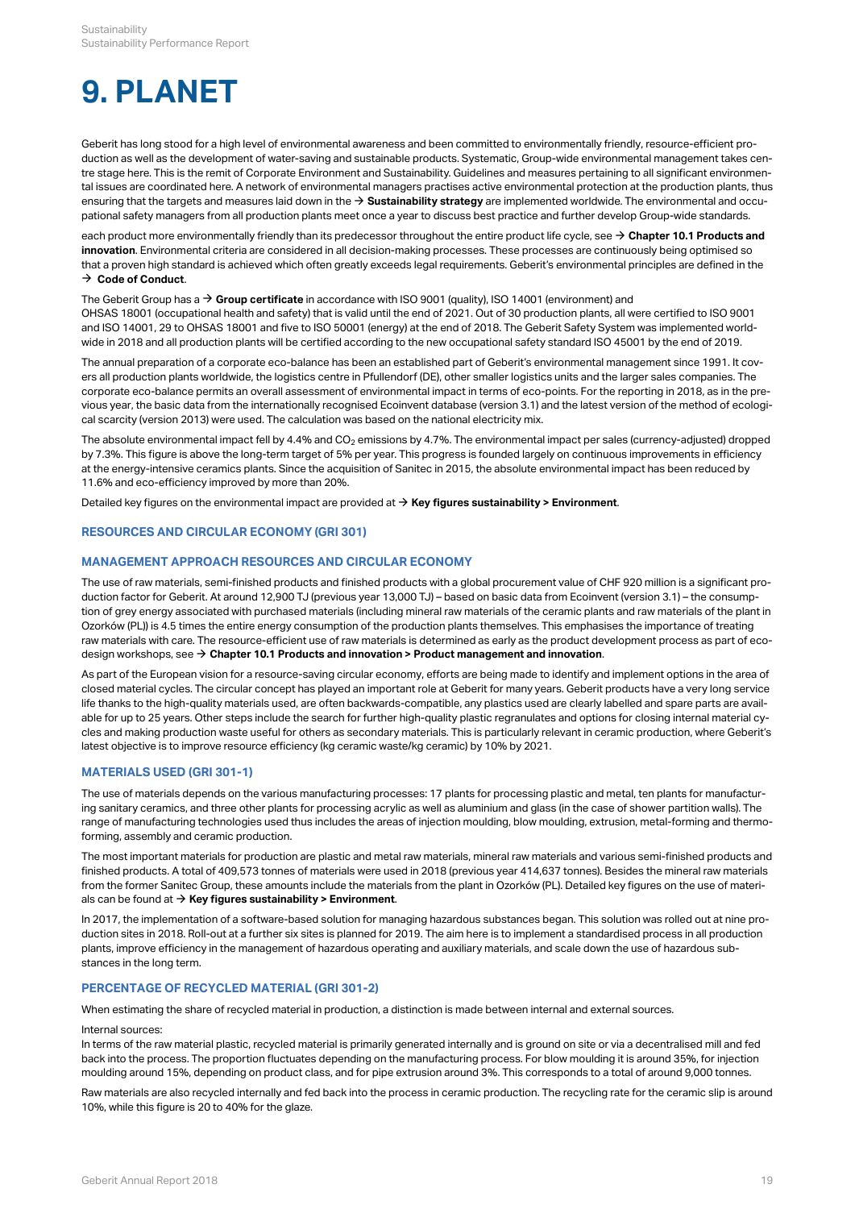# 9. PLANET

Geberit has long stood for a high level of environmental awareness and been committed to environmentally friendly, resource-efficient production as well as the development of water-saving and sustainable products. Systematic, Group-wide environmental management takes centre stage here. This is the remit of Corporate Environment and Sustainability. Guidelines and measures pertaining to all significant environmental issues are coordinated here. A network of environmental managers practises active environmental protection at the production plants, thus ensuring that the targets and measures laid down in the → **Sustainability strategy** are implemented worldwide. The environmental and occupational safety managers from all production plants meet once a year to discuss best practice and further develop Group-wide standards.

each product more environmentally friendly than its predecessor throughout the entire product life cycle, see → **Chapter 10.1 Products and innovation**. Environmental criteria are considered in all decision-making processes. These processes are continuously being optimised so that a proven high standard is achieved which often greatly exceeds legal requirements. Geberit's environmental principles are defined in the → **Code of Conduct**.

The Geberit Group has a → **Group certificate** in accordance with ISO 9001 (quality), ISO 14001 (environment) and OHSAS 18001 (occupational health and safety) that is valid until the end of 2021. Out of 30 production plants, all were certified to ISO 9001 and ISO 14001, 29 to OHSAS 18001 and five to ISO 50001 (energy) at the end of 2018. The Geberit Safety System was implemented worldwide in 2018 and all production plants will be certified according to the new occupational safety standard ISO 45001 by the end of 2019.

The annual preparation of a corporate eco-balance has been an established part of Geberit's environmental management since 1991. It covers all production plants worldwide, the logistics centre in Pfullendorf (DE), other smaller logistics units and the larger sales companies. The corporate eco-balance permits an overall assessment of environmental impact in terms of eco-points. For the reporting in 2018, as in the previous year, the basic data from the internationally recognised Ecoinvent database (version 3.1) and the latest version of the method of ecological scarcity (version 2013) were used. The calculation was based on the national electricity mix.

The absolute environmental impact fell by 4.4% and $CO_2$ emissions by 4.7%. The environmental impact per sales (currency-adjusted) dropped by 7.3%. This figure is above the long-term target of 5% per year. This progress is founded largely on continuous improvements in efficiency at the energy-intensive ceramics plants. Since the acquisition of Sanitec in 2015, the absolute environmental impact has been reduced by 11.6% and eco-efficiency improved by more than 20%.

Detailed key figures on the environmental impact are provided at → **Key figures sustainability > Environment**.

## RESOURCES AND CIRCULAR ECONOMY (GRI 301)

## MANAGEMENT APPROACH RESOURCES AND CIRCULAR ECONOMY

The use of raw materials, semi-finished products and finished products with a global procurement value of CHF 920 million is a significant production factor for Geberit. At around 12,900 TJ (previous year 13,000 TJ) – based on basic data from Ecoinvent (version 3.1) – the consumption of grey energy associated with purchased materials (including mineral raw materials of the ceramic plants and raw materials of the plant in Ozorków (PL)) is 4.5 times the entire energy consumption of the production plants themselves. This emphasises the importance of treating raw materials with care. The resource-efficient use of raw materials is determined as early as the product development process as part of eco-design workshops, see → **Chapter 10.1 Products and innovation > Product management and innovation**.

As part of the European vision for a resource-saving circular economy, efforts are being made to identify and implement options in the area of closed material cycles. The circular concept has played an important role at Geberit for many years. Geberit products have a very long service life thanks to the high-quality materials used, are often backwards-compatible, any plastics used are clearly labelled and spare parts are available for up to 25 years. Other steps include the search for further high-quality plastic regranulates and options for closing internal material cycles and making production waste useful for others as secondary materials. This is particularly relevant in ceramic production, where Geberit's latest objective is to improve resource efficiency (kg ceramic waste/kg ceramic) by 10% by 2021.

## MATERIALS USED (GRI 301-1)

The use of materials depends on the various manufacturing processes: 17 plants for processing plastic and metal, ten plants for manufacturing sanitary ceramics, and three other plants for processing acrylic as well as aluminium and glass (in the case of shower partition walls). The range of manufacturing technologies used thus includes the areas of injection moulding, blow moulding, extrusion, metal-forming and thermoforming, assembly and ceramic production.

The most important materials for production are plastic and metal raw materials, mineral raw materials and various semi-finished products and finished products. A total of 409,573 tonnes of materials were used in 2018 (previous year 414,637 tonnes). Besides the mineral raw materials from the former Sanitec Group, these amounts include the materials from the plant in Ozorków (PL). Detailed key figures on the use of materials can be found at → **Key figures sustainability > Environment**.

In 2017, the implementation of a software-based solution for managing hazardous substances began. This solution was rolled out at nine production sites in 2018. Roll-out at a further six sites is planned for 2019. The aim here is to implement a standardised process in all production plants, improve efficiency in the management of hazardous operating and auxiliary materials, and scale down the use of hazardous substances in the long term.

## PERCENTAGE OF RECYCLED MATERIAL (GRI 301-2)

When estimating the share of recycled material in production, a distinction is made between internal and external sources.

Internal sources:
In terms of the raw material plastic, recycled material is primarily generated internally and is ground on site or via a decentralised mill and fed back into the process. The proportion fluctuates depending on the manufacturing process. For blow moulding it is around 35%, for injection moulding around 15%, depending on product class, and for pipe extrusion around 3%. This corresponds to a total of around 9,000 tonnes.

Raw materials are also recycled internally and fed back into the process in ceramic production. The recycling rate for the ceramic slip is around 10%, while this figure is 20 to 40% for the glaze.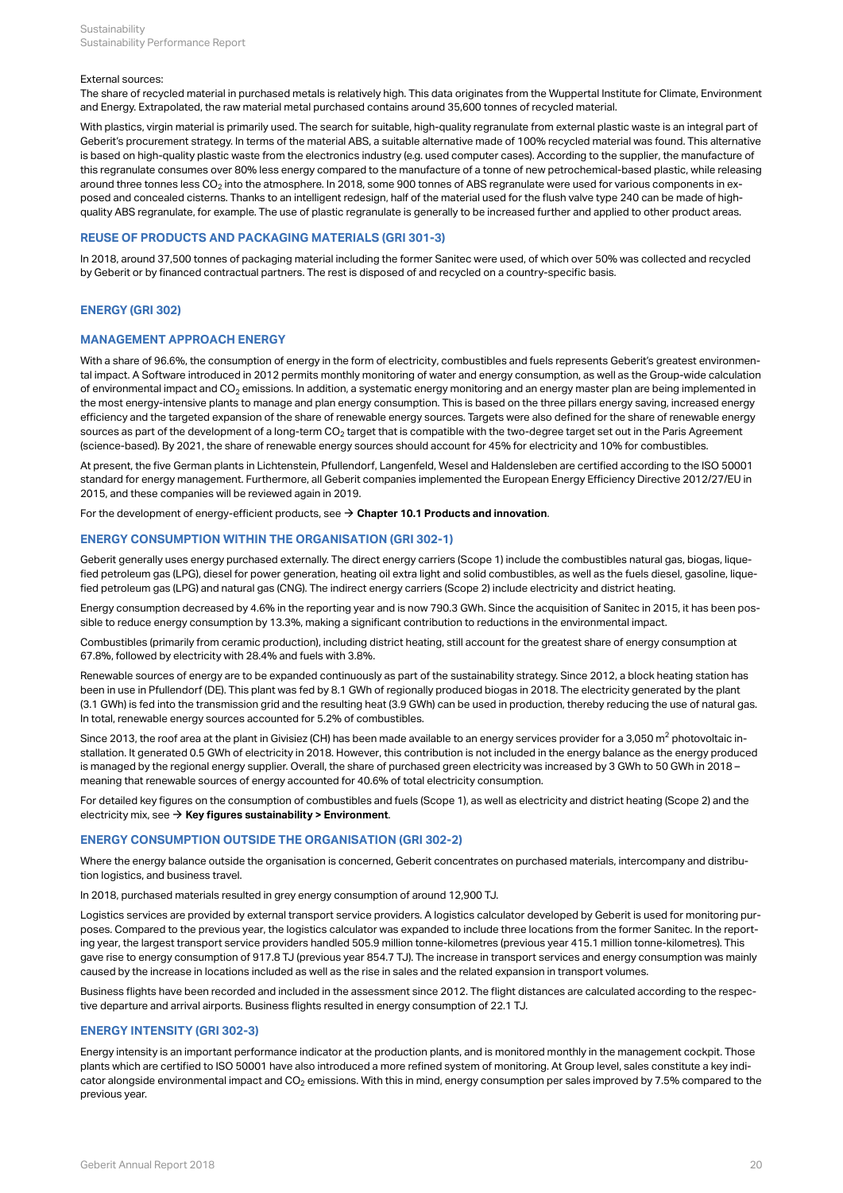External sources:

The share of recycled material in purchased metals is relatively high. This data originates from the Wuppertal Institute for Climate, Environment and Energy. Extrapolated, the raw material metal purchased contains around 35,600 tonnes of recycled material.

With plastics, virgin material is primarily used. The search for suitable, high-quality regranulate from external plastic waste is an integral part of Geberit's procurement strategy. In terms of the material ABS, a suitable alternative made of 100% recycled material was found. This alternative is based on high-quality plastic waste from the electronics industry (e.g. used computer cases). According to the supplier, the manufacture of this regranulate consumes over 80% less energy compared to the manufacture of a tonne of new petrochemical-based plastic, while releasing around three tonnes less $CO_2$ into the atmosphere. In 2018, some 900 tonnes of ABS regranulate were used for various components in exposed and concealed cisterns. Thanks to an intelligent redesign, half of the material used for the flush valve type 240 can be made of high-quality ABS regranulate, for example. The use of plastic regranulate is generally to be increased further and applied to other product areas.

## REUSE OF PRODUCTS AND PACKAGING MATERIALS (GRI 301-3)

In 2018, around 37,500 tonnes of packaging material including the former Sanitec were used, of which over 50% was collected and recycled by Geberit or by financed contractual partners. The rest is disposed of and recycled on a country-specific basis.

## ENERGY (GRI 302)

## MANAGEMENT APPROACH ENERGY

With a share of 96.6%, the consumption of energy in the form of electricity, combustibles and fuels represents Geberit's greatest environmental impact. A Software introduced in 2012 permits monthly monitoring of water and energy consumption, as well as the Group-wide calculation of environmental impact and $CO_2$ emissions. In addition, a systematic energy monitoring and an energy master plan are being implemented in the most energy-intensive plants to manage and plan energy consumption. This is based on the three pillars energy saving, increased energy efficiency and the targeted expansion of the share of renewable energy sources. Targets were also defined for the share of renewable energy sources as part of the development of a long-term $CO_2$ target that is compatible with the two-degree target set out in the Paris Agreement (science-based). By 2021, the share of renewable energy sources should account for 45% for electricity and 10% for combustibles.

At present, the five German plants in Lichtenstein, Pfullendorf, Langenfeld, Wesel and Haldensleben are certified according to the ISO 50001 standard for energy management. Furthermore, all Geberit companies implemented the European Energy Efficiency Directive 2012/27/EU in 2015, and these companies will be reviewed again in 2019.

For the development of energy-efficient products, see → **Chapter 10.1 Products and innovation**.

## ENERGY CONSUMPTION WITHIN THE ORGANISATION (GRI 302-1)

Geberit generally uses energy purchased externally. The direct energy carriers (Scope 1) include the combustibles natural gas, biogas, liquefied petroleum gas (LPG), diesel for power generation, heating oil extra light and solid combustibles, as well as the fuels diesel, gasoline, liquefied petroleum gas (LPG) and natural gas (CNG). The indirect energy carriers (Scope 2) include electricity and district heating.

Energy consumption decreased by 4.6% in the reporting year and is now 790.3 GWh. Since the acquisition of Sanitec in 2015, it has been possible to reduce energy consumption by 13.3%, making a significant contribution to reductions in the environmental impact.

Combustibles (primarily from ceramic production), including district heating, still account for the greatest share of energy consumption at 67.8%, followed by electricity with 28.4% and fuels with 3.8%.

Renewable sources of energy are to be expanded continuously as part of the sustainability strategy. Since 2012, a block heating station has been in use in Pfullendorf (DE). This plant was fed by 8.1 GWh of regionally produced biogas in 2018. The electricity generated by the plant (3.1 GWh) is fed into the transmission grid and the resulting heat (3.9 GWh) can be used in production, thereby reducing the use of natural gas. In total, renewable energy sources accounted for 5.2% of combustibles.

Since 2013, the roof area at the plant in Givisiez (CH) has been made available to an energy services provider for a 3,050 $m^2$ photovoltaic installation. It generated 0.5 GWh of electricity in 2018. However, this contribution is not included in the energy balance as the energy produced is managed by the regional energy supplier. Overall, the share of purchased green electricity was increased by 3 GWh to 50 GWh in 2018 – meaning that renewable sources of energy accounted for 40.6% of total electricity consumption.

For detailed key figures on the consumption of combustibles and fuels (Scope 1), as well as electricity and district heating (Scope 2) and the electricity mix, see → **Key figures sustainability > Environment**.

## ENERGY CONSUMPTION OUTSIDE THE ORGANISATION (GRI 302-2)

Where the energy balance outside the organisation is concerned, Geberit concentrates on purchased materials, intercompany and distribution logistics, and business travel.

In 2018, purchased materials resulted in grey energy consumption of around 12,900 TJ.

Logistics services are provided by external transport service providers. A logistics calculator developed by Geberit is used for monitoring purposes. Compared to the previous year, the logistics calculator was expanded to include three locations from the former Sanitec. In the reporting year, the largest transport service providers handled 505.9 million tonne-kilometres (previous year 415.1 million tonne-kilometres). This gave rise to energy consumption of 917.8 TJ (previous year 854.7 TJ). The increase in transport services and energy consumption was mainly caused by the increase in locations included as well as the rise in sales and the related expansion in transport volumes.

Business flights have been recorded and included in the assessment since 2012. The flight distances are calculated according to the respective departure and arrival airports. Business flights resulted in energy consumption of 22.1 TJ.

## ENERGY INTENSITY (GRI 302-3)

Energy intensity is an important performance indicator at the production plants, and is monitored monthly in the management cockpit. Those plants which are certified to ISO 50001 have also introduced a more refined system of monitoring. At Group level, sales constitute a key indicator alongside environmental impact and $CO_2$ emissions. With this in mind, energy consumption per sales improved by 7.5% compared to the previous year.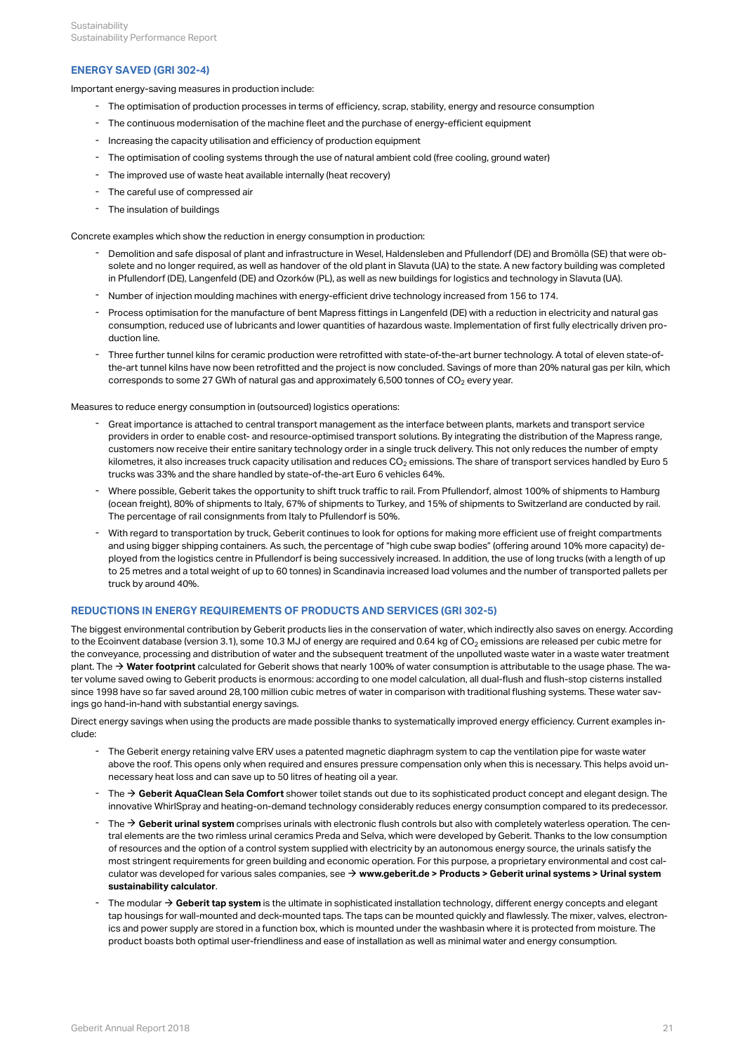## ENERGY SAVED (GRI 302-4)

Important energy-saving measures in production include:

- The optimisation of production processes in terms of efficiency, scrap, stability, energy and resource consumption
- The continuous modernisation of the machine fleet and the purchase of energy-efficient equipment
- Increasing the capacity utilisation and efficiency of production equipment
- The optimisation of cooling systems through the use of natural ambient cold (free cooling, ground water)
- The improved use of waste heat available internally (heat recovery)
- The careful use of compressed air
- The insulation of buildings

Concrete examples which show the reduction in energy consumption in production:

- Demolition and safe disposal of plant and infrastructure in Wesel, Haldensleben and Pfullendorf (DE) and Bromölla (SE) that were obsolete and no longer required, as well as handover of the old plant in Slavuta (UA) to the state. A new factory building was completed in Pfullendorf (DE), Langenfeld (DE) and Ozorków (PL), as well as new buildings for logistics and technology in Slavuta (UA).
- Number of injection moulding machines with energy-efficient drive technology increased from 156 to 174.
- Process optimisation for the manufacture of bent Mapress fittings in Langenfeld (DE) with a reduction in electricity and natural gas consumption, reduced use of lubricants and lower quantities of hazardous waste. Implementation of first fully electrically driven production line.
- Three further tunnel kilns for ceramic production were retrofitted with state-of-the-art burner technology. A total of eleven state-of-the-art tunnel kilns have now been retrofitted and the project is now concluded. Savings of more than 20% natural gas per kiln, which corresponds to some 27 GWh of natural gas and approximately 6,500 tonnes of $CO_2$ every year.

Measures to reduce energy consumption in (outsourced) logistics operations:

- Great importance is attached to central transport management as the interface between plants, markets and transport service providers in order to enable cost- and resource-optimised transport solutions. By integrating the distribution of the Mapress range, customers now receive their entire sanitary technology order in a single truck delivery. This not only reduces the number of empty kilometres, it also increases truck capacity utilisation and reduces $CO_2$ emissions. The share of transport services handled by Euro 5 trucks was 33% and the share handled by state-of-the-art Euro 6 vehicles 64%.
- Where possible, Geberit takes the opportunity to shift truck traffic to rail. From Pfullendorf, almost 100% of shipments to Hamburg (ocean freight), 80% of shipments to Italy, 67% of shipments to Turkey, and 15% of shipments to Switzerland are conducted by rail. The percentage of rail consignments from Italy to Pfullendorf is 50%.
- With regard to transportation by truck, Geberit continues to look for options for making more efficient use of freight compartments and using bigger shipping containers. As such, the percentage of "high cube swap bodies" (offering around 10% more capacity) deployed from the logistics centre in Pfullendorf is being successively increased. In addition, the use of long trucks (with a length of up to 25 metres and a total weight of up to 60 tonnes) in Scandinavia increased load volumes and the number of transported pallets per truck by around 40%.

## REDUCTIONS IN ENERGY REQUIREMENTS OF PRODUCTS AND SERVICES (GRI 302-5)

The biggest environmental contribution by Geberit products lies in the conservation of water, which indirectly also saves on energy. According to the Ecoinvent database (version 3.1), some 10.3 MJ of energy are required and 0.64 kg of $CO_2$ emissions are released per cubic metre for the conveyance, processing and distribution of water and the subsequent treatment of the unpolluted waste water in a waste water treatment plant. The → **Water footprint** calculated for Geberit shows that nearly 100% of water consumption is attributable to the usage phase. The water volume saved owing to Geberit products is enormous: according to one model calculation, all dual-flush and flush-stop cisterns installed since 1998 have so far saved around 28,100 million cubic metres of water in comparison with traditional flushing systems. These water savings go hand-in-hand with substantial energy savings.

Direct energy savings when using the products are made possible thanks to systematically improved energy efficiency. Current examples include:

- The Geberit energy retaining valve ERV uses a patented magnetic diaphragm system to cap the ventilation pipe for waste water above the roof. This opens only when required and ensures pressure compensation only when this is necessary. This helps avoid unnecessary heat loss and can save up to 50 litres of heating oil a year.
- The → **Geberit AquaClean Sela Comfort** shower toilet stands out due to its sophisticated product concept and elegant design. The innovative WhirlSpray and heating-on-demand technology considerably reduces energy consumption compared to its predecessor.
- The → **Geberit urinal system** comprises urinals with electronic flush controls but also with completely waterless operation. The central elements are the two rimless urinal ceramics Preda and Selva, which were developed by Geberit. Thanks to the low consumption of resources and the option of a control system supplied with electricity by an autonomous energy source, the urinals satisfy the most stringent requirements for green building and economic operation. For this purpose, a proprietary environmental and cost calculator was developed for various sales companies, see → **www.geberit.de > Products > Geberit urinal systems > Urinal system sustainability calculator**.
- The modular → **Geberit tap system** is the ultimate in sophisticated installation technology, different energy concepts and elegant tap housings for wall-mounted and deck-mounted taps. The taps can be mounted quickly and flawlessly. The mixer, valves, electronics and power supply are stored in a function box, which is mounted under the washbasin where it is protected from moisture. The product boasts both optimal user-friendliness and ease of installation as well as minimal water and energy consumption.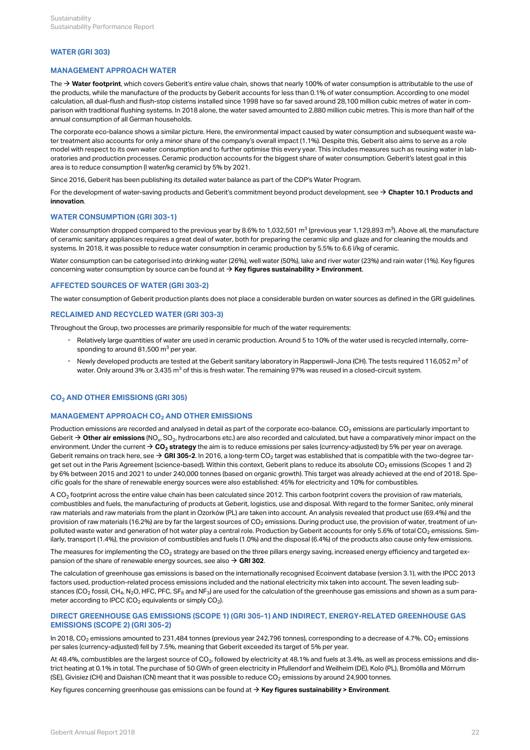## WATER (GRI 303)

### MANAGEMENT APPROACH WATER

The → **Water footprint**, which covers Geberit's entire value chain, shows that nearly 100% of water consumption is attributable to the use of the products, while the manufacture of the products by Geberit accounts for less than 0.1% of water consumption. According to one model calculation, all dual-flush and flush-stop cisterns installed since 1998 have so far saved around 28,100 million cubic metres of water in comparison with traditional flushing systems. In 2018 alone, the water saved amounted to 2,880 million cubic metres. This is more than half of the annual consumption of all German households.

The corporate eco-balance shows a similar picture. Here, the environmental impact caused by water consumption and subsequent waste water treatment also accounts for only a minor share of the company's overall impact (1.1%). Despite this, Geberit also aims to serve as a role model with respect to its own water consumption and to further optimise this every year. This includes measures such as reusing water in laboratories and production processes. Ceramic production accounts for the biggest share of water consumption. Geberit's latest goal in this area is to reduce consumption (l water/kg ceramic) by 5% by 2021.

Since 2016, Geberit has been publishing its detailed water balance as part of the CDP's Water Program.

For the development of water-saving products and Geberit's commitment beyond product development, see → **Chapter 10.1 Products and innovation**.

### WATER CONSUMPTION (GRI 303-1)

Water consumption dropped compared to the previous year by 8.6% to 1,032,501 m$^3$ (previous year 1,129,893 m$^3$). Above all, the manufacture of ceramic sanitary appliances requires a great deal of water, both for preparing the ceramic slip and glaze and for cleaning the moulds and systems. In 2018, it was possible to reduce water consumption in ceramic production by 5.5% to 6.6 l/kg of ceramic.

Water consumption can be categorised into drinking water (26%), well water (50%), lake and river water (23%) and rain water (1%). Key figures concerning water consumption by source can be found at → **Key figures sustainability > Environment**.

### AFFECTED SOURCES OF WATER (GRI 303-2)

The water consumption of Geberit production plants does not place a considerable burden on water sources as defined in the GRI guidelines.

### RECLAIMED AND RECYCLED WATER (GRI 303-3)

Throughout the Group, two processes are primarily responsible for much of the water requirements:

- Relatively large quantities of water are used in ceramic production. Around 5 to 10% of the water used is recycled internally, corresponding to around 81,500 m$^3$ per year.
- Newly developed products are tested at the Geberit sanitary laboratory in Rapperswil-Jona (CH). The tests required 116,052 m$^3$ of water. Only around 3% or 3,435 m$^3$ of this is fresh water. The remaining 97% was reused in a closed-circuit system.

## $CO_2$ AND OTHER EMISSIONS (GRI 305)

### MANAGEMENT APPROACH $CO_2$ AND OTHER EMISSIONS

Production emissions are recorded and analysed in detail as part of the corporate eco-balance. $CO_2$ emissions are particularly important to Geberit → **Other air emissions** ($NO_x$, $SO_2$, hydrocarbons etc.) are also recorded and calculated, but have a comparatively minor impact on the environment. Under the current → **$CO_2$ strategy** the aim is to reduce emissions per sales (currency-adjusted) by 5% per year on average. Geberit remains on track here, see → **GRI 305-2**. In 2016, a long-term $CO_2$ target was established that is compatible with the two-degree target set out in the Paris Agreement (science-based). Within this context, Geberit plans to reduce its absolute $CO_2$ emissions (Scopes 1 and 2) by 6% between 2015 and 2021 to under 240,000 tonnes (based on organic growth). This target was already achieved at the end of 2018. Specific goals for the share of renewable energy sources were also established: 45% for electricity and 10% for combustibles.

A $CO_2$ footprint across the entire value chain has been calculated since 2012. This carbon footprint covers the provision of raw materials, combustibles and fuels, the manufacturing of products at Geberit, logistics, use and disposal. With regard to the former Sanitec, only mineral raw materials and raw materials from the plant in Ozorków (PL) are taken into account. An analysis revealed that product use (69.4%) and the provision of raw materials (16.2%) are by far the largest sources of $CO_2$ emissions. During product use, the provision of water, treatment of unpolluted waste water and generation of hot water play a central role. Production by Geberit accounts for only 5.6% of total $CO_2$ emissions. Similarly, transport (1.4%), the provision of combustibles and fuels (1.0%) and the disposal (6.4%) of the products also cause only few emissions.

The measures for implementing the $CO_2$ strategy are based on the three pillars energy saving, increased energy efficiency and targeted expansion of the share of renewable energy sources, see also → **GRI 302**.

The calculation of greenhouse gas emissions is based on the internationally recognised Ecoinvent database (version 3.1), with the IPCC 2013 factors used, production-related process emissions included and the national electricity mix taken into account. The seven leading substances ($CO_2$ fossil, $CH_4$, $N_2O$, HFC, PFC, $SF_6$ and $NF_3$) are used for the calculation of the greenhouse gas emissions and shown as a sum parameter according to IPCC ($CO_2$ equivalents or simply $CO_2$).

### DIRECT GREENHOUSE GAS EMISSIONS (SCOPE 1) (GRI 305-1) AND INDIRECT, ENERGY-RELATED GREENHOUSE GAS EMISSIONS (SCOPE 2) (GRI 305-2)

In 2018, $CO_2$ emissions amounted to 231,484 tonnes (previous year 242,796 tonnes), corresponding to a decrease of 4.7%. $CO_2$ emissions per sales (currency-adjusted) fell by 7.5%, meaning that Geberit exceeded its target of 5% per year.

At 48.4%, combustibles are the largest source of $CO_2$, followed by electricity at 48.1% and fuels at 3.4%, as well as process emissions and district heating at 0.1% in total. The purchase of 50 GWh of green electricity in Pfullendorf and Weilheim (DE), Kolo (PL), Bromölla and Mörrum (SE), Givisiez (CH) and Daishan (CN) meant that it was possible to reduce $CO_2$ emissions by around 24,900 tonnes.

Key figures concerning greenhouse gas emissions can be found at → **Key figures sustainability > Environment**.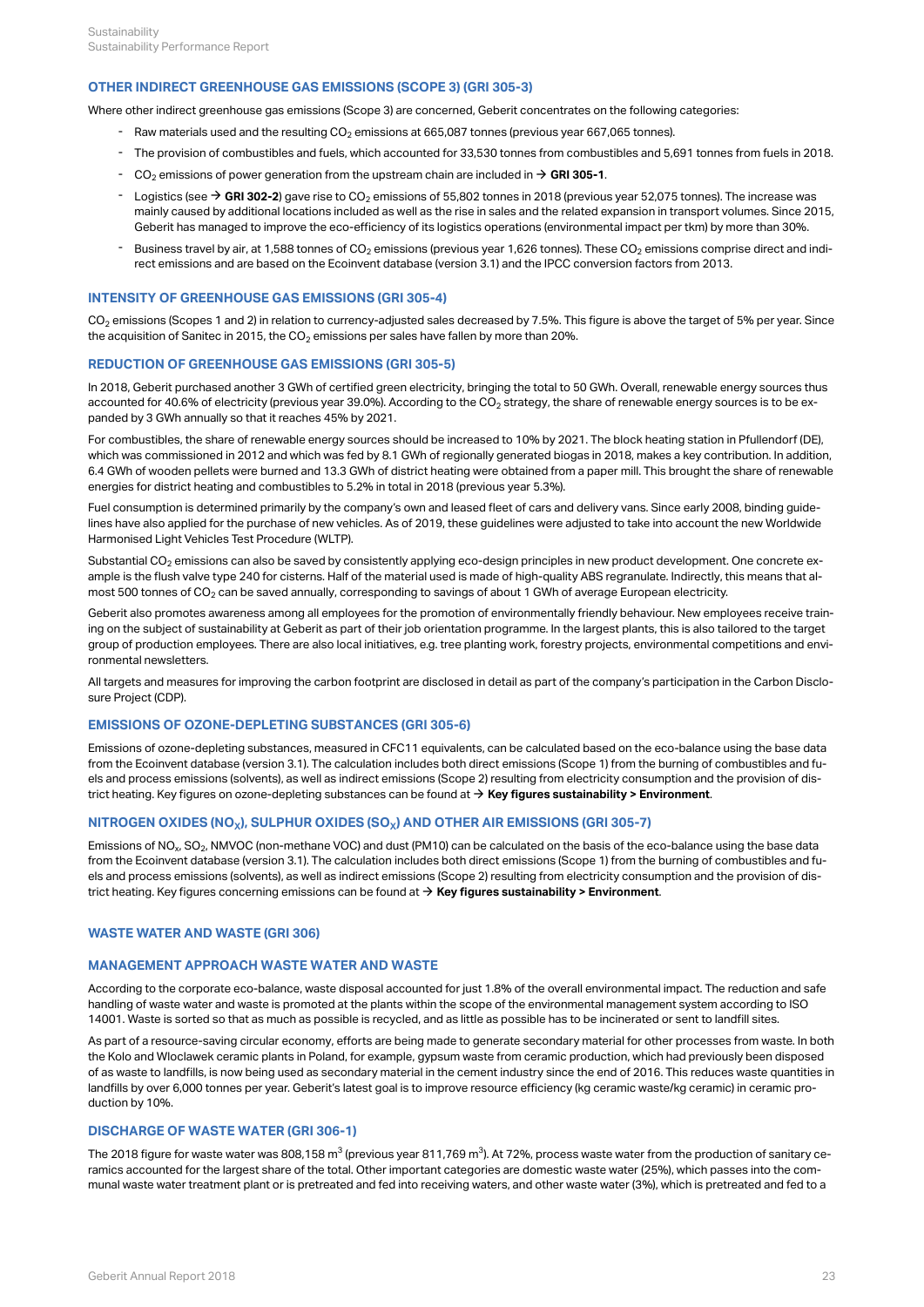### OTHER INDIRECT GREENHOUSE GAS EMISSIONS (SCOPE 3) (GRI 305-3)

Where other indirect greenhouse gas emissions (Scope 3) are concerned, Geberit concentrates on the following categories:

- Raw materials used and the resulting $CO_2$ emissions at 665,087 tonnes (previous year 667,065 tonnes).
- The provision of combustibles and fuels, which accounted for 33,530 tonnes from combustibles and 5,691 tonnes from fuels in 2018.
- $CO_2$ emissions of power generation from the upstream chain are included in → **GRI 305-1**.
- Logistics (see → **GRI 302-2**) gave rise to $CO_2$ emissions of 55,802 tonnes in 2018 (previous year 52,075 tonnes). The increase was mainly caused by additional locations included as well as the rise in sales and the related expansion in transport volumes. Since 2015, Geberit has managed to improve the eco-efficiency of its logistics operations (environmental impact per tkm) by more than 30%.
- Business travel by air, at 1,588 tonnes of $CO_2$ emissions (previous year 1,626 tonnes). These $CO_2$ emissions comprise direct and indirect emissions and are based on the Ecoinvent database (version 3.1) and the IPCC conversion factors from 2013.

### INTENSITY OF GREENHOUSE GAS EMISSIONS (GRI 305-4)

$CO_2$ emissions (Scopes 1 and 2) in relation to currency-adjusted sales decreased by 7.5%. This figure is above the target of 5% per year. Since the acquisition of Sanitec in 2015, the $CO_2$ emissions per sales have fallen by more than 20%.

### REDUCTION OF GREENHOUSE GAS EMISSIONS (GRI 305-5)

In 2018, Geberit purchased another 3 GWh of certified green electricity, bringing the total to 50 GWh. Overall, renewable energy sources thus accounted for 40.6% of electricity (previous year 39.0%). According to the $CO_2$ strategy, the share of renewable energy sources is to be expanded by 3 GWh annually so that it reaches 45% by 2021.

For combustibles, the share of renewable energy sources should be increased to 10% by 2021. The block heating station in Pfullendorf (DE), which was commissioned in 2012 and which was fed by 8.1 GWh of regionally generated biogas in 2018, makes a key contribution. In addition, 6.4 GWh of wooden pellets were burned and 13.3 GWh of district heating were obtained from a paper mill. This brought the share of renewable energies for district heating and combustibles to 5.2% in total in 2018 (previous year 5.3%).

Fuel consumption is determined primarily by the company's own and leased fleet of cars and delivery vans. Since early 2008, binding guidelines have also applied for the purchase of new vehicles. As of 2019, these guidelines were adjusted to take into account the new Worldwide Harmonised Light Vehicles Test Procedure (WLTP).

Substantial $CO_2$ emissions can also be saved by consistently applying eco-design principles in new product development. One concrete example is the flush valve type 240 for cisterns. Half of the material used is made of high-quality ABS regranulate. Indirectly, this means that almost 500 tonnes of $CO_2$ can be saved annually, corresponding to savings of about 1 GWh of average European electricity.

Geberit also promotes awareness among all employees for the promotion of environmentally friendly behaviour. New employees receive training on the subject of sustainability at Geberit as part of their job orientation programme. In the largest plants, this is also tailored to the target group of production employees. There are also local initiatives, e.g. tree planting work, forestry projects, environmental competitions and environmental newsletters.

All targets and measures for improving the carbon footprint are disclosed in detail as part of the company's participation in the Carbon Disclosure Project (CDP).

### EMISSIONS OF OZONE-DEPLETING SUBSTANCES (GRI 305-6)

Emissions of ozone-depleting substances, measured in CFC11 equivalents, can be calculated based on the eco-balance using the base data from the Ecoinvent database (version 3.1). The calculation includes both direct emissions (Scope 1) from the burning of combustibles and fuels and process emissions (solvents), as well as indirect emissions (Scope 2) resulting from electricity consumption and the provision of district heating. Key figures on ozone-depleting substances can be found at → **Key figures sustainability > Environment**.

### NITROGEN OXIDES ($NO_X$), SULPHUR OXIDES ($SO_X$) AND OTHER AIR EMISSIONS (GRI 305-7)

Emissions of $NO_x$, $SO_2$, NMVOC (non-methane VOC) and dust (PM10) can be calculated on the basis of the eco-balance using the base data from the Ecoinvent database (version 3.1). The calculation includes both direct emissions (Scope 1) from the burning of combustibles and fuels and process emissions (solvents), as well as indirect emissions (Scope 2) resulting from electricity consumption and the provision of district heating. Key figures concerning emissions can be found at → **Key figures sustainability > Environment**.

## WASTE WATER AND WASTE (GRI 306)

### MANAGEMENT APPROACH WASTE WATER AND WASTE

According to the corporate eco-balance, waste disposal accounted for just 1.8% of the overall environmental impact. The reduction and safe handling of waste water and waste is promoted at the plants within the scope of the environmental management system according to ISO 14001. Waste is sorted so that as much as possible is recycled, and as little as possible has to be incinerated or sent to landfill sites.

As part of a resource-saving circular economy, efforts are being made to generate secondary material for other processes from waste. In both the Kolo and Wloclawek ceramic plants in Poland, for example, gypsum waste from ceramic production, which had previously been disposed of as waste to landfills, is now being used as secondary material in the cement industry since the end of 2016. This reduces waste quantities in landfills by over 6,000 tonnes per year. Geberit's latest goal is to improve resource efficiency (kg ceramic waste/kg ceramic) in ceramic production by 10%.

### DISCHARGE OF WASTE WATER (GRI 306-1)

The 2018 figure for waste water was 808,158 $m^3$ (previous year 811,769 $m^3$). At 72%, process waste water from the production of sanitary ceramics accounted for the largest share of the total. Other important categories are domestic waste water (25%), which passes into the communal waste water treatment plant or is pretreated and fed into receiving waters, and other waste water (3%), which is pretreated and fed to a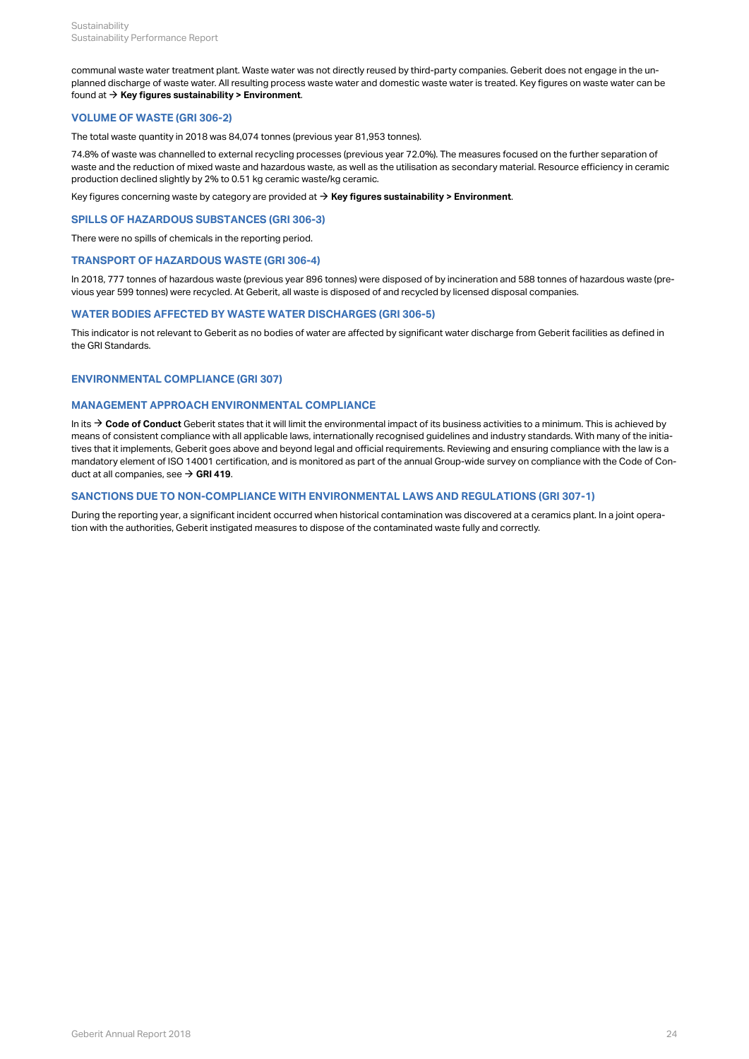communal waste water treatment plant. Waste water was not directly reused by third-party companies. Geberit does not engage in the unplanned discharge of waste water. All resulting process waste water and domestic waste water is treated. Key figures on waste water can be found at → **Key figures sustainability > Environment**.

### VOLUME OF WASTE (GRI 306-2)

The total waste quantity in 2018 was 84,074 tonnes (previous year 81,953 tonnes).

74.8% of waste was channelled to external recycling processes (previous year 72.0%). The measures focused on the further separation of waste and the reduction of mixed waste and hazardous waste, as well as the utilisation as secondary material. Resource efficiency in ceramic production declined slightly by 2% to 0.51 kg ceramic waste/kg ceramic.

Key figures concerning waste by category are provided at → **Key figures sustainability > Environment**.

### SPILLS OF HAZARDOUS SUBSTANCES (GRI 306-3)

There were no spills of chemicals in the reporting period.

### TRANSPORT OF HAZARDOUS WASTE (GRI 306-4)

In 2018, 777 tonnes of hazardous waste (previous year 896 tonnes) were disposed of by incineration and 588 tonnes of hazardous waste (previous year 599 tonnes) were recycled. At Geberit, all waste is disposed of and recycled by licensed disposal companies.

### WATER BODIES AFFECTED BY WASTE WATER DISCHARGES (GRI 306-5)

This indicator is not relevant to Geberit as no bodies of water are affected by significant water discharge from Geberit facilities as defined in the GRI Standards.

## ENVIRONMENTAL COMPLIANCE (GRI 307)

### MANAGEMENT APPROACH ENVIRONMENTAL COMPLIANCE

In its → **Code of Conduct** Geberit states that it will limit the environmental impact of its business activities to a minimum. This is achieved by means of consistent compliance with all applicable laws, internationally recognised guidelines and industry standards. With many of the initiatives that it implements, Geberit goes above and beyond legal and official requirements. Reviewing and ensuring compliance with the law is a mandatory element of ISO 14001 certification, and is monitored as part of the annual Group-wide survey on compliance with the Code of Conduct at all companies, see → **GRI 419**.

### SANCTIONS DUE TO NON-COMPLIANCE WITH ENVIRONMENTAL LAWS AND REGULATIONS (GRI 307-1)

During the reporting year, a significant incident occurred when historical contamination was discovered at a ceramics plant. In a joint operation with the authorities, Geberit instigated measures to dispose of the contaminated waste fully and correctly.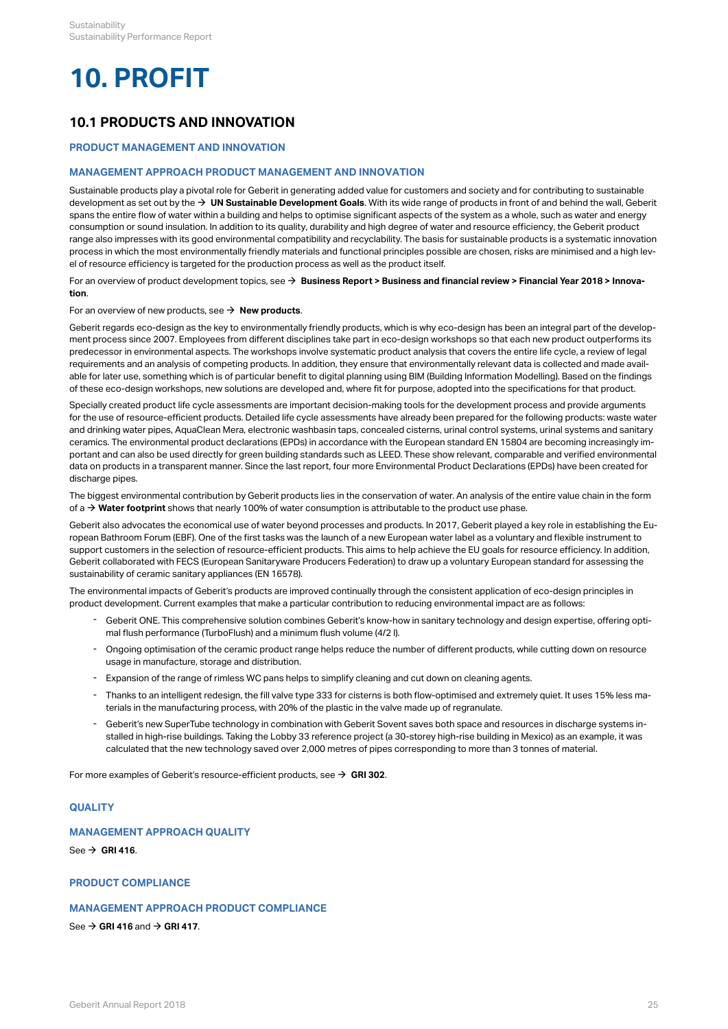# 10. PROFIT

## 10.1 PRODUCTS AND INNOVATION

### PRODUCT MANAGEMENT AND INNOVATION

### MANAGEMENT APPROACH PRODUCT MANAGEMENT AND INNOVATION

Sustainable products play a pivotal role for Geberit in generating added value for customers and society and for contributing to sustainable development as set out by the → **UN Sustainable Development Goals**. With its wide range of products in front of and behind the wall, Geberit spans the entire flow of water within a building and helps to optimise significant aspects of the system as a whole, such as water and energy consumption or sound insulation. In addition to its quality, durability and high degree of water and resource efficiency, the Geberit product range also impresses with its good environmental compatibility and recyclability. The basis for sustainable products is a systematic innovation process in which the most environmentally friendly materials and functional principles possible are chosen, risks are minimised and a high level of resource efficiency is targeted for the production process as well as the product itself.

For an overview of product development topics, see → **Business Report > Business and financial review > Financial Year 2018 > Innovation**.

For an overview of new products, see → **New products**.

Geberit regards eco-design as the key to environmentally friendly products, which is why eco-design has been an integral part of the development process since 2007. Employees from different disciplines take part in eco-design workshops so that each new product outperforms its predecessor in environmental aspects. The workshops involve systematic product analysis that covers the entire life cycle, a review of legal requirements and an analysis of competing products. In addition, they ensure that environmentally relevant data is collected and made available for later use, something which is of particular benefit to digital planning using BIM (Building Information Modelling). Based on the findings of these eco-design workshops, new solutions are developed and, where fit for purpose, adopted into the specifications for that product.

Specially created product life cycle assessments are important decision-making tools for the development process and provide arguments for the use of resource-efficient products. Detailed life cycle assessments have already been prepared for the following products: waste water and drinking water pipes, AquaClean Mera, electronic washbasin taps, concealed cisterns, urinal control systems, urinal systems and sanitary ceramics. The environmental product declarations (EPDs) in accordance with the European standard EN 15804 are becoming increasingly important and can also be used directly for green building standards such as LEED. These show relevant, comparable and verified environmental data on products in a transparent manner. Since the last report, four more Environmental Product Declarations (EPDs) have been created for discharge pipes.

The biggest environmental contribution by Geberit products lies in the conservation of water. An analysis of the entire value chain in the form of a → **Water footprint** shows that nearly 100% of water consumption is attributable to the product use phase.

Geberit also advocates the economical use of water beyond processes and products. In 2017, Geberit played a key role in establishing the European Bathroom Forum (EBF). One of the first tasks was the launch of a new European water label as a voluntary and flexible instrument to support customers in the selection of resource-efficient products. This aims to help achieve the EU goals for resource efficiency. In addition, Geberit collaborated with FECS (European Sanitaryware Producers Federation) to draw up a voluntary European standard for assessing the sustainability of ceramic sanitary appliances (EN 16578).

The environmental impacts of Geberit's products are improved continually through the consistent application of eco-design principles in product development. Current examples that make a particular contribution to reducing environmental impact are as follows:

- Geberit ONE. This comprehensive solution combines Geberit's know-how in sanitary technology and design expertise, offering optimal flush performance (TurboFlush) and a minimum flush volume (4/2 l).
- Ongoing optimisation of the ceramic product range helps reduce the number of different products, while cutting down on resource usage in manufacture, storage and distribution.
- Expansion of the range of rimless WC pans helps to simplify cleaning and cut down on cleaning agents.
- Thanks to an intelligent redesign, the fill valve type 333 for cisterns is both flow-optimised and extremely quiet. It uses 15% less materials in the manufacturing process, with 20% of the plastic in the valve made up of regranulate.
- Geberit's new SuperTube technology in combination with Geberit Sovent saves both space and resources in discharge systems installed in high-rise buildings. Taking the Lobby 33 reference project (a 30-storey high-rise building in Mexico) as an example, it was calculated that the new technology saved over 2,000 metres of pipes corresponding to more than 3 tonnes of material.

For more examples of Geberit's resource-efficient products, see → **GRI 302**.

### QUALITY

### MANAGEMENT APPROACH QUALITY

See → **GRI 416**.

### PRODUCT COMPLIANCE

### MANAGEMENT APPROACH PRODUCT COMPLIANCE

See → **GRI 416** and → **GRI 417**.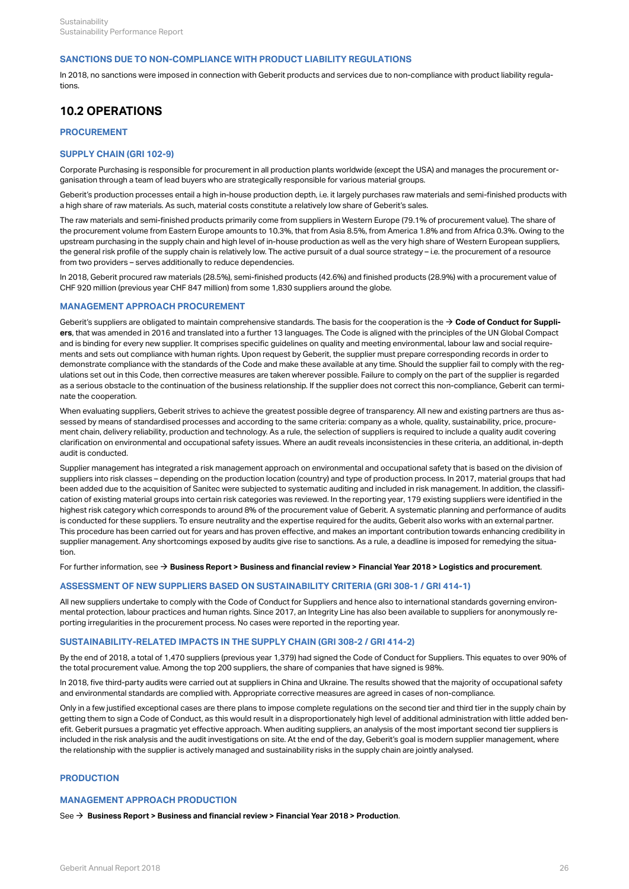### SANCTIONS DUE TO NON-COMPLIANCE WITH PRODUCT LIABILITY REGULATIONS

In 2018, no sanctions were imposed in connection with Geberit products and services due to non-compliance with product liability regulations.

## 10.2 OPERATIONS

### PROCUREMENT

### SUPPLY CHAIN (GRI 102-9)

Corporate Purchasing is responsible for procurement in all production plants worldwide (except the USA) and manages the procurement organisation through a team of lead buyers who are strategically responsible for various material groups.

Geberit's production processes entail a high in-house production depth, i.e. it largely purchases raw materials and semi-finished products with a high share of raw materials. As such, material costs constitute a relatively low share of Geberit's sales.

The raw materials and semi-finished products primarily come from suppliers in Western Europe (79.1% of procurement value). The share of the procurement volume from Eastern Europe amounts to 10.3%, that from Asia 8.5%, from America 1.8% and from Africa 0.3%. Owing to the upstream purchasing in the supply chain and high level of in-house production as well as the very high share of Western European suppliers, the general risk profile of the supply chain is relatively low. The active pursuit of a dual source strategy – i.e. the procurement of a resource from two providers – serves additionally to reduce dependencies.

In 2018, Geberit procured raw materials (28.5%), semi-finished products (42.6%) and finished products (28.9%) with a procurement value of CHF 920 million (previous year CHF 847 million) from some 1,830 suppliers around the globe.

### MANAGEMENT APPROACH PROCUREMENT

Geberit's suppliers are obligated to maintain comprehensive standards. The basis for the cooperation is the → **Code of Conduct for Suppliers**, that was amended in 2016 and translated into a further 13 languages. The Code is aligned with the principles of the UN Global Compact and is binding for every new supplier. It comprises specific guidelines on quality and meeting environmental, labour law and social requirements and sets out compliance with human rights. Upon request by Geberit, the supplier must prepare corresponding records in order to demonstrate compliance with the standards of the Code and make these available at any time. Should the supplier fail to comply with the regulations set out in this Code, then corrective measures are taken wherever possible. Failure to comply on the part of the supplier is regarded as a serious obstacle to the continuation of the business relationship. If the supplier does not correct this non-compliance, Geberit can terminate the cooperation.

When evaluating suppliers, Geberit strives to achieve the greatest possible degree of transparency. All new and existing partners are thus assessed by means of standardised processes and according to the same criteria: company as a whole, quality, sustainability, price, procurement chain, delivery reliability, production and technology. As a rule, the selection of suppliers is required to include a quality audit covering clarification on environmental and occupational safety issues. Where an audit reveals inconsistencies in these criteria, an additional, in-depth audit is conducted.

Supplier management has integrated a risk management approach on environmental and occupational safety that is based on the division of suppliers into risk classes – depending on the production location (country) and type of production process. In 2017, material groups that had been added due to the acquisition of Sanitec were subjected to systematic auditing and included in risk management. In addition, the classification of existing material groups into certain risk categories was reviewed. In the reporting year, 179 existing suppliers were identified in the highest risk category which corresponds to around 8% of the procurement value of Geberit. A systematic planning and performance of audits is conducted for these suppliers. To ensure neutrality and the expertise required for the audits, Geberit also works with an external partner. This procedure has been carried out for years and has proven effective, and makes an important contribution towards enhancing credibility in supplier management. Any shortcomings exposed by audits give rise to sanctions. As a rule, a deadline is imposed for remedying the situation.

For further information, see → **Business Report > Business and financial review > Financial Year 2018 > Logistics and procurement**.

### ASSESSMENT OF NEW SUPPLIERS BASED ON SUSTAINABILITY CRITERIA (GRI 308-1 / GRI 414-1)

All new suppliers undertake to comply with the Code of Conduct for Suppliers and hence also to international standards governing environmental protection, labour practices and human rights. Since 2017, an Integrity Line has also been available to suppliers for anonymously reporting irregularities in the procurement process. No cases were reported in the reporting year.

### SUSTAINABILITY-RELATED IMPACTS IN THE SUPPLY CHAIN (GRI 308-2 / GRI 414-2)

By the end of 2018, a total of 1,470 suppliers (previous year 1,379) had signed the Code of Conduct for Suppliers. This equates to over 90% of the total procurement value. Among the top 200 suppliers, the share of companies that have signed is 98%.

In 2018, five third-party audits were carried out at suppliers in China and Ukraine. The results showed that the majority of occupational safety and environmental standards are complied with. Appropriate corrective measures are agreed in cases of non-compliance.

Only in a few justified exceptional cases are there plans to impose complete regulations on the second tier and third tier in the supply chain by getting them to sign a Code of Conduct, as this would result in a disproportionately high level of additional administration with little added benefit. Geberit pursues a pragmatic yet effective approach. When auditing suppliers, an analysis of the most important second tier suppliers is included in the risk analysis and the audit investigations on site. At the end of the day, Geberit's goal is modern supplier management, where the relationship with the supplier is actively managed and sustainability risks in the supply chain are jointly analysed.

### PRODUCTION

### MANAGEMENT APPROACH PRODUCTION

See → **Business Report > Business and financial review > Financial Year 2018 > Production**.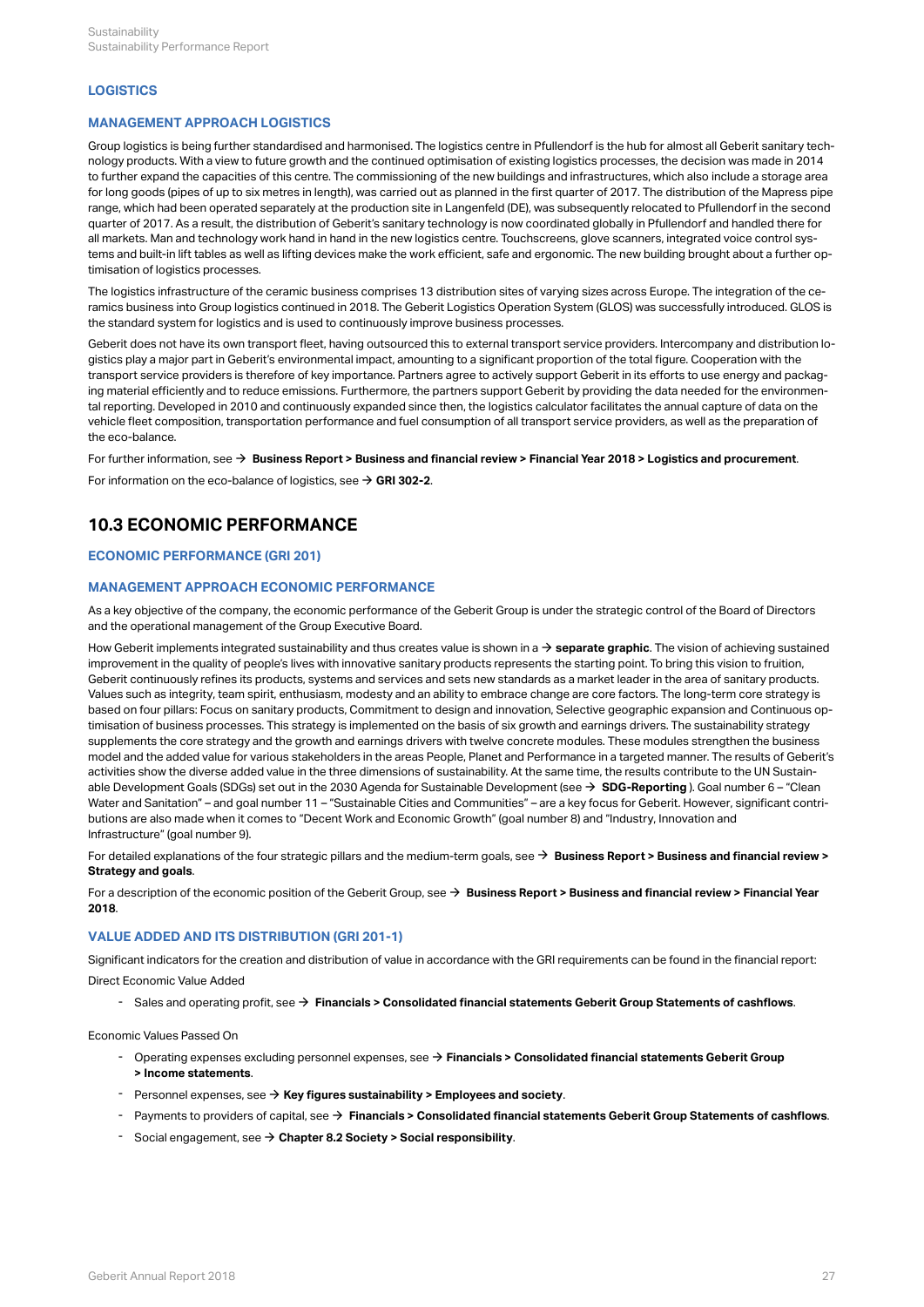## LOGISTICS

### MANAGEMENT APPROACH LOGISTICS

Group logistics is being further standardised and harmonised. The logistics centre in Pfullendorf is the hub for almost all Geberit sanitary technology products. With a view to future growth and the continued optimisation of existing logistics processes, the decision was made in 2014 to further expand the capacities of this centre. The commissioning of the new buildings and infrastructures, which also include a storage area for long goods (pipes of up to six metres in length), was carried out as planned in the first quarter of 2017. The distribution of the Mapress pipe range, which had been operated separately at the production site in Langenfeld (DE), was subsequently relocated to Pfullendorf in the second quarter of 2017. As a result, the distribution of Geberit's sanitary technology is now coordinated globally in Pfullendorf and handled there for all markets. Man and technology work hand in hand in the new logistics centre. Touchscreens, glove scanners, integrated voice control systems and built-in lift tables as well as lifting devices make the work efficient, safe and ergonomic. The new building brought about a further optimisation of logistics processes.

The logistics infrastructure of the ceramic business comprises 13 distribution sites of varying sizes across Europe. The integration of the ceramics business into Group logistics continued in 2018. The Geberit Logistics Operation System (GLOS) was successfully introduced. GLOS is the standard system for logistics and is used to continuously improve business processes.

Geberit does not have its own transport fleet, having outsourced this to external transport service providers. Intercompany and distribution logistics play a major part in Geberit's environmental impact, amounting to a significant proportion of the total figure. Cooperation with the transport service providers is therefore of key importance. Partners agree to actively support Geberit in its efforts to use energy and packaging material efficiently and to reduce emissions. Furthermore, the partners support Geberit by providing the data needed for the environmental reporting. Developed in 2010 and continuously expanded since then, the logistics calculator facilitates the annual capture of data on the vehicle fleet composition, transportation performance and fuel consumption of all transport service providers, as well as the preparation of the eco-balance.

For further information, see → **Business Report > Business and financial review > Financial Year 2018 > Logistics and procurement**.

For information on the eco-balance of logistics, see → **GRI 302-2**.

# 10.3 ECONOMIC PERFORMANCE

## ECONOMIC PERFORMANCE (GRI 201)

### MANAGEMENT APPROACH ECONOMIC PERFORMANCE

As a key objective of the company, the economic performance of the Geberit Group is under the strategic control of the Board of Directors and the operational management of the Group Executive Board.

How Geberit implements integrated sustainability and thus creates value is shown in a → **separate graphic**. The vision of achieving sustained improvement in the quality of people's lives with innovative sanitary products represents the starting point. To bring this vision to fruition, Geberit continuously refines its products, systems and services and sets new standards as a market leader in the area of sanitary products. Values such as integrity, team spirit, enthusiasm, modesty and an ability to embrace change are core factors. The long-term core strategy is based on four pillars: Focus on sanitary products, Commitment to design and innovation, Selective geographic expansion and Continuous optimisation of business processes. This strategy is implemented on the basis of six growth and earnings drivers. The sustainability strategy supplements the core strategy and the growth and earnings drivers with twelve concrete modules. These modules strengthen the business model and the added value for various stakeholders in the areas People, Planet and Performance in a targeted manner. The results of Geberit's activities show the diverse added value in the three dimensions of sustainability. At the same time, the results contribute to the UN Sustainable Development Goals (SDGs) set out in the 2030 Agenda for Sustainable Development (see → **SDG-Reporting** ). Goal number 6 – "Clean Water and Sanitation" – and goal number 11 – "Sustainable Cities and Communities" – are a key focus for Geberit. However, significant contributions are also made when it comes to "Decent Work and Economic Growth" (goal number 8) and "Industry, Innovation and Infrastructure" (goal number 9).

For detailed explanations of the four strategic pillars and the medium-term goals, see → **Business Report > Business and financial review > Strategy and goals**.

For a description of the economic position of the Geberit Group, see → **Business Report > Business and financial review > Financial Year 2018**.

### VALUE ADDED AND ITS DISTRIBUTION (GRI 201-1)

Significant indicators for the creation and distribution of value in accordance with the GRI requirements can be found in the financial report:

Direct Economic Value Added

- Sales and operating profit, see → **Financials > Consolidated financial statements Geberit Group Statements of cashflows**.

Economic Values Passed On

- Operating expenses excluding personnel expenses, see → **Financials > Consolidated financial statements Geberit Group > Income statements**.
- Personnel expenses, see → **Key figures sustainability > Employees and society**.
- Payments to providers of capital, see → **Financials > Consolidated financial statements Geberit Group Statements of cashflows**.
- Social engagement, see → **Chapter 8.2 Society > Social responsibility**.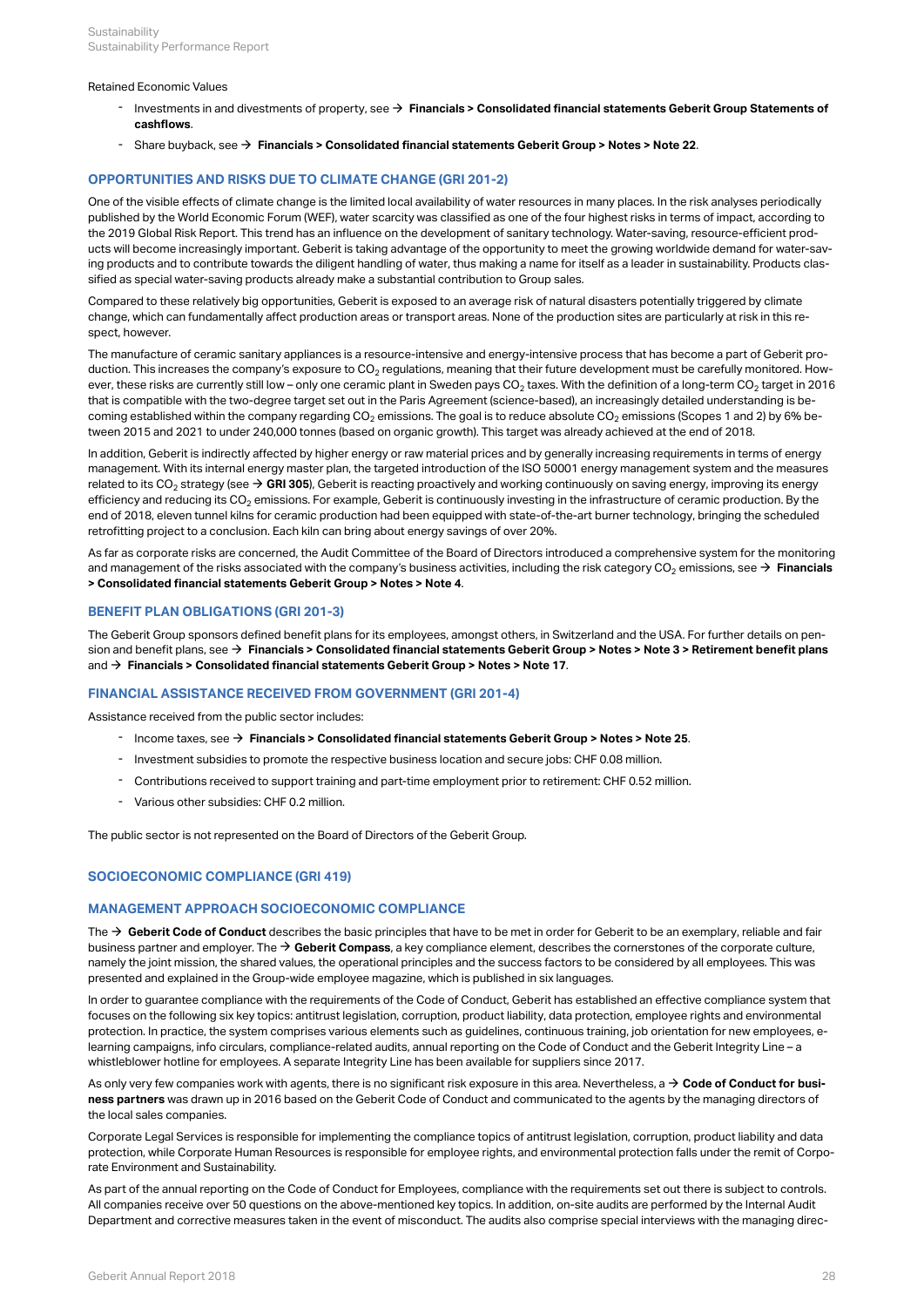Retained Economic Values

- Investments in and divestments of property, see → **Financials > Consolidated financial statements Geberit Group Statements of cashflows**.
- Share buyback, see → **Financials > Consolidated financial statements Geberit Group > Notes > Note 22**.

## OPPORTUNITIES AND RISKS DUE TO CLIMATE CHANGE (GRI 201-2)

One of the visible effects of climate change is the limited local availability of water resources in many places. In the risk analyses periodically published by the World Economic Forum (WEF), water scarcity was classified as one of the four highest risks in terms of impact, according to the 2019 Global Risk Report. This trend has an influence on the development of sanitary technology. Water-saving, resource-efficient products will become increasingly important. Geberit is taking advantage of the opportunity to meet the growing worldwide demand for water-saving products and to contribute towards the diligent handling of water, thus making a name for itself as a leader in sustainability. Products classified as special water-saving products already make a substantial contribution to Group sales.

Compared to these relatively big opportunities, Geberit is exposed to an average risk of natural disasters potentially triggered by climate change, which can fundamentally affect production areas or transport areas. None of the production sites are particularly at risk in this respect, however.

The manufacture of ceramic sanitary appliances is a resource-intensive and energy-intensive process that has become a part of Geberit production. This increases the company's exposure to $CO_2$ regulations, meaning that their future development must be carefully monitored. However, these risks are currently still low – only one ceramic plant in Sweden pays $CO_2$ taxes. With the definition of a long-term $CO_2$ target in 2016 that is compatible with the two-degree target set out in the Paris Agreement (science-based), an increasingly detailed understanding is becoming established within the company regarding $CO_2$ emissions. The goal is to reduce absolute $CO_2$ emissions (Scopes 1 and 2) by 6% between 2015 and 2021 to under 240,000 tonnes (based on organic growth). This target was already achieved at the end of 2018.

In addition, Geberit is indirectly affected by higher energy or raw material prices and by generally increasing requirements in terms of energy management. With its internal energy master plan, the targeted introduction of the ISO 50001 energy management system and the measures related to its $CO_2$ strategy (see → **GRI 305**), Geberit is reacting proactively and working continuously on saving energy, improving its energy efficiency and reducing its $CO_2$ emissions. For example, Geberit is continuously investing in the infrastructure of ceramic production. By the end of 2018, eleven tunnel kilns for ceramic production had been equipped with state-of-the-art burner technology, bringing the scheduled retrofitting project to a conclusion. Each kiln can bring about energy savings of over 20%.

As far as corporate risks are concerned, the Audit Committee of the Board of Directors introduced a comprehensive system for the monitoring and management of the risks associated with the company's business activities, including the risk category $CO_2$ emissions, see → **Financials > Consolidated financial statements Geberit Group > Notes > Note 4**.

## BENEFIT PLAN OBLIGATIONS (GRI 201-3)

The Geberit Group sponsors defined benefit plans for its employees, amongst others, in Switzerland and the USA. For further details on pension and benefit plans, see → **Financials > Consolidated financial statements Geberit Group > Notes > Note 3 > Retirement benefit plans** and → **Financials > Consolidated financial statements Geberit Group > Notes > Note 17**.

## FINANCIAL ASSISTANCE RECEIVED FROM GOVERNMENT (GRI 201-4)

Assistance received from the public sector includes:

- Income taxes, see → **Financials > Consolidated financial statements Geberit Group > Notes > Note 25**.
- Investment subsidies to promote the respective business location and secure jobs: CHF 0.08 million.
- Contributions received to support training and part-time employment prior to retirement: CHF 0.52 million.
- Various other subsidies: CHF 0.2 million.

The public sector is not represented on the Board of Directors of the Geberit Group.

## SOCIOECONOMIC COMPLIANCE (GRI 419)

## MANAGEMENT APPROACH SOCIOECONOMIC COMPLIANCE

The → **Geberit Code of Conduct** describes the basic principles that have to be met in order for Geberit to be an exemplary, reliable and fair business partner and employer. The → **Geberit Compass**, a key compliance element, describes the cornerstones of the corporate culture, namely the joint mission, the shared values, the operational principles and the success factors to be considered by all employees. This was presented and explained in the Group-wide employee magazine, which is published in six languages.

In order to guarantee compliance with the requirements of the Code of Conduct, Geberit has established an effective compliance system that focuses on the following six key topics: antitrust legislation, corruption, product liability, data protection, employee rights and environmental protection. In practice, the system comprises various elements such as guidelines, continuous training, job orientation for new employees, e-learning campaigns, info circulars, compliance-related audits, annual reporting on the Code of Conduct and the Geberit Integrity Line – a whistleblower hotline for employees. A separate Integrity Line has been available for suppliers since 2017.

As only very few companies work with agents, there is no significant risk exposure in this area. Nevertheless, a → **Code of Conduct for business partners** was drawn up in 2016 based on the Geberit Code of Conduct and communicated to the agents by the managing directors of the local sales companies.

Corporate Legal Services is responsible for implementing the compliance topics of antitrust legislation, corruption, product liability and data protection, while Corporate Human Resources is responsible for employee rights, and environmental protection falls under the remit of Corporate Environment and Sustainability.

As part of the annual reporting on the Code of Conduct for Employees, compliance with the requirements set out there is subject to controls. All companies receive over 50 questions on the above-mentioned key topics. In addition, on-site audits are performed by the Internal Audit Department and corrective measures taken in the event of misconduct. The audits also comprise special interviews with the managing direc-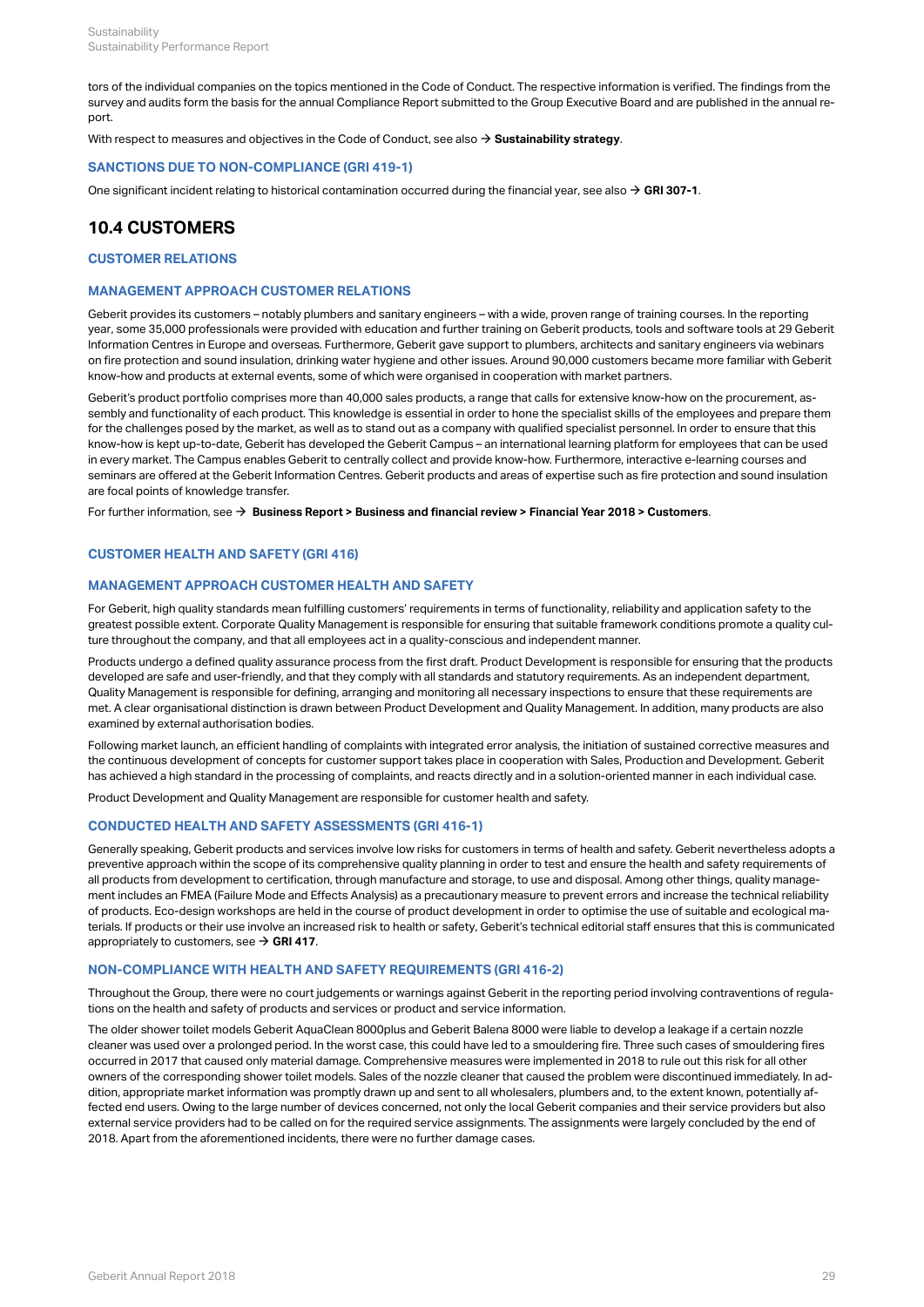tors of the individual companies on the topics mentioned in the Code of Conduct. The respective information is verified. The findings from the survey and audits form the basis for the annual Compliance Report submitted to the Group Executive Board and are published in the annual report.

With respect to measures and objectives in the Code of Conduct, see also → **Sustainability strategy**.

### SANCTIONS DUE TO NON-COMPLIANCE (GRI 419-1)

One significant incident relating to historical contamination occurred during the financial year, see also → **GRI 307-1**.

## 10.4 CUSTOMERS

### CUSTOMER RELATIONS

### MANAGEMENT APPROACH CUSTOMER RELATIONS

Geberit provides its customers – notably plumbers and sanitary engineers – with a wide, proven range of training courses. In the reporting year, some 35,000 professionals were provided with education and further training on Geberit products, tools and software tools at 29 Geberit Information Centres in Europe and overseas. Furthermore, Geberit gave support to plumbers, architects and sanitary engineers via webinars on fire protection and sound insulation, drinking water hygiene and other issues. Around 90,000 customers became more familiar with Geberit know-how and products at external events, some of which were organised in cooperation with market partners.

Geberit's product portfolio comprises more than 40,000 sales products, a range that calls for extensive know-how on the procurement, assembly and functionality of each product. This knowledge is essential in order to hone the specialist skills of the employees and prepare them for the challenges posed by the market, as well as to stand out as a company with qualified specialist personnel. In order to ensure that this know-how is kept up-to-date, Geberit has developed the Geberit Campus – an international learning platform for employees that can be used in every market. The Campus enables Geberit to centrally collect and provide know-how. Furthermore, interactive e-learning courses and seminars are offered at the Geberit Information Centres. Geberit products and areas of expertise such as fire protection and sound insulation are focal points of knowledge transfer.

For further information, see → **Business Report > Business and financial review > Financial Year 2018 > Customers**.

### CUSTOMER HEALTH AND SAFETY (GRI 416)

### MANAGEMENT APPROACH CUSTOMER HEALTH AND SAFETY

For Geberit, high quality standards mean fulfilling customers' requirements in terms of functionality, reliability and application safety to the greatest possible extent. Corporate Quality Management is responsible for ensuring that suitable framework conditions promote a quality culture throughout the company, and that all employees act in a quality-conscious and independent manner.

Products undergo a defined quality assurance process from the first draft. Product Development is responsible for ensuring that the products developed are safe and user-friendly, and that they comply with all standards and statutory requirements. As an independent department, Quality Management is responsible for defining, arranging and monitoring all necessary inspections to ensure that these requirements are met. A clear organisational distinction is drawn between Product Development and Quality Management. In addition, many products are also examined by external authorisation bodies.

Following market launch, an efficient handling of complaints with integrated error analysis, the initiation of sustained corrective measures and the continuous development of concepts for customer support takes place in cooperation with Sales, Production and Development. Geberit has achieved a high standard in the processing of complaints, and reacts directly and in a solution-oriented manner in each individual case.

Product Development and Quality Management are responsible for customer health and safety.

### CONDUCTED HEALTH AND SAFETY ASSESSMENTS (GRI 416-1)

Generally speaking, Geberit products and services involve low risks for customers in terms of health and safety. Geberit nevertheless adopts a preventive approach within the scope of its comprehensive quality planning in order to test and ensure the health and safety requirements of all products from development to certification, through manufacture and storage, to use and disposal. Among other things, quality management includes an FMEA (Failure Mode and Effects Analysis) as a precautionary measure to prevent errors and increase the technical reliability of products. Eco-design workshops are held in the course of product development in order to optimise the use of suitable and ecological materials. If products or their use involve an increased risk to health or safety, Geberit's technical editorial staff ensures that this is communicated appropriately to customers, see → **GRI 417**.

### NON-COMPLIANCE WITH HEALTH AND SAFETY REQUIREMENTS (GRI 416-2)

Throughout the Group, there were no court judgements or warnings against Geberit in the reporting period involving contraventions of regulations on the health and safety of products and services or product and service information.

The older shower toilet models Geberit AquaClean 8000plus and Geberit Balena 8000 were liable to develop a leakage if a certain nozzle cleaner was used over a prolonged period. In the worst case, this could have led to a smouldering fire. Three such cases of smouldering fires occurred in 2017 that caused only material damage. Comprehensive measures were implemented in 2018 to rule out this risk for all other owners of the corresponding shower toilet models. Sales of the nozzle cleaner that caused the problem were discontinued immediately. In addition, appropriate market information was promptly drawn up and sent to all wholesalers, plumbers and, to the extent known, potentially affected end users. Owing to the large number of devices concerned, not only the local Geberit companies and their service providers but also external service providers had to be called on for the required service assignments. The assignments were largely concluded by the end of 2018. Apart from the aforementioned incidents, there were no further damage cases.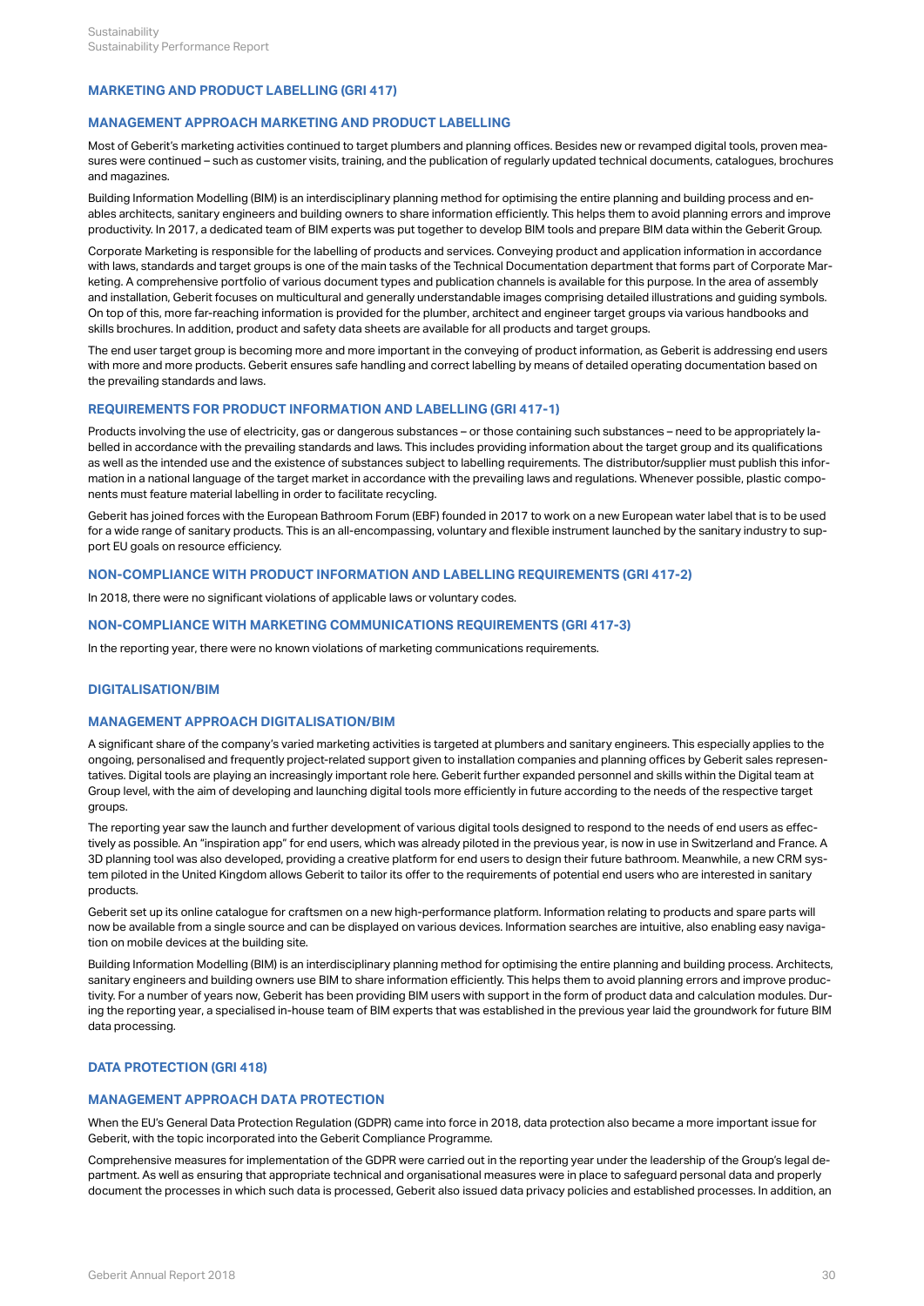## MARKETING AND PRODUCT LABELLING (GRI 417)

### MANAGEMENT APPROACH MARKETING AND PRODUCT LABELLING

Most of Geberit's marketing activities continued to target plumbers and planning offices. Besides new or revamped digital tools, proven measures were continued – such as customer visits, training, and the publication of regularly updated technical documents, catalogues, brochures and magazines.

Building Information Modelling (BIM) is an interdisciplinary planning method for optimising the entire planning and building process and enables architects, sanitary engineers and building owners to share information efficiently. This helps them to avoid planning errors and improve productivity. In 2017, a dedicated team of BIM experts was put together to develop BIM tools and prepare BIM data within the Geberit Group.

Corporate Marketing is responsible for the labelling of products and services. Conveying product and application information in accordance with laws, standards and target groups is one of the main tasks of the Technical Documentation department that forms part of Corporate Marketing. A comprehensive portfolio of various document types and publication channels is available for this purpose. In the area of assembly and installation, Geberit focuses on multicultural and generally understandable images comprising detailed illustrations and guiding symbols. On top of this, more far-reaching information is provided for the plumber, architect and engineer target groups via various handbooks and skills brochures. In addition, product and safety data sheets are available for all products and target groups.

The end user target group is becoming more and more important in the conveying of product information, as Geberit is addressing end users with more and more products. Geberit ensures safe handling and correct labelling by means of detailed operating documentation based on the prevailing standards and laws.

### REQUIREMENTS FOR PRODUCT INFORMATION AND LABELLING (GRI 417-1)

Products involving the use of electricity, gas or dangerous substances – or those containing such substances – need to be appropriately labelled in accordance with the prevailing standards and laws. This includes providing information about the target group and its qualifications as well as the intended use and the existence of substances subject to labelling requirements. The distributor/supplier must publish this information in a national language of the target market in accordance with the prevailing laws and regulations. Whenever possible, plastic components must feature material labelling in order to facilitate recycling.

Geberit has joined forces with the European Bathroom Forum (EBF) founded in 2017 to work on a new European water label that is to be used for a wide range of sanitary products. This is an all-encompassing, voluntary and flexible instrument launched by the sanitary industry to support EU goals on resource efficiency.

### NON-COMPLIANCE WITH PRODUCT INFORMATION AND LABELLING REQUIREMENTS (GRI 417-2)

In 2018, there were no significant violations of applicable laws or voluntary codes.

### NON-COMPLIANCE WITH MARKETING COMMUNICATIONS REQUIREMENTS (GRI 417-3)

In the reporting year, there were no known violations of marketing communications requirements.

## DIGITALISATION/BIM

### MANAGEMENT APPROACH DIGITALISATION/BIM

A significant share of the company's varied marketing activities is targeted at plumbers and sanitary engineers. This especially applies to the ongoing, personalised and frequently project-related support given to installation companies and planning offices by Geberit sales representatives. Digital tools are playing an increasingly important role here. Geberit further expanded personnel and skills within the Digital team at Group level, with the aim of developing and launching digital tools more efficiently in future according to the needs of the respective target groups.

The reporting year saw the launch and further development of various digital tools designed to respond to the needs of end users as effectively as possible. An "inspiration app" for end users, which was already piloted in the previous year, is now in use in Switzerland and France. A 3D planning tool was also developed, providing a creative platform for end users to design their future bathroom. Meanwhile, a new CRM system piloted in the United Kingdom allows Geberit to tailor its offer to the requirements of potential end users who are interested in sanitary products.

Geberit set up its online catalogue for craftsmen on a new high-performance platform. Information relating to products and spare parts will now be available from a single source and can be displayed on various devices. Information searches are intuitive, also enabling easy navigation on mobile devices at the building site.

Building Information Modelling (BIM) is an interdisciplinary planning method for optimising the entire planning and building process. Architects, sanitary engineers and building owners use BIM to share information efficiently. This helps them to avoid planning errors and improve productivity. For a number of years now, Geberit has been providing BIM users with support in the form of product data and calculation modules. During the reporting year, a specialised in-house team of BIM experts that was established in the previous year laid the groundwork for future BIM data processing.

## DATA PROTECTION (GRI 418)

### MANAGEMENT APPROACH DATA PROTECTION

When the EU's General Data Protection Regulation (GDPR) came into force in 2018, data protection also became a more important issue for Geberit, with the topic incorporated into the Geberit Compliance Programme.

Comprehensive measures for implementation of the GDPR were carried out in the reporting year under the leadership of the Group's legal department. As well as ensuring that appropriate technical and organisational measures were in place to safeguard personal data and properly document the processes in which such data is processed, Geberit also issued data privacy policies and established processes. In addition, an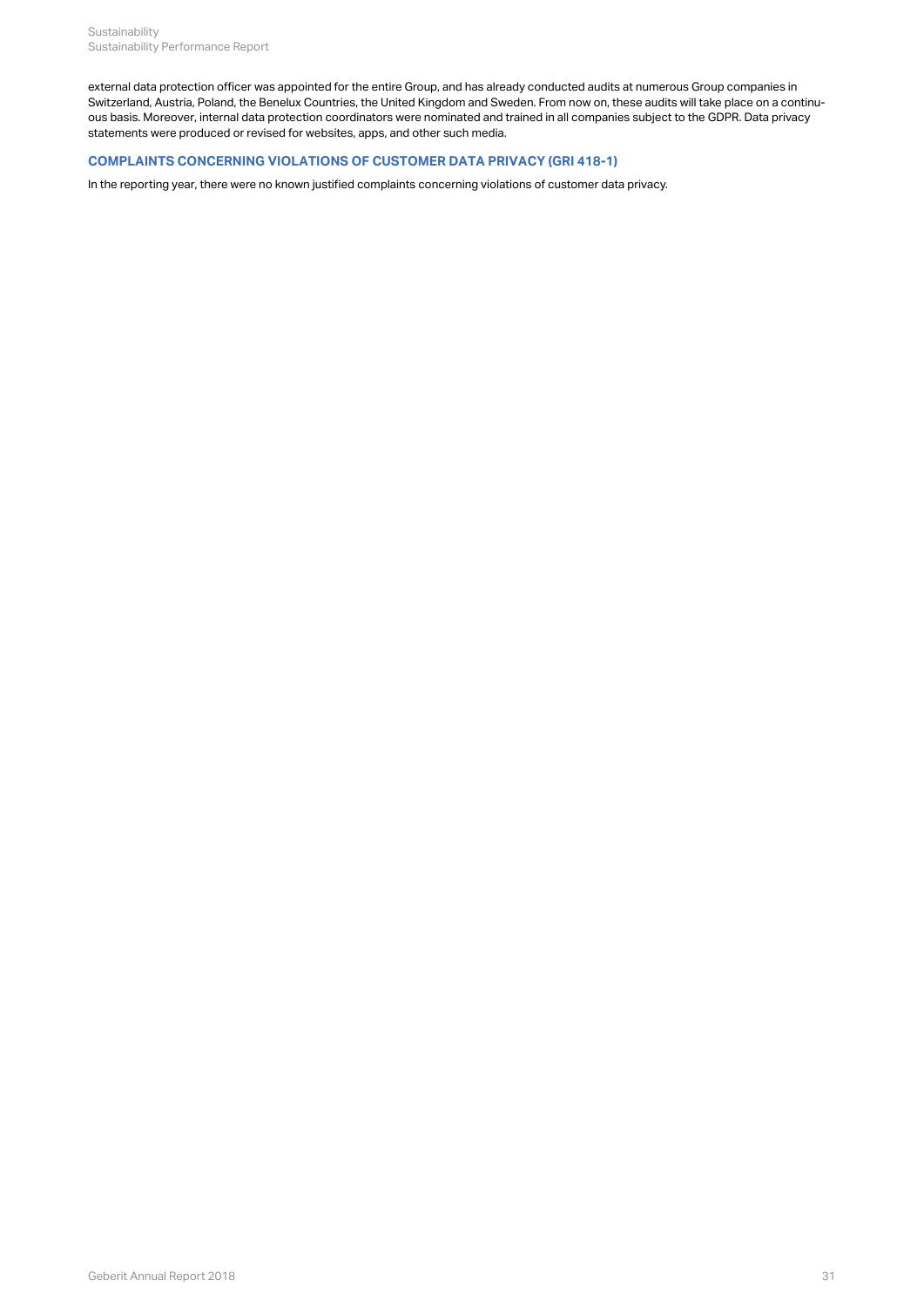external data protection officer was appointed for the entire Group, and has already conducted audits at numerous Group companies in Switzerland, Austria, Poland, the Benelux Countries, the United Kingdom and Sweden. From now on, these audits will take place on a continuous basis. Moreover, internal data protection coordinators were nominated and trained in all companies subject to the GDPR. Data privacy statements were produced or revised for websites, apps, and other such media.

### COMPLAINTS CONCERNING VIOLATIONS OF CUSTOMER DATA PRIVACY (GRI 418-1)

In the reporting year, there were no known justified complaints concerning violations of customer data privacy.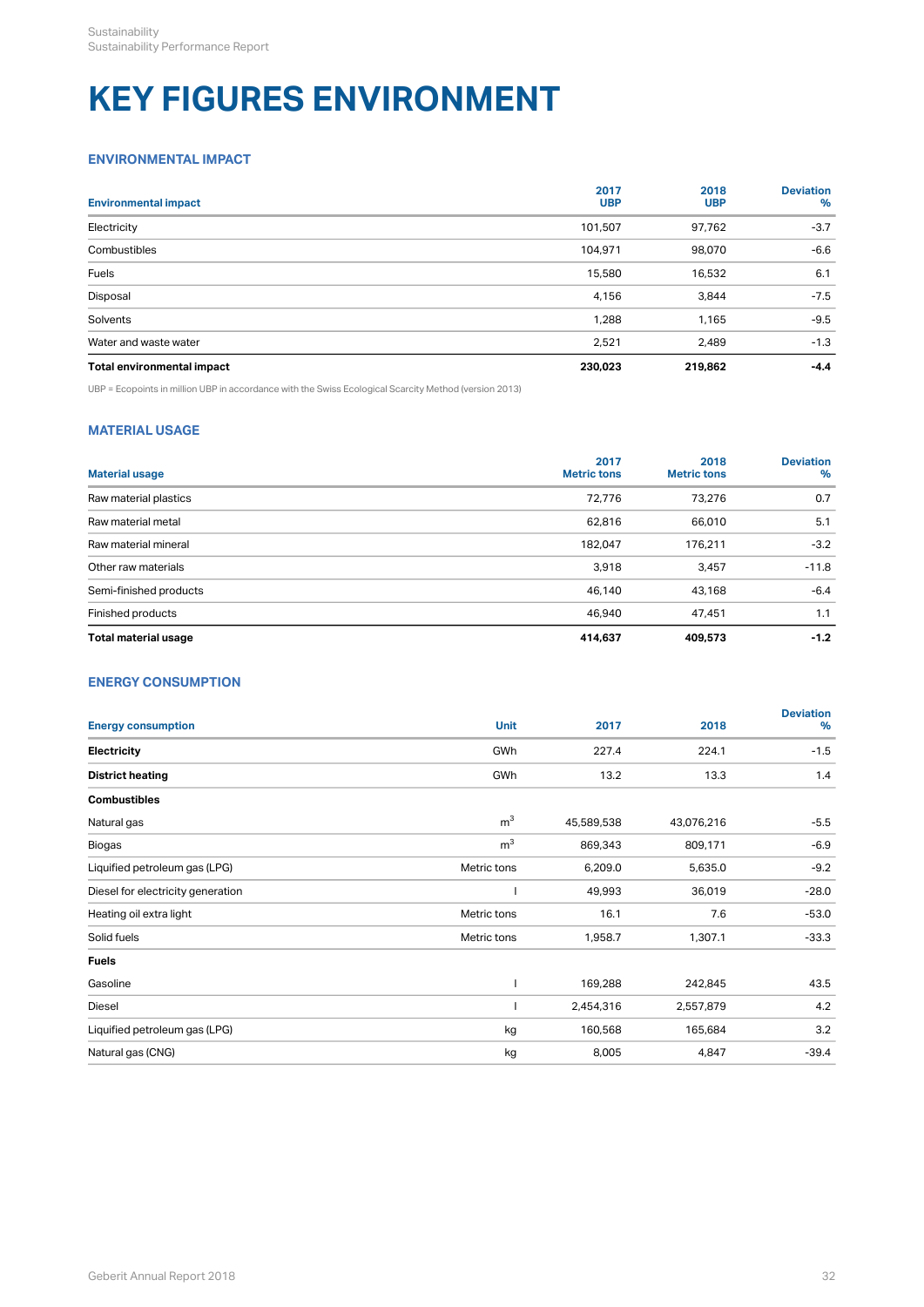# KEY FIGURES ENVIRONMENT

## ENVIRONMENTAL IMPACT

| Environmental impact | 2017 UBP | 2018 UBP | Deviation % |
|---|---|---|---|
| Electricity | 101,507 | 97,762 | -3.7 |
| Combustibles | 104,971 | 98,070 | -6.6 |
| Fuels | 15,580 | 16,532 | 6.1 |
| Disposal | 4,156 | 3,844 | -7.5 |
| Solvents | 1,288 | 1,165 | -9.5 |
| Water and waste water | 2,521 | 2,489 | -1.3 |
| **Total environmental impact** | **230,023** | **219,862** | **-4.4** |

UBP = Ecopoints in million UBP in accordance with the Swiss Ecological Scarcity Method (version 2013)

## MATERIAL USAGE

| Material usage | 2017 Metric tons | 2018 Metric tons | Deviation % |
|---|---|---|---|
| Raw material plastics | 72,776 | 73,276 | 0.7 |
| Raw material metal | 62,816 | 66,010 | 5.1 |
| Raw material mineral | 182,047 | 176,211 | -3.2 |
| Other raw materials | 3,918 | 3,457 | -11.8 |
| Semi-finished products | 46,140 | 43,168 | -6.4 |
| Finished products | 46,940 | 47,451 | 1.1 |
| **Total material usage** | **414,637** | **409,573** | **-1.2** |

## ENERGY CONSUMPTION

| Energy consumption | Unit | 2017 | 2018 | Deviation % |
|---|---|---|---|---|
| **Electricity** | GWh | 227.4 | 224.1 | -1.5 |
| **District heating** | GWh | 13.2 | 13.3 | 1.4 |
| **Combustibles** | | | | |
| Natural gas | $m^3$ | 45,589,538 | 43,076,216 | -5.5 |
| Biogas | $m^3$ | 869,343 | 809,171 | -6.9 |
| Liquified petroleum gas (LPG) | Metric tons | 6,209.0 | 5,635.0 | -9.2 |
| Diesel for electricity generation | l | 49,993 | 36,019 | -28.0 |
| Heating oil extra light | Metric tons | 16.1 | 7.6 | -53.0 |
| Solid fuels | Metric tons | 1,958.7 | 1,307.1 | -33.3 |
| **Fuels** | | | | |
| Gasoline | l | 169,288 | 242,845 | 43.5 |
| Diesel | l | 2,454,316 | 2,557,879 | 4.2 |
| Liquified petroleum gas (LPG) | kg | 160,568 | 165,684 | 3.2 |
| Natural gas (CNG) | kg | 8,005 | 4,847 | -39.4 |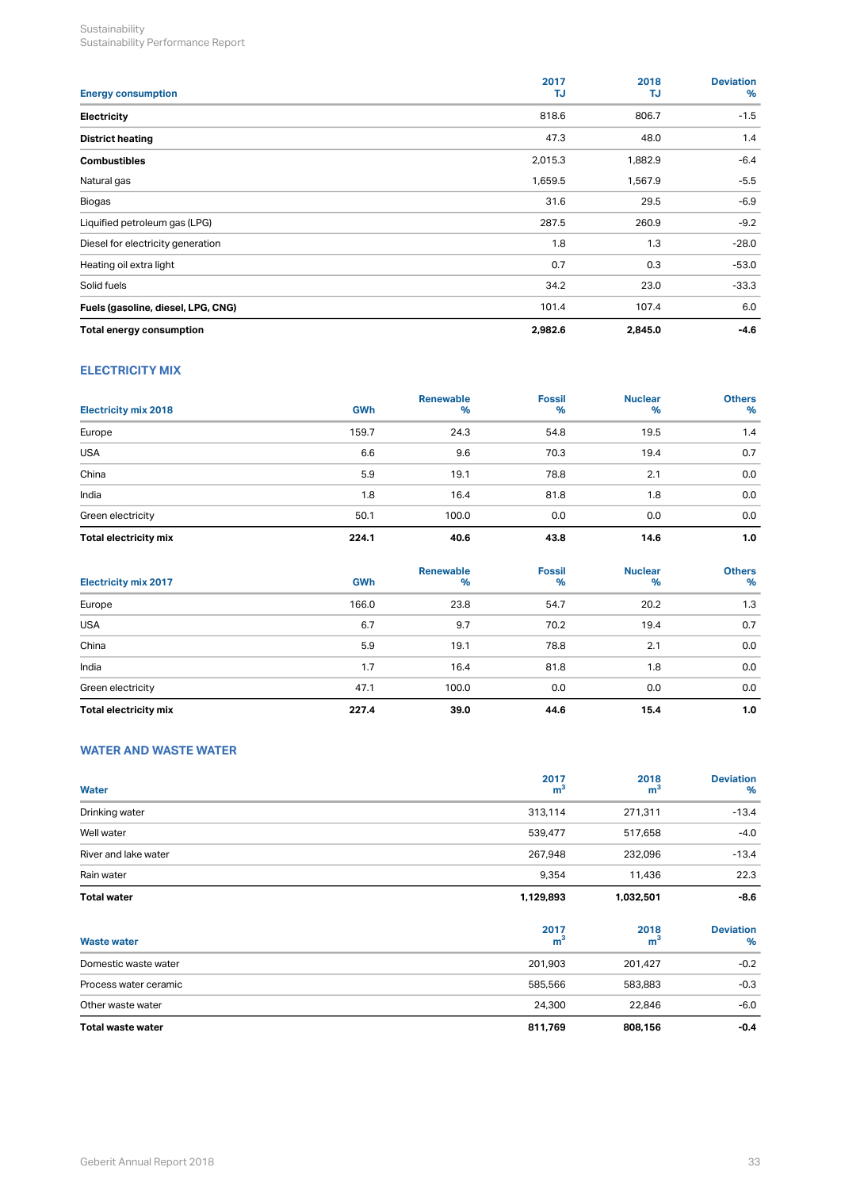| Energy consumption | 2017 TJ | 2018 TJ | Deviation % |
|---|---|---|---|
| **Electricity** | 818.6 | 806.7 | -1.5 |
| **District heating** | 47.3 | 48.0 | 1.4 |
| **Combustibles** | 2,015.3 | 1,882.9 | -6.4 |
| Natural gas | 1,659.5 | 1,567.9 | -5.5 |
| Biogas | 31.6 | 29.5 | -6.9 |
| Liquified petroleum gas (LPG) | 287.5 | 260.9 | -9.2 |
| Diesel for electricity generation | 1.8 | 1.3 | -28.0 |
| Heating oil extra light | 0.7 | 0.3 | -53.0 |
| Solid fuels | 34.2 | 23.0 | -33.3 |
| **Fuels (gasoline, diesel, LPG, CNG)** | 101.4 | 107.4 | 6.0 |
| **Total energy consumption** | **2,982.6** | **2,845.0** | **-4.6** |

## ELECTRICITY MIX

| Electricity mix 2018 | GWh | Renewable % | Fossil % | Nuclear % | Others % |
|---|---|---|---|---|---|
| Europe | 159.7 | 24.3 | 54.8 | 19.5 | 1.4 |
| USA | 6.6 | 9.6 | 70.3 | 19.4 | 0.7 |
| China | 5.9 | 19.1 | 78.8 | 2.1 | 0.0 |
| India | 1.8 | 16.4 | 81.8 | 1.8 | 0.0 |
| Green electricity | 50.1 | 100.0 | 0.0 | 0.0 | 0.0 |
| **Total electricity mix** | **224.1** | **40.6** | **43.8** | **14.6** | **1.0** |

| Electricity mix 2017 | GWh | Renewable % | Fossil % | Nuclear % | Others % |
|---|---|---|---|---|---|
| Europe | 166.0 | 23.8 | 54.7 | 20.2 | 1.3 |
| USA | 6.7 | 9.7 | 70.2 | 19.4 | 0.7 |
| China | 5.9 | 19.1 | 78.8 | 2.1 | 0.0 |
| India | 1.7 | 16.4 | 81.8 | 1.8 | 0.0 |
| Green electricity | 47.1 | 100.0 | 0.0 | 0.0 | 0.0 |
| **Total electricity mix** | **227.4** | **39.0** | **44.6** | **15.4** | **1.0** |

## WATER AND WASTE WATER

| Water | 2017 $m^3$ | 2018 $m^3$ | Deviation % |
|---|---|---|---|
| Drinking water | 313,114 | 271,311 | -13.4 |
| Well water | 539,477 | 517,658 | -4.0 |
| River and lake water | 267,948 | 232,096 | -13.4 |
| Rain water | 9,354 | 11,436 | 22.3 |
| **Total water** | **1,129,893** | **1,032,501** | **-8.6** |

| Waste water | 2017 $m^3$ | 2018 $m^3$ | Deviation % |
|---|---|---|---|
| Domestic waste water | 201,903 | 201,427 | -0.2 |
| Process water ceramic | 585,566 | 583,883 | -0.3 |
| Other waste water | 24,300 | 22,846 | -6.0 |
| **Total waste water** | **811,769** | **808,156** | **-0.4** |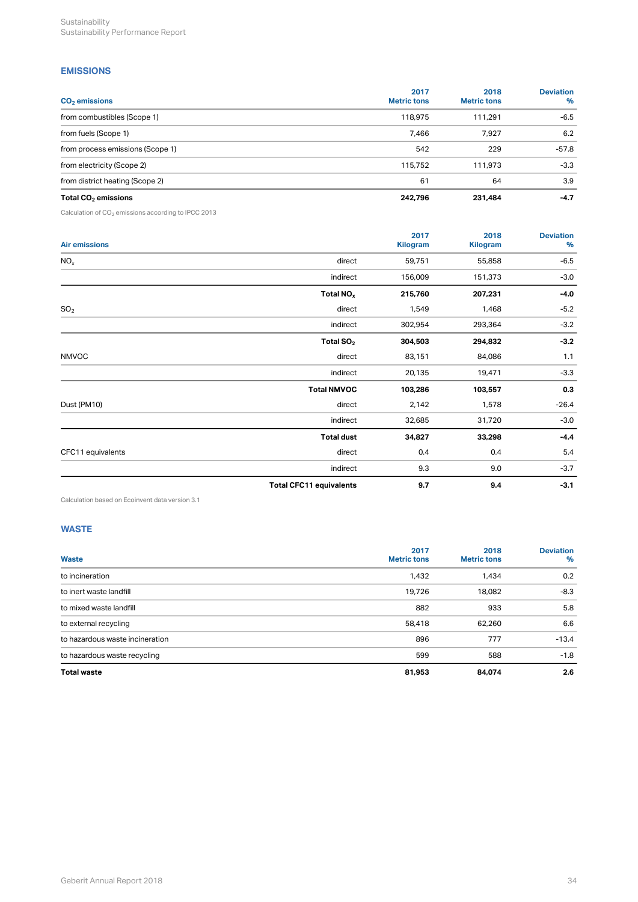## EMISSIONS

| $CO_2$ emissions | 2017 Metric tons | 2018 Metric tons | Deviation % |
|---|---|---|---|
| from combustibles (Scope 1) | 118,975 | 111,291 | -6.5 |
| from fuels (Scope 1) | 7,466 | 7,927 | 6.2 |
| from process emissions (Scope 1) | 542 | 229 | -57.8 |
| from electricity (Scope 2) | 115,752 | 111,973 | -3.3 |
| from district heating (Scope 2) | 61 | 64 | 3.9 |
| **Total $CO_2$ emissions** | **242,796** | **231,484** | **-4.7** |

Calculation of $CO_2$ emissions according to IPCC 2013

| Air emissions | | 2017 Kilogram | 2018 Kilogram | Deviation % |
|---|---|---|---|---|
| $NO_x$ | direct | 59,751 | 55,858 | -6.5 |
| | indirect | 156,009 | 151,373 | -3.0 |
| | **Total $NO_x$** | **215,760** | **207,231** | **-4.0** |
| $SO_2$ | direct | 1,549 | 1,468 | -5.2 |
| | indirect | 302,954 | 293,364 | -3.2 |
| | **Total $SO_2$** | **304,503** | **294,832** | **-3.2** |
| NMVOC | direct | 83,151 | 84,086 | 1.1 |
| | indirect | 20,135 | 19,471 | -3.3 |
| | **Total NMVOC** | **103,286** | **103,557** | **0.3** |
| Dust (PM10) | direct | 2,142 | 1,578 | -26.4 |
| | indirect | 32,685 | 31,720 | -3.0 |
| | **Total dust** | **34,827** | **33,298** | **-4.4** |
| CFC11 equivalents | direct | 0.4 | 0.4 | 5.4 |
| | indirect | 9.3 | 9.0 | -3.7 |
| | **Total CFC11 equivalents** | **9.7** | **9.4** | **-3.1** |

Calculation based on Ecoinvent data version 3.1

## WASTE

| Waste | 2017 Metric tons | 2018 Metric tons | Deviation % |
|---|---|---|---|
| to incineration | 1,432 | 1,434 | 0.2 |
| to inert waste landfill | 19,726 | 18,082 | -8.3 |
| to mixed waste landfill | 882 | 933 | 5.8 |
| to external recycling | 58,418 | 62,260 | 6.6 |
| to hazardous waste incineration | 896 | 777 | -13.4 |
| to hazardous waste recycling | 599 | 588 | -1.8 |
| **Total waste** | **81,953** | **84,074** | **2.6** |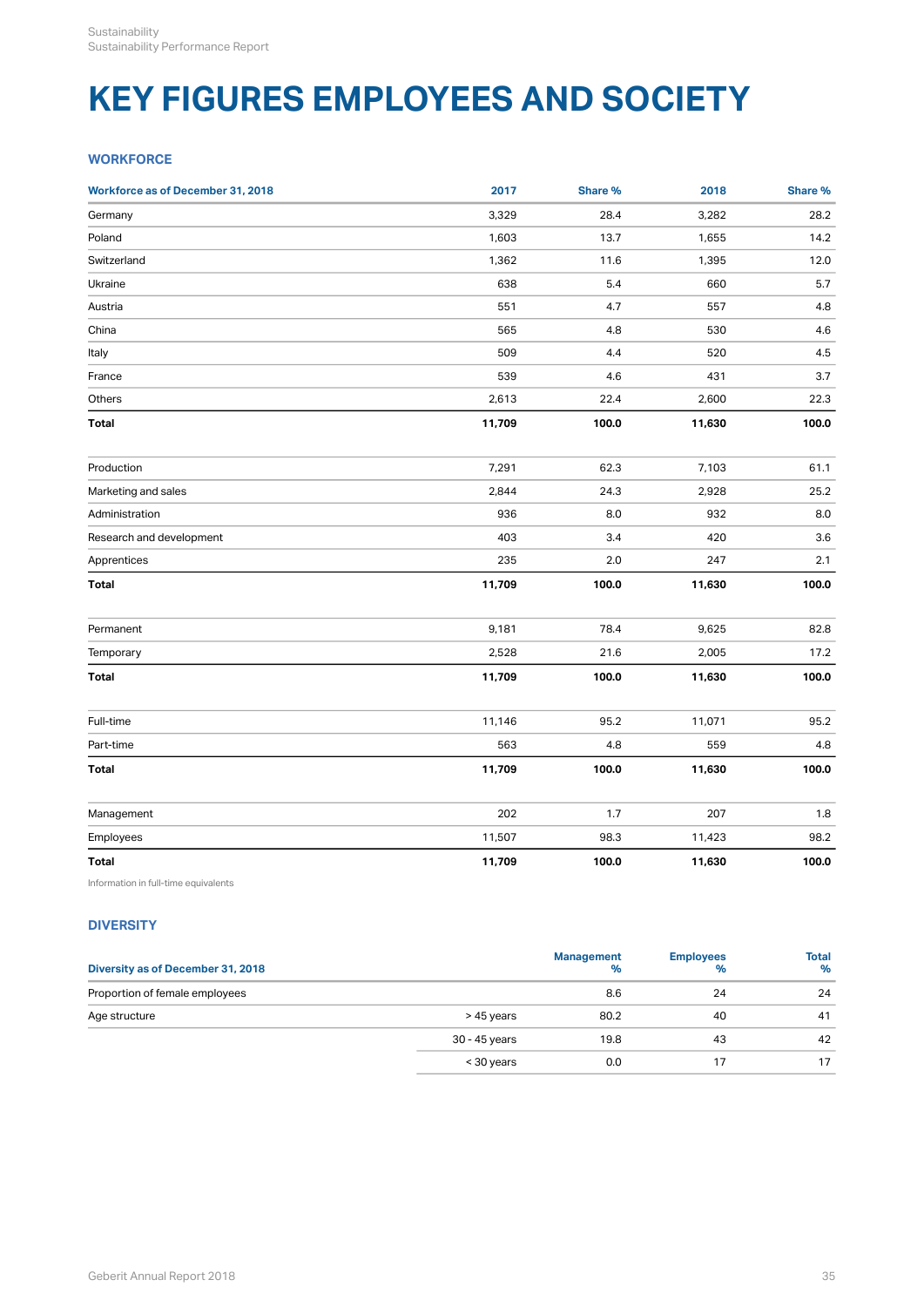# KEY FIGURES EMPLOYEES AND SOCIETY

## WORKFORCE

| Workforce as of December 31, 2018 | 2017 | Share % | 2018 | Share % |
|---|---|---|---|---|
| Germany | 3,329 | 28.4 | 3,282 | 28.2 |
| Poland | 1,603 | 13.7 | 1,655 | 14.2 |
| Switzerland | 1,362 | 11.6 | 1,395 | 12.0 |
| Ukraine | 638 | 5.4 | 660 | 5.7 |
| Austria | 551 | 4.7 | 557 | 4.8 |
| China | 565 | 4.8 | 530 | 4.6 |
| Italy | 509 | 4.4 | 520 | 4.5 |
| France | 539 | 4.6 | 431 | 3.7 |
| Others | 2,613 | 22.4 | 2,600 | 22.3 |
| **Total** | **11,709** | **100.0** | **11,630** | **100.0** |
| | | | | |
| Production | 7,291 | 62.3 | 7,103 | 61.1 |
| Marketing and sales | 2,844 | 24.3 | 2,928 | 25.2 |
| Administration | 936 | 8.0 | 932 | 8.0 |
| Research and development | 403 | 3.4 | 420 | 3.6 |
| Apprentices | 235 | 2.0 | 247 | 2.1 |
| **Total** | **11,709** | **100.0** | **11,630** | **100.0** |
| | | | | |
| Permanent | 9,181 | 78.4 | 9,625 | 82.8 |
| Temporary | 2,528 | 21.6 | 2,005 | 17.2 |
| **Total** | **11,709** | **100.0** | **11,630** | **100.0** |
| | | | | |
| Full-time | 11,146 | 95.2 | 11,071 | 95.2 |
| Part-time | 563 | 4.8 | 559 | 4.8 |
| **Total** | **11,709** | **100.0** | **11,630** | **100.0** |
| | | | | |
| Management | 202 | 1.7 | 207 | 1.8 |
| Employees | 11,507 | 98.3 | 11,423 | 98.2 |
| **Total** | **11,709** | **100.0** | **11,630** | **100.0** |

Information in full-time equivalents

## DIVERSITY

| Diversity as of December 31, 2018 | | Management % | Employees % | Total % |
|---|---|---|---|---|
| Proportion of female employees | | 8.6 | 24 | 24 |
| Age structure | > 45 years | 80.2 | 40 | 41 |
| | 30 - 45 years | 19.8 | 43 | 42 |
| | < 30 years | 0.0 | 17 | 17 |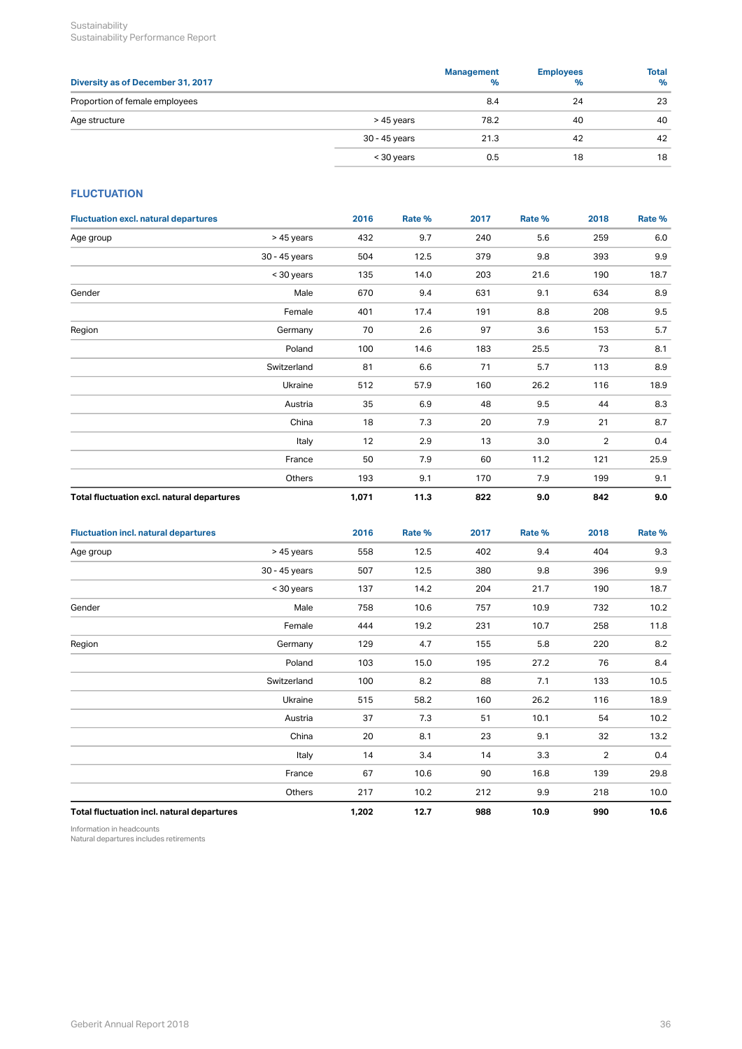| Diversity as of December 31, 2017 | | Management % | Employees % | Total % |
|---|---|---|---|---|
| Proportion of female employees | | 8.4 | 24 | 23 |
| Age structure | > 45 years | 78.2 | 40 | 40 |
| | 30 - 45 years | 21.3 | 42 | 42 |
| | < 30 years | 0.5 | 18 | 18 |

## FLUCTUATION

| Fluctuation excl. natural departures | | 2016 | Rate % | 2017 | Rate % | 2018 | Rate % |
|---|---|---|---|---|---|---|---|
| Age group | > 45 years | 432 | 9.7 | 240 | 5.6 | 259 | 6.0 |
| | 30 - 45 years | 504 | 12.5 | 379 | 9.8 | 393 | 9.9 |
| | < 30 years | 135 | 14.0 | 203 | 21.6 | 190 | 18.7 |
| Gender | Male | 670 | 9.4 | 631 | 9.1 | 634 | 8.9 |
| | Female | 401 | 17.4 | 191 | 8.8 | 208 | 9.5 |
| Region | Germany | 70 | 2.6 | 97 | 3.6 | 153 | 5.7 |
| | Poland | 100 | 14.6 | 183 | 25.5 | 73 | 8.1 |
| | Switzerland | 81 | 6.6 | 71 | 5.7 | 113 | 8.9 |
| | Ukraine | 512 | 57.9 | 160 | 26.2 | 116 | 18.9 |
| | Austria | 35 | 6.9 | 48 | 9.5 | 44 | 8.3 |
| | China | 18 | 7.3 | 20 | 7.9 | 21 | 8.7 |
| | Italy | 12 | 2.9 | 13 | 3.0 | 2 | 0.4 |
| | France | 50 | 7.9 | 60 | 11.2 | 121 | 25.9 |
| | Others | 193 | 9.1 | 170 | 7.9 | 199 | 9.1 |
| **Total fluctuation excl. natural departures** | | **1,071** | **11.3** | **822** | **9.0** | **842** | **9.0** |

| Fluctuation incl. natural departures | | 2016 | Rate % | 2017 | Rate % | 2018 | Rate % |
|---|---|---|---|---|---|---|---|
| Age group | > 45 years | 558 | 12.5 | 402 | 9.4 | 404 | 9.3 |
| | 30 - 45 years | 507 | 12.5 | 380 | 9.8 | 396 | 9.9 |
| | < 30 years | 137 | 14.2 | 204 | 21.7 | 190 | 18.7 |
| Gender | Male | 758 | 10.6 | 757 | 10.9 | 732 | 10.2 |
| | Female | 444 | 19.2 | 231 | 10.7 | 258 | 11.8 |
| Region | Germany | 129 | 4.7 | 155 | 5.8 | 220 | 8.2 |
| | Poland | 103 | 15.0 | 195 | 27.2 | 76 | 8.4 |
| | Switzerland | 100 | 8.2 | 88 | 7.1 | 133 | 10.5 |
| | Ukraine | 515 | 58.2 | 160 | 26.2 | 116 | 18.9 |
| | Austria | 37 | 7.3 | 51 | 10.1 | 54 | 10.2 |
| | China | 20 | 8.1 | 23 | 9.1 | 32 | 13.2 |
| | Italy | 14 | 3.4 | 14 | 3.3 | 2 | 0.4 |
| | France | 67 | 10.6 | 90 | 16.8 | 139 | 29.8 |
| | Others | 217 | 10.2 | 212 | 9.9 | 218 | 10.0 |
| **Total fluctuation incl. natural departures** | | **1,202** | **12.7** | **988** | **10.9** | **990** | **10.6** |

Information in headcounts
Natural departures includes retirements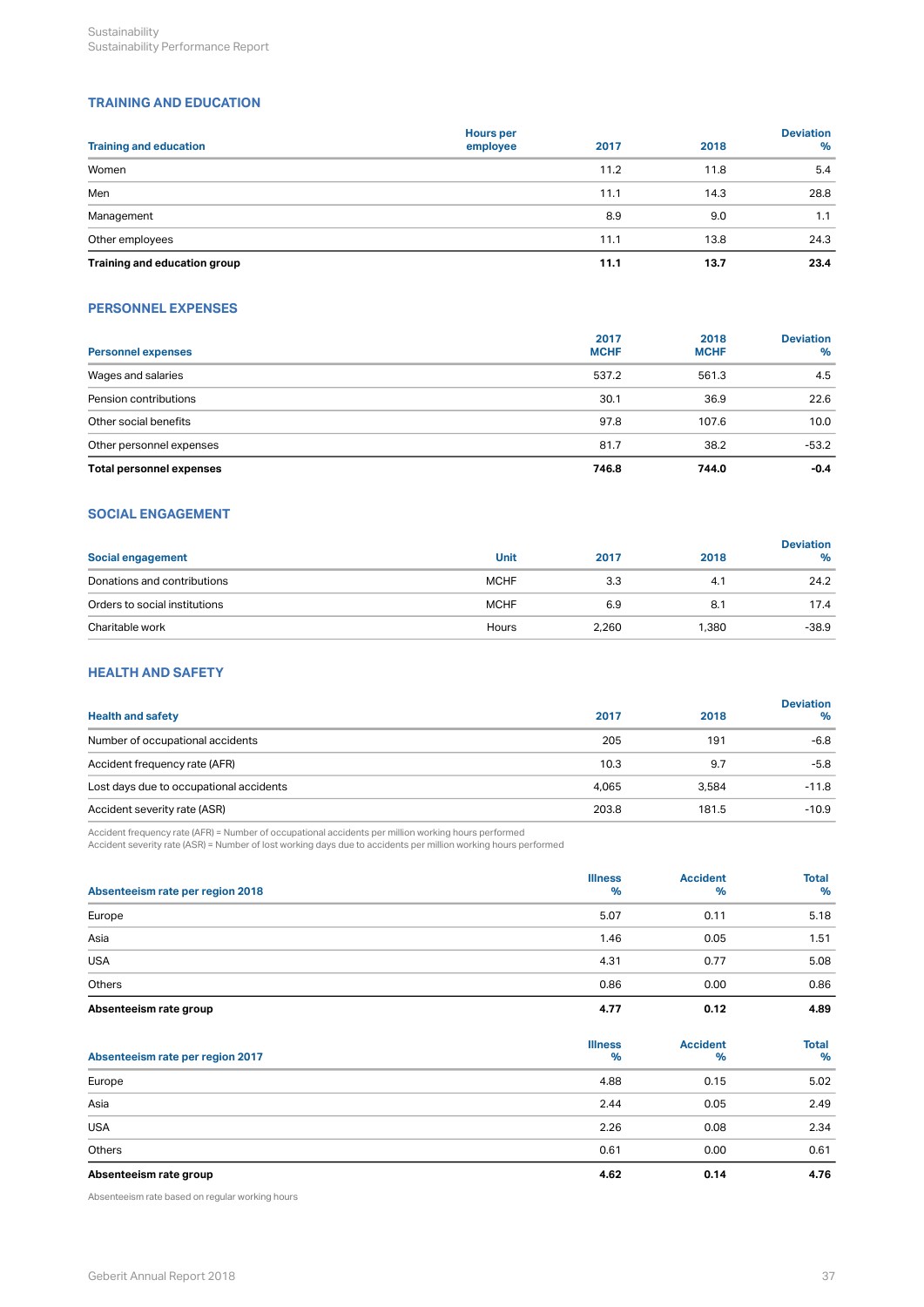## TRAINING AND EDUCATION

| Training and education | Hours per employee | 2017 | 2018 | Deviation % |
|---|---|---|---|---|
| Women | | 11.2 | 11.8 | 5.4 |
| Men | | 11.1 | 14.3 | 28.8 |
| Management | | 8.9 | 9.0 | 1.1 |
| Other employees | | 11.1 | 13.8 | 24.3 |
| **Training and education group** | | **11.1** | **13.7** | **23.4** |

## PERSONNEL EXPENSES

| Personnel expenses | 2017 MCHF | 2018 MCHF | Deviation % |
|---|---|---|---|
| Wages and salaries | 537.2 | 561.3 | 4.5 |
| Pension contributions | 30.1 | 36.9 | 22.6 |
| Other social benefits | 97.8 | 107.6 | 10.0 |
| Other personnel expenses | 81.7 | 38.2 | -53.2 |
| **Total personnel expenses** | **746.8** | **744.0** | **-0.4** |

## SOCIAL ENGAGEMENT

| Social engagement | Unit | 2017 | 2018 | Deviation % |
|---|---|---|---|---|
| Donations and contributions | MCHF | 3.3 | 4.1 | 24.2 |
| Orders to social institutions | MCHF | 6.9 | 8.1 | 17.4 |
| Charitable work | Hours | 2,260 | 1,380 | -38.9 |

## HEALTH AND SAFETY

| Health and safety | 2017 | 2018 | Deviation % |
|---|---|---|---|
| Number of occupational accidents | 205 | 191 | -6.8 |
| Accident frequency rate (AFR) | 10.3 | 9.7 | -5.8 |
| Lost days due to occupational accidents | 4,065 | 3,584 | -11.8 |
| Accident severity rate (ASR) | 203.8 | 181.5 | -10.9 |

Accident frequency rate (AFR) = Number of occupational accidents per million working hours performed
Accident severity rate (ASR) = Number of lost working days due to accidents per million working hours performed

| Absenteeism rate per region 2018 | Illness % | Accident % | Total % |
|---|---|---|---|
| Europe | 5.07 | 0.11 | 5.18 |
| Asia | 1.46 | 0.05 | 1.51 |
| USA | 4.31 | 0.77 | 5.08 |
| Others | 0.86 | 0.00 | 0.86 |
| **Absenteeism rate group** | **4.77** | **0.12** | **4.89** |

| Absenteeism rate per region 2017 | Illness % | Accident % | Total % |
|---|---|---|---|
| Europe | 4.88 | 0.15 | 5.02 |
| Asia | 2.44 | 0.05 | 2.49 |
| USA | 2.26 | 0.08 | 2.34 |
| Others | 0.61 | 0.00 | 0.61 |
| **Absenteeism rate group** | **4.62** | **0.14** | **4.76** |

Absenteeism rate based on regular working hours